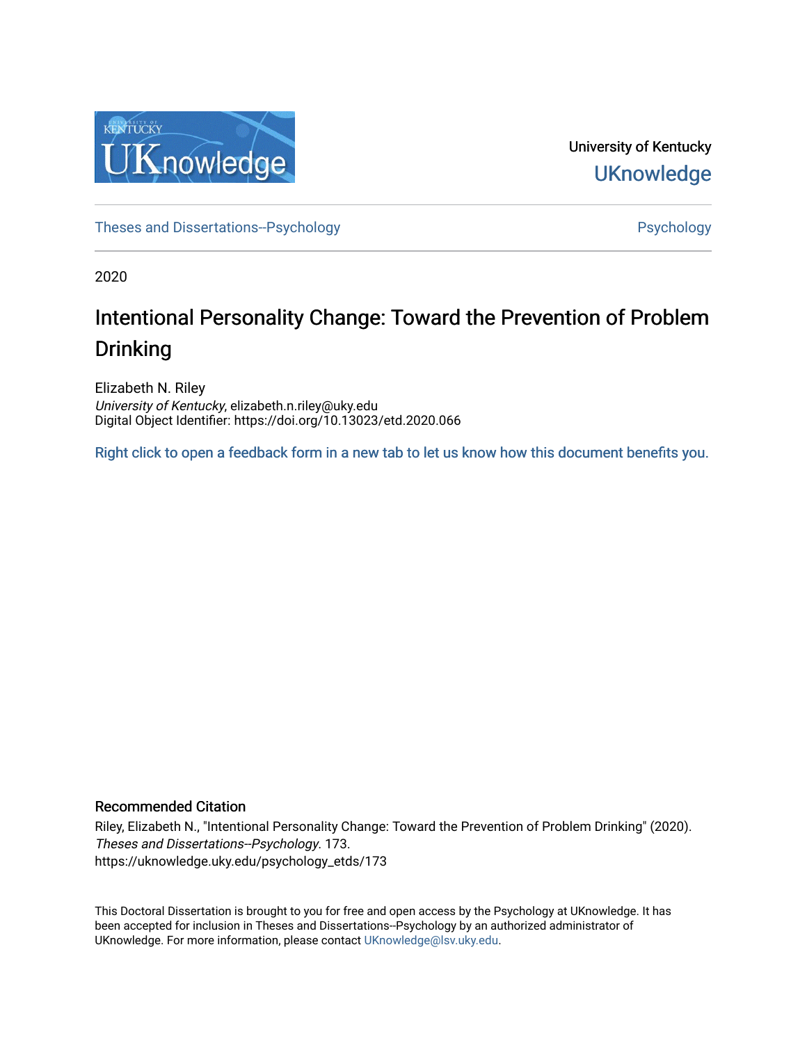University of Kentucky

UKnowledge

Theses and Dissertations--Psychology

Psychology

2020

# Intentional Personality Change: Toward the Prevention of Problem Drinking

Elizabeth N. Riley
*University of Kentucky*, elizabeth.n.riley@uky.edu
Digital Object Identifier: https://doi.org/10.13023/etd.2020.066

Right click to open a feedback form in a new tab to let us know how this document benefits you.

## Recommended Citation

Riley, Elizabeth N., "Intentional Personality Change: Toward the Prevention of Problem Drinking" (2020). *Theses and Dissertations--Psychology*. 173.
https://uknowledge.uky.edu/psychology_etds/173

This Doctoral Dissertation is brought to you for free and open access by the Psychology at UKnowledge. It has been accepted for inclusion in Theses and Dissertations--Psychology by an authorized administrator of UKnowledge. For more information, please contact UKnowledge@lsv.uky.edu.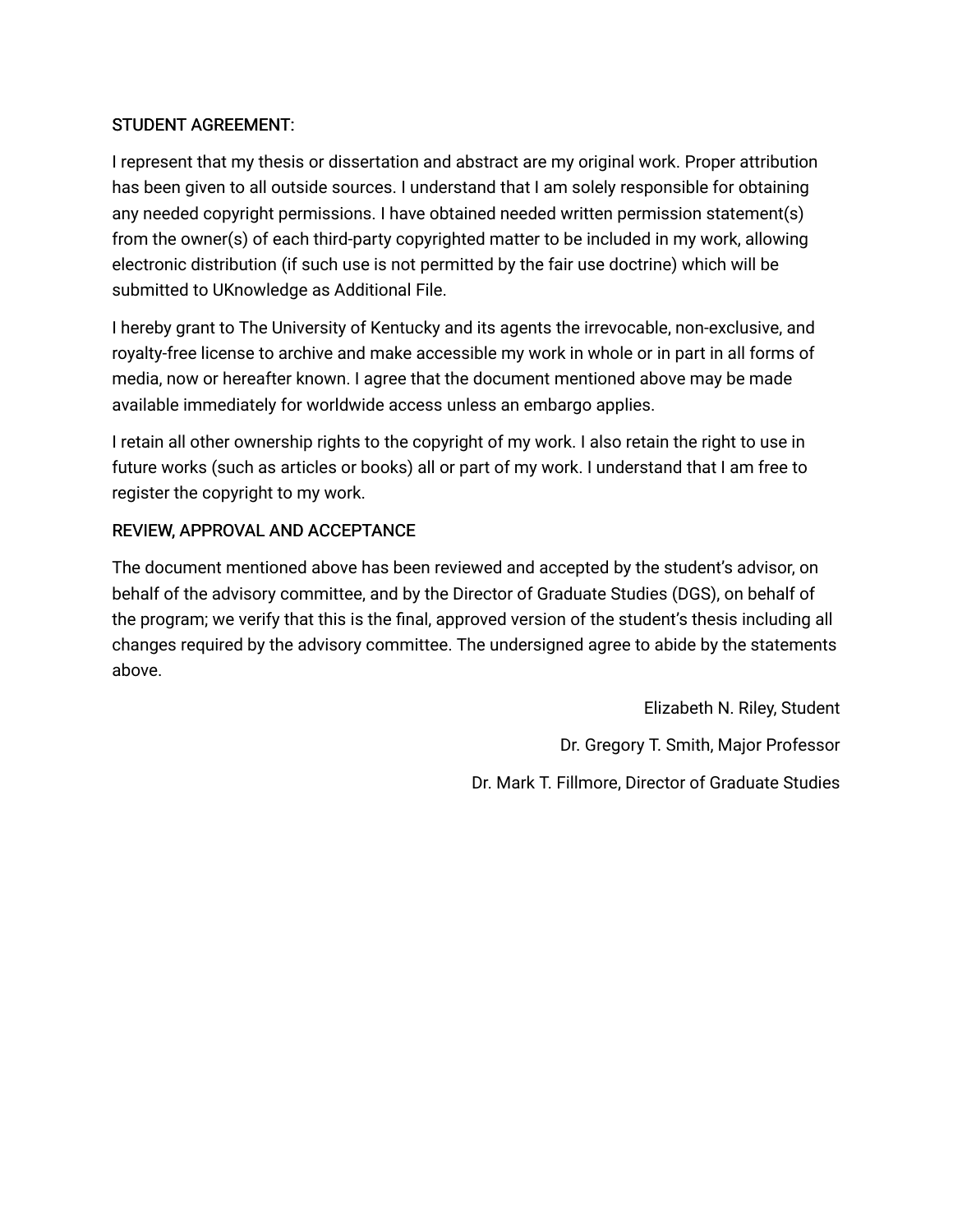STUDENT AGREEMENT:

I represent that my thesis or dissertation and abstract are my original work. Proper attribution has been given to all outside sources. I understand that I am solely responsible for obtaining any needed copyright permissions. I have obtained needed written permission statement(s) from the owner(s) of each third-party copyrighted matter to be included in my work, allowing electronic distribution (if such use is not permitted by the fair use doctrine) which will be submitted to UKnowledge as Additional File.

I hereby grant to The University of Kentucky and its agents the irrevocable, non-exclusive, and royalty-free license to archive and make accessible my work in whole or in part in all forms of media, now or hereafter known. I agree that the document mentioned above may be made available immediately for worldwide access unless an embargo applies.

I retain all other ownership rights to the copyright of my work. I also retain the right to use in future works (such as articles or books) all or part of my work. I understand that I am free to register the copyright to my work.

REVIEW, APPROVAL AND ACCEPTANCE

The document mentioned above has been reviewed and accepted by the student's advisor, on behalf of the advisory committee, and by the Director of Graduate Studies (DGS), on behalf of the program; we verify that this is the final, approved version of the student's thesis including all changes required by the advisory committee. The undersigned agree to abide by the statements above.

Elizabeth N. Riley, Student

Dr. Gregory T. Smith, Major Professor

Dr. Mark T. Fillmore, Director of Graduate Studies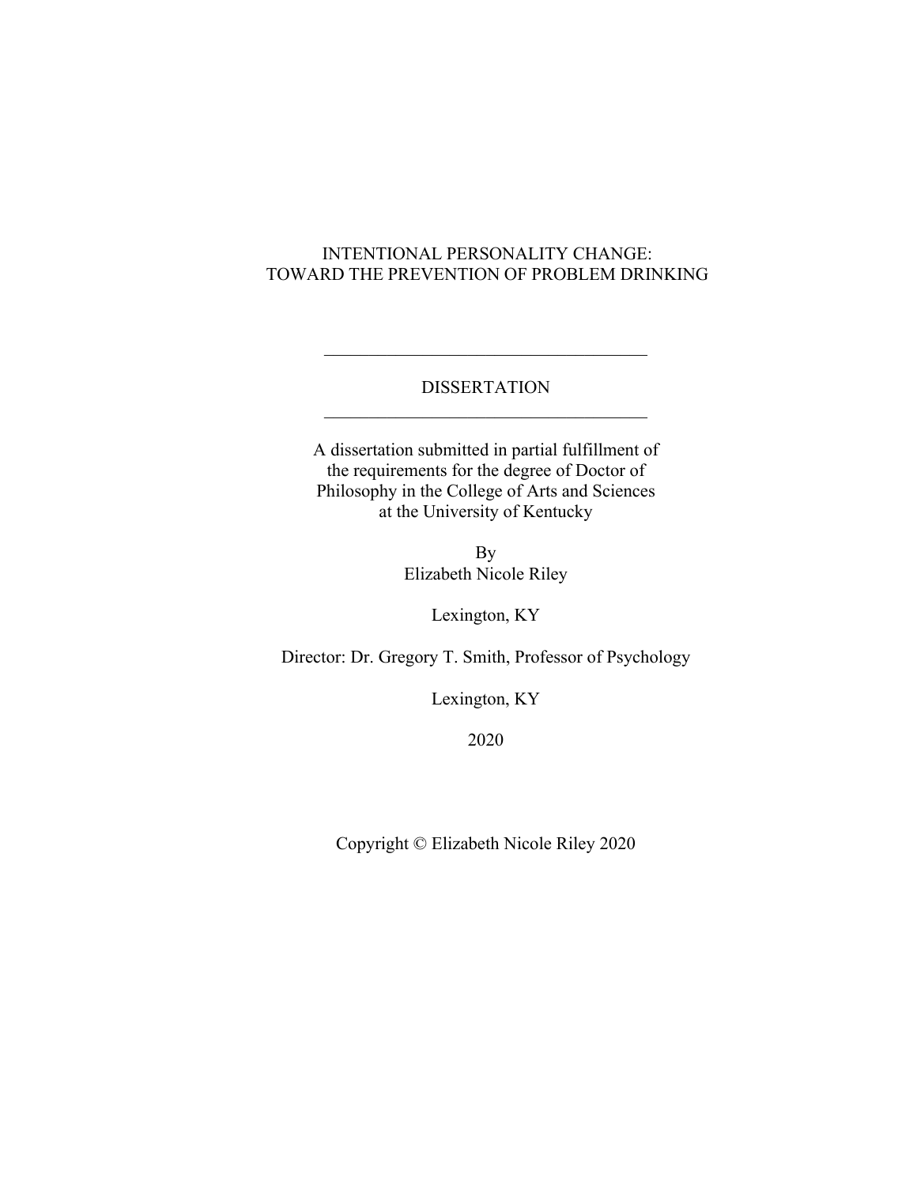# INTENTIONAL PERSONALITY CHANGE:
# TOWARD THE PREVENTION OF PROBLEM DRINKING

---

DISSERTATION

---

A dissertation submitted in partial fulfillment of
the requirements for the degree of Doctor of
Philosophy in the College of Arts and Sciences
at the University of Kentucky

By
Elizabeth Nicole Riley

Lexington, KY

Director: Dr. Gregory T. Smith, Professor of Psychology

Lexington, KY

2020

Copyright © Elizabeth Nicole Riley 2020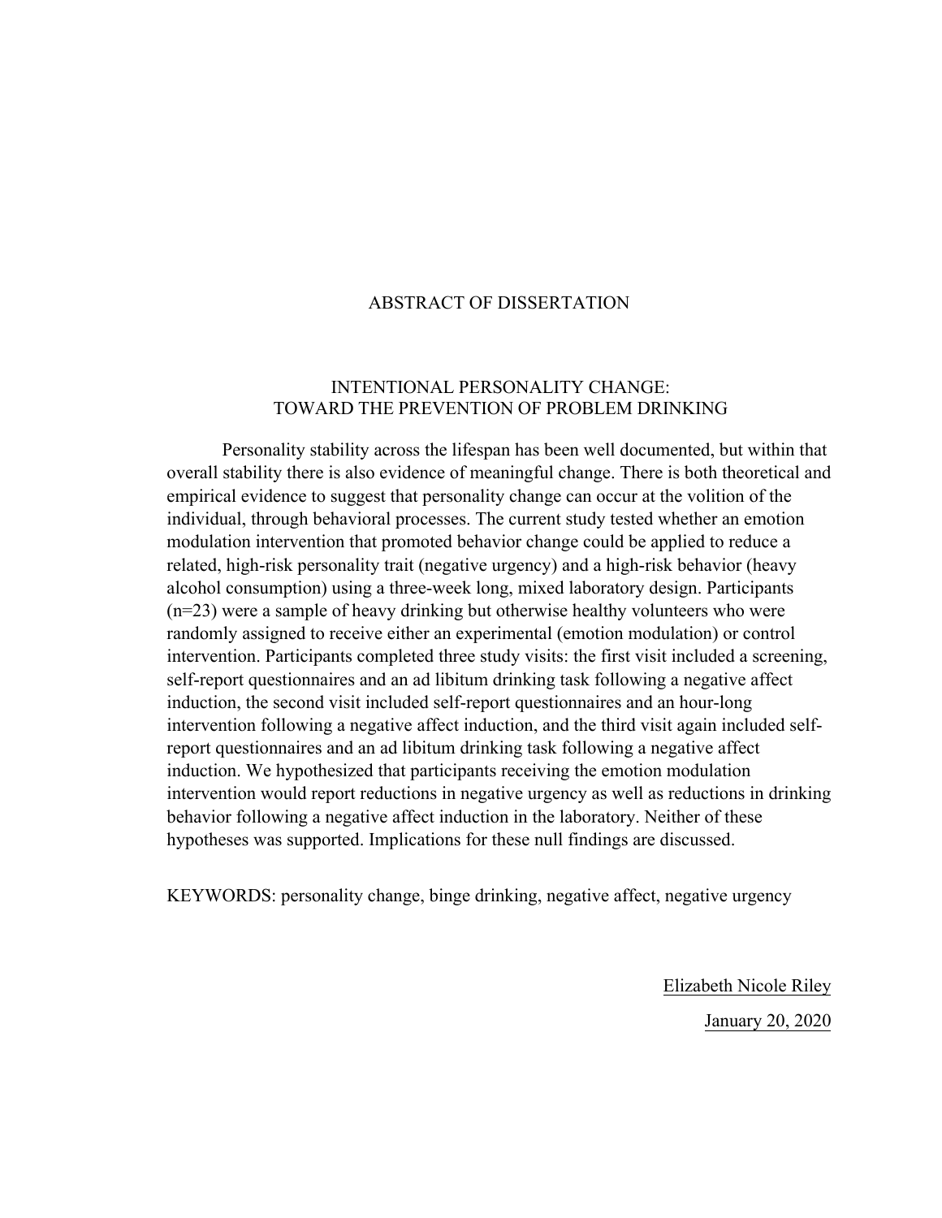# ABSTRACT OF DISSERTATION

## INTENTIONAL PERSONALITY CHANGE: TOWARD THE PREVENTION OF PROBLEM DRINKING

Personality stability across the lifespan has been well documented, but within that overall stability there is also evidence of meaningful change. There is both theoretical and empirical evidence to suggest that personality change can occur at the volition of the individual, through behavioral processes. The current study tested whether an emotion modulation intervention that promoted behavior change could be applied to reduce a related, high-risk personality trait (negative urgency) and a high-risk behavior (heavy alcohol consumption) using a three-week long, mixed laboratory design. Participants (n=23) were a sample of heavy drinking but otherwise healthy volunteers who were randomly assigned to receive either an experimental (emotion modulation) or control intervention. Participants completed three study visits: the first visit included a screening, self-report questionnaires and an ad libitum drinking task following a negative affect induction, the second visit included self-report questionnaires and an hour-long intervention following a negative affect induction, and the third visit again included self-report questionnaires and an ad libitum drinking task following a negative affect induction. We hypothesized that participants receiving the emotion modulation intervention would report reductions in negative urgency as well as reductions in drinking behavior following a negative affect induction in the laboratory. Neither of these hypotheses was supported. Implications for these null findings are discussed.

KEYWORDS: personality change, binge drinking, negative affect, negative urgency

Elizabeth Nicole Riley

January 20, 2020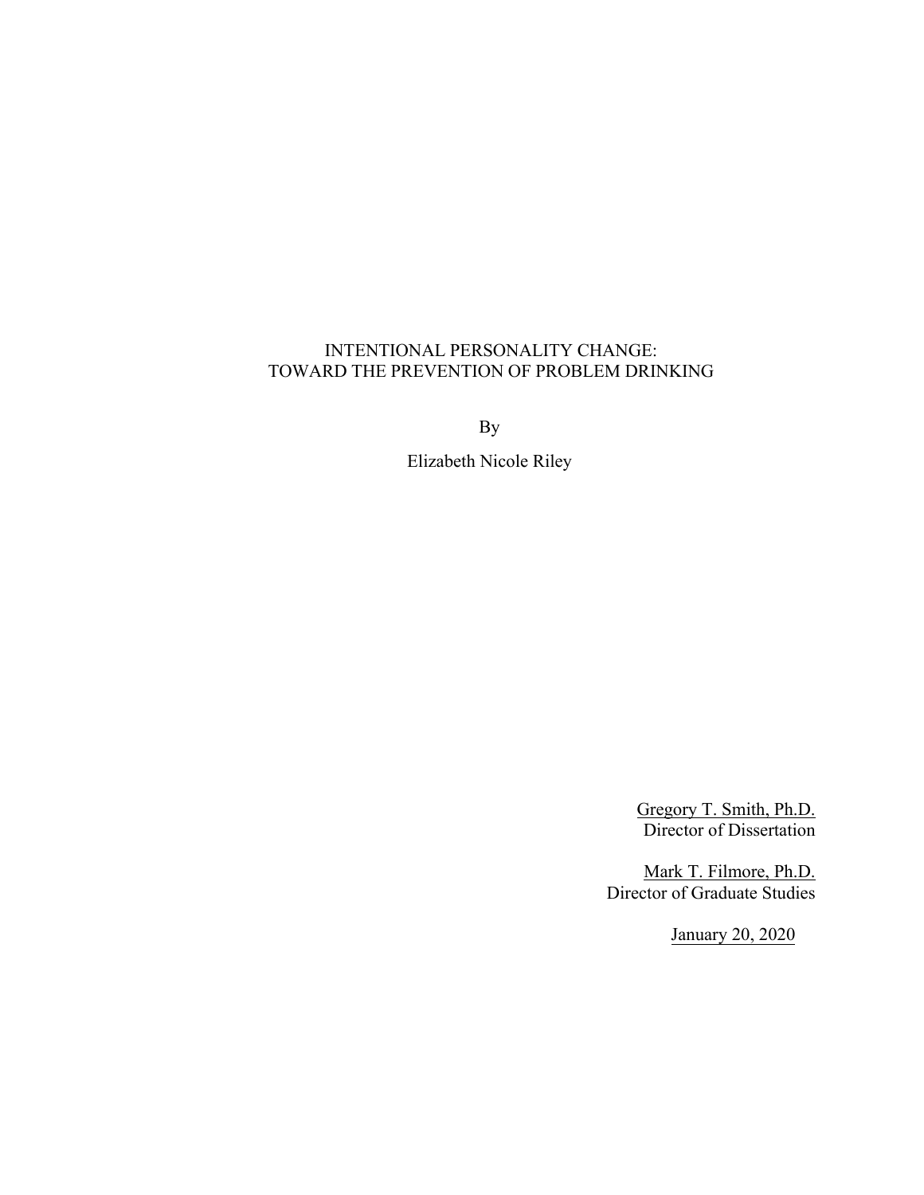INTENTIONAL PERSONALITY CHANGE:
TOWARD THE PREVENTION OF PROBLEM DRINKING

By

Elizabeth Nicole Riley

Gregory T. Smith, Ph.D.
Director of Dissertation

Mark T. Filmore, Ph.D.
Director of Graduate Studies

January 20, 2020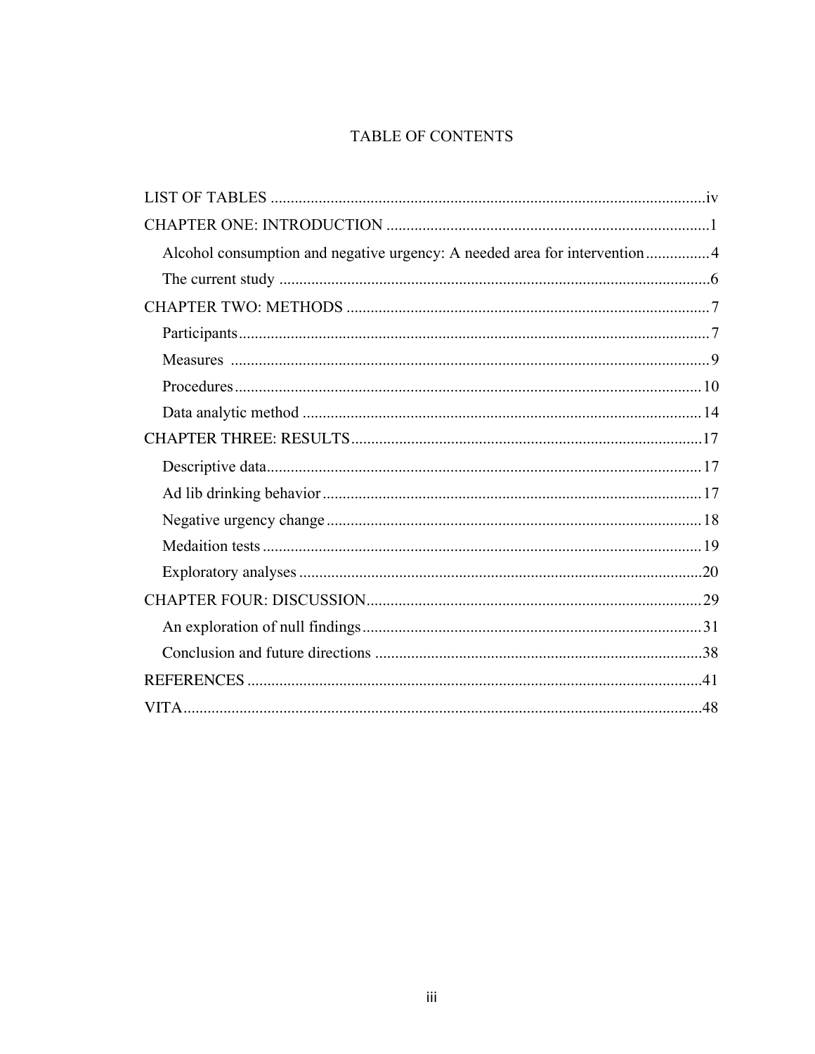# TABLE OF CONTENTS

LIST OF TABLES ............................................................................................................iv

CHAPTER ONE: INTRODUCTION ................................................................................1

- Alcohol consumption and negative urgency: A needed area for intervention ................4
- The current study ...........................................................................................................6

CHAPTER TWO: METHODS ..........................................................................................7

- Participants.....................................................................................................................7
- Measures .......................................................................................................................9
- Procedures....................................................................................................................10
- Data analytic method ...................................................................................................14

CHAPTER THREE: RESULTS........................................................................................17

- Descriptive data............................................................................................................17
- Ad lib drinking behavior..............................................................................................17
- Negative urgency change.............................................................................................18
- Medaition tests .............................................................................................................19
- Exploratory analyses....................................................................................................20

CHAPTER FOUR: DISCUSSION...................................................................................29

- An exploration of null findings....................................................................................31
- Conclusion and future directions .................................................................................38

REFERENCES .................................................................................................................41

VITA.................................................................................................................................48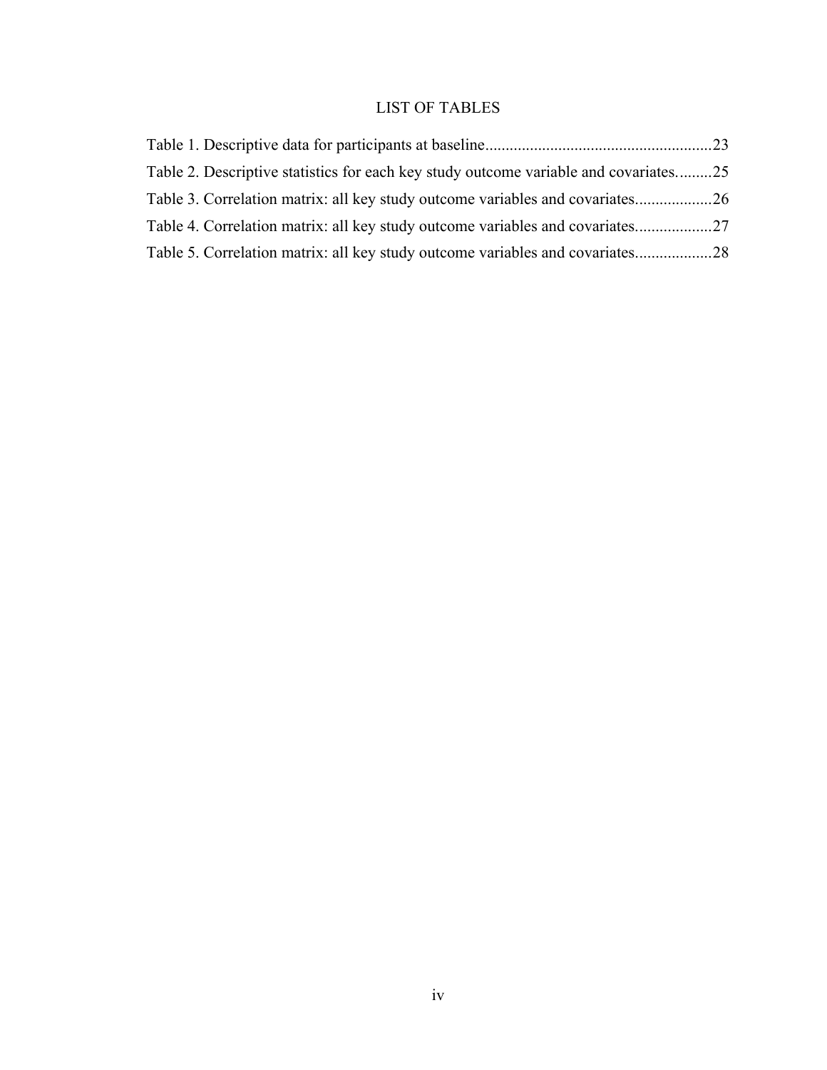# LIST OF TABLES

Table 1. Descriptive data for participants at baseline.......................................................23

Table 2. Descriptive statistics for each key study outcome variable and covariates.........25

Table 3. Correlation matrix: all key study outcome variables and covariates..................26

Table 4. Correlation matrix: all key study outcome variables and covariates..................27

Table 5. Correlation matrix: all key study outcome variables and covariates..................28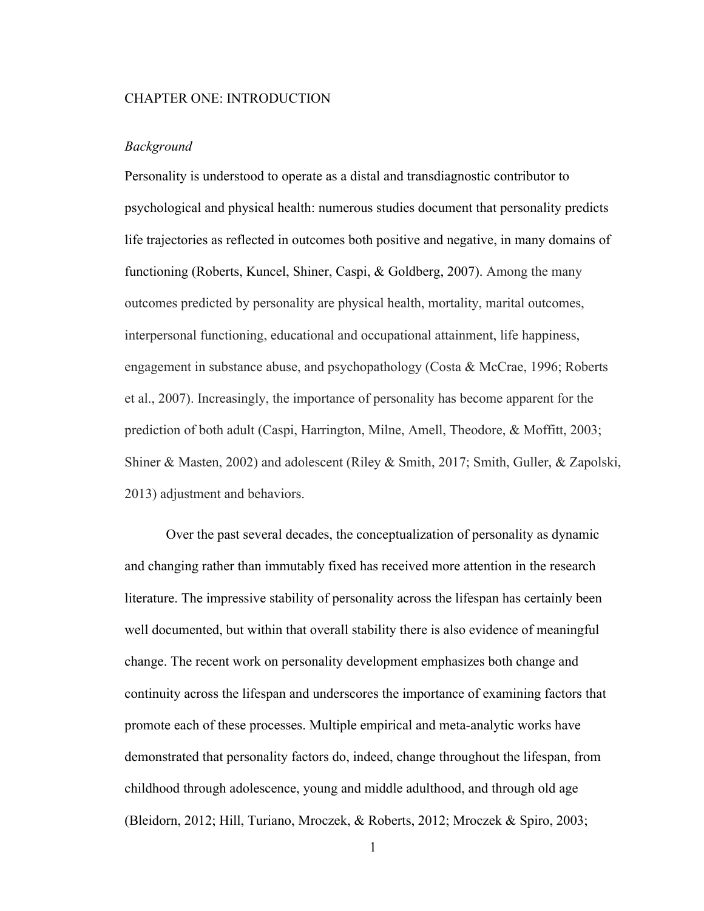# CHAPTER ONE: INTRODUCTION

## *Background*

Personality is understood to operate as a distal and transdiagnostic contributor to psychological and physical health: numerous studies document that personality predicts life trajectories as reflected in outcomes both positive and negative, in many domains of functioning (Roberts, Kuncel, Shiner, Caspi, & Goldberg, 2007). Among the many outcomes predicted by personality are physical health, mortality, marital outcomes, interpersonal functioning, educational and occupational attainment, life happiness, engagement in substance abuse, and psychopathology (Costa & McCrae, 1996; Roberts et al., 2007). Increasingly, the importance of personality has become apparent for the prediction of both adult (Caspi, Harrington, Milne, Amell, Theodore, & Moffitt, 2003; Shiner & Masten, 2002) and adolescent (Riley & Smith, 2017; Smith, Guller, & Zapolski, 2013) adjustment and behaviors.

Over the past several decades, the conceptualization of personality as dynamic and changing rather than immutably fixed has received more attention in the research literature. The impressive stability of personality across the lifespan has certainly been well documented, but within that overall stability there is also evidence of meaningful change. The recent work on personality development emphasizes both change and continuity across the lifespan and underscores the importance of examining factors that promote each of these processes. Multiple empirical and meta-analytic works have demonstrated that personality factors do, indeed, change throughout the lifespan, from childhood through adolescence, young and middle adulthood, and through old age (Bleidorn, 2012; Hill, Turiano, Mroczek, & Roberts, 2012; Mroczek & Spiro, 2003;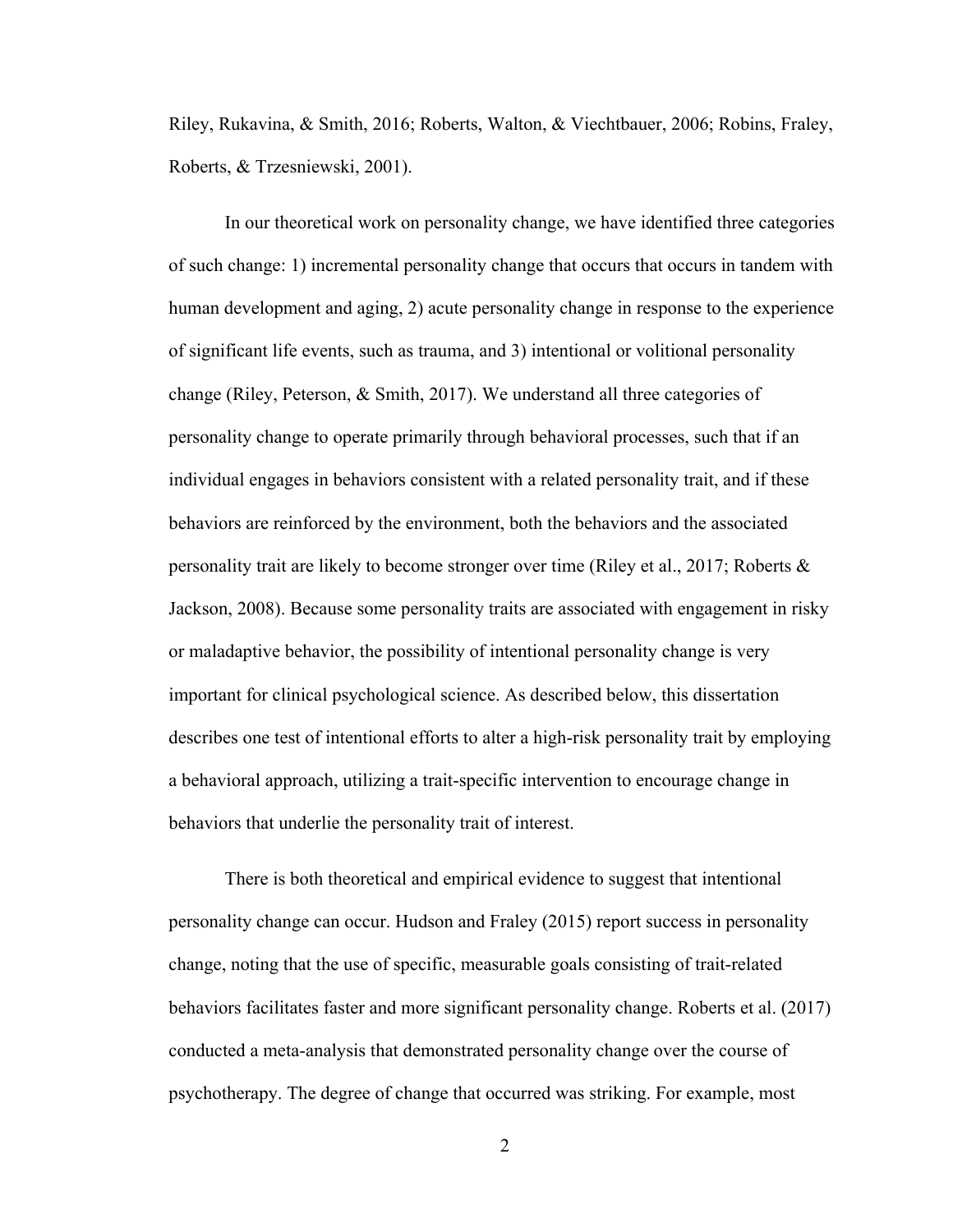Riley, Rukavina, & Smith, 2016; Roberts, Walton, & Viechtbauer, 2006; Robins, Fraley, Roberts, & Trzesniewski, 2001).

In our theoretical work on personality change, we have identified three categories of such change: 1) incremental personality change that occurs that occurs in tandem with human development and aging, 2) acute personality change in response to the experience of significant life events, such as trauma, and 3) intentional or volitional personality change (Riley, Peterson, & Smith, 2017). We understand all three categories of personality change to operate primarily through behavioral processes, such that if an individual engages in behaviors consistent with a related personality trait, and if these behaviors are reinforced by the environment, both the behaviors and the associated personality trait are likely to become stronger over time (Riley et al., 2017; Roberts & Jackson, 2008). Because some personality traits are associated with engagement in risky or maladaptive behavior, the possibility of intentional personality change is very important for clinical psychological science. As described below, this dissertation describes one test of intentional efforts to alter a high-risk personality trait by employing a behavioral approach, utilizing a trait-specific intervention to encourage change in behaviors that underlie the personality trait of interest.

There is both theoretical and empirical evidence to suggest that intentional personality change can occur. Hudson and Fraley (2015) report success in personality change, noting that the use of specific, measurable goals consisting of trait-related behaviors facilitates faster and more significant personality change. Roberts et al. (2017) conducted a meta-analysis that demonstrated personality change over the course of psychotherapy. The degree of change that occurred was striking. For example, most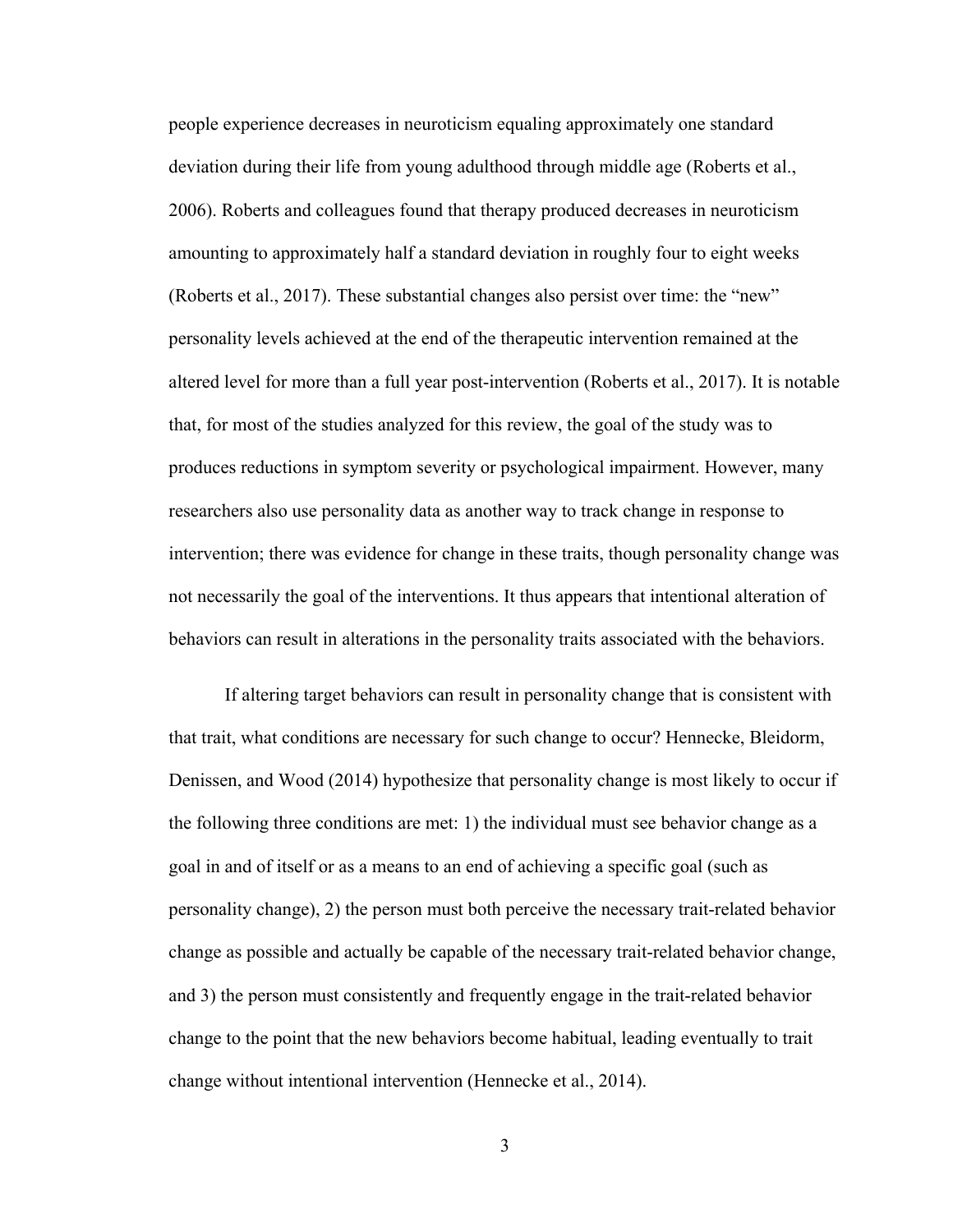people experience decreases in neuroticism equaling approximately one standard deviation during their life from young adulthood through middle age (Roberts et al., 2006). Roberts and colleagues found that therapy produced decreases in neuroticism amounting to approximately half a standard deviation in roughly four to eight weeks (Roberts et al., 2017). These substantial changes also persist over time: the "new" personality levels achieved at the end of the therapeutic intervention remained at the altered level for more than a full year post-intervention (Roberts et al., 2017). It is notable that, for most of the studies analyzed for this review, the goal of the study was to produces reductions in symptom severity or psychological impairment. However, many researchers also use personality data as another way to track change in response to intervention; there was evidence for change in these traits, though personality change was not necessarily the goal of the interventions. It thus appears that intentional alteration of behaviors can result in alterations in the personality traits associated with the behaviors.

If altering target behaviors can result in personality change that is consistent with that trait, what conditions are necessary for such change to occur? Hennecke, Bleidorm, Denissen, and Wood (2014) hypothesize that personality change is most likely to occur if the following three conditions are met: 1) the individual must see behavior change as a goal in and of itself or as a means to an end of achieving a specific goal (such as personality change), 2) the person must both perceive the necessary trait-related behavior change as possible and actually be capable of the necessary trait-related behavior change, and 3) the person must consistently and frequently engage in the trait-related behavior change to the point that the new behaviors become habitual, leading eventually to trait change without intentional intervention (Hennecke et al., 2014).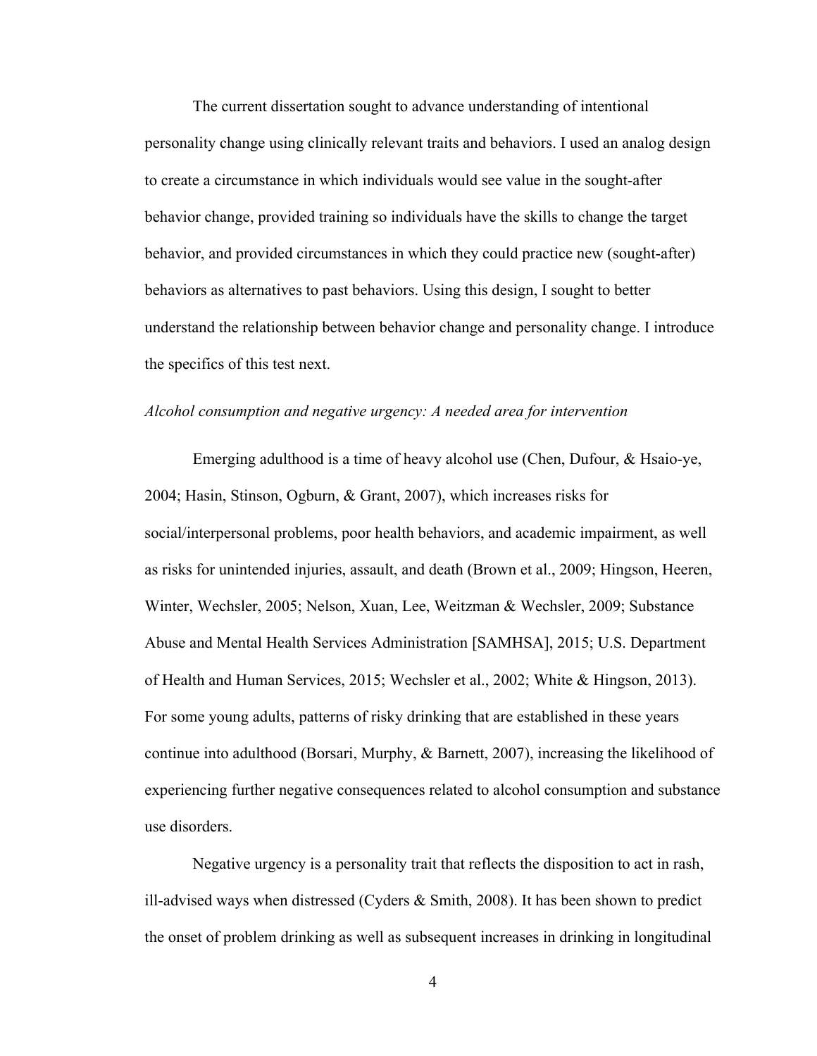The current dissertation sought to advance understanding of intentional personality change using clinically relevant traits and behaviors. I used an analog design to create a circumstance in which individuals would see value in the sought-after behavior change, provided training so individuals have the skills to change the target behavior, and provided circumstances in which they could practice new (sought-after) behaviors as alternatives to past behaviors. Using this design, I sought to better understand the relationship between behavior change and personality change. I introduce the specifics of this test next.

*Alcohol consumption and negative urgency: A needed area for intervention*

Emerging adulthood is a time of heavy alcohol use (Chen, Dufour, & Hsaio-ye, 2004; Hasin, Stinson, Ogburn, & Grant, 2007), which increases risks for social/interpersonal problems, poor health behaviors, and academic impairment, as well as risks for unintended injuries, assault, and death (Brown et al., 2009; Hingson, Heeren, Winter, Wechsler, 2005; Nelson, Xuan, Lee, Weitzman & Wechsler, 2009; Substance Abuse and Mental Health Services Administration [SAMHSA], 2015; U.S. Department of Health and Human Services, 2015; Wechsler et al., 2002; White & Hingson, 2013). For some young adults, patterns of risky drinking that are established in these years continue into adulthood (Borsari, Murphy, & Barnett, 2007), increasing the likelihood of experiencing further negative consequences related to alcohol consumption and substance use disorders.

Negative urgency is a personality trait that reflects the disposition to act in rash, ill-advised ways when distressed (Cyders & Smith, 2008). It has been shown to predict the onset of problem drinking as well as subsequent increases in drinking in longitudinal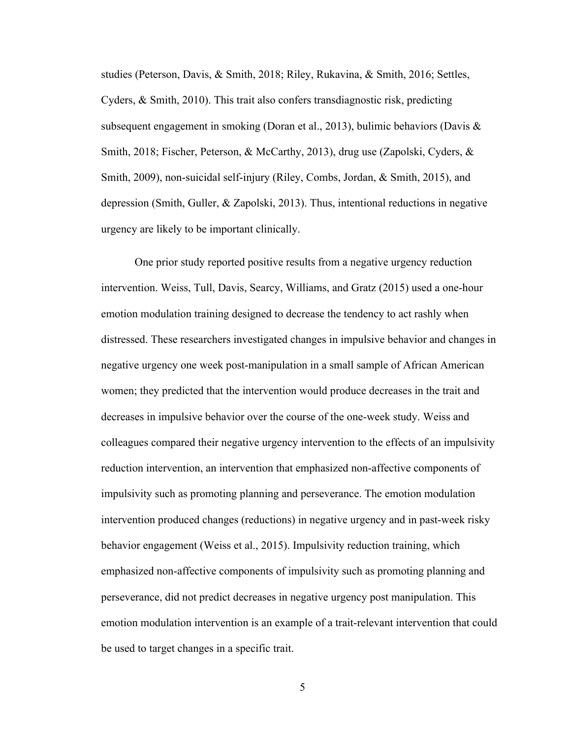studies (Peterson, Davis, & Smith, 2018; Riley, Rukavina, & Smith, 2016; Settles, Cyders, & Smith, 2010). This trait also confers transdiagnostic risk, predicting subsequent engagement in smoking (Doran et al., 2013), bulimic behaviors (Davis & Smith, 2018; Fischer, Peterson, & McCarthy, 2013), drug use (Zapolski, Cyders, & Smith, 2009), non-suicidal self-injury (Riley, Combs, Jordan, & Smith, 2015), and depression (Smith, Guller, & Zapolski, 2013). Thus, intentional reductions in negative urgency are likely to be important clinically.

One prior study reported positive results from a negative urgency reduction intervention. Weiss, Tull, Davis, Searcy, Williams, and Gratz (2015) used a one-hour emotion modulation training designed to decrease the tendency to act rashly when distressed. These researchers investigated changes in impulsive behavior and changes in negative urgency one week post-manipulation in a small sample of African American women; they predicted that the intervention would produce decreases in the trait and decreases in impulsive behavior over the course of the one-week study. Weiss and colleagues compared their negative urgency intervention to the effects of an impulsivity reduction intervention, an intervention that emphasized non-affective components of impulsivity such as promoting planning and perseverance. The emotion modulation intervention produced changes (reductions) in negative urgency and in past-week risky behavior engagement (Weiss et al., 2015). Impulsivity reduction training, which emphasized non-affective components of impulsivity such as promoting planning and perseverance, did not predict decreases in negative urgency post manipulation. This emotion modulation intervention is an example of a trait-relevant intervention that could be used to target changes in a specific trait.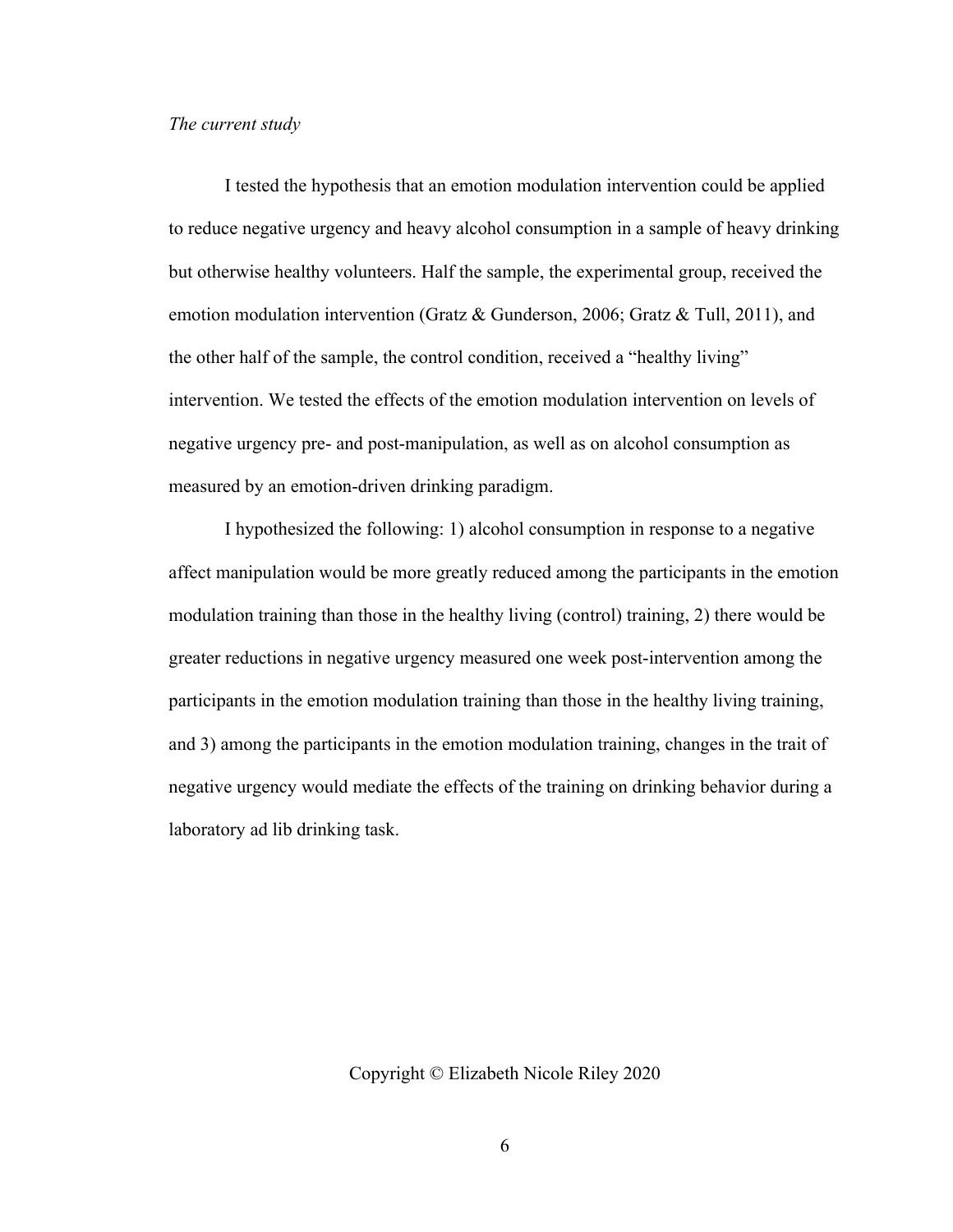*The current study*

I tested the hypothesis that an emotion modulation intervention could be applied to reduce negative urgency and heavy alcohol consumption in a sample of heavy drinking but otherwise healthy volunteers. Half the sample, the experimental group, received the emotion modulation intervention (Gratz & Gunderson, 2006; Gratz & Tull, 2011), and the other half of the sample, the control condition, received a "healthy living" intervention. We tested the effects of the emotion modulation intervention on levels of negative urgency pre- and post-manipulation, as well as on alcohol consumption as measured by an emotion-driven drinking paradigm.

I hypothesized the following: 1) alcohol consumption in response to a negative affect manipulation would be more greatly reduced among the participants in the emotion modulation training than those in the healthy living (control) training, 2) there would be greater reductions in negative urgency measured one week post-intervention among the participants in the emotion modulation training than those in the healthy living training, and 3) among the participants in the emotion modulation training, changes in the trait of negative urgency would mediate the effects of the training on drinking behavior during a laboratory ad lib drinking task.

Copyright © Elizabeth Nicole Riley 2020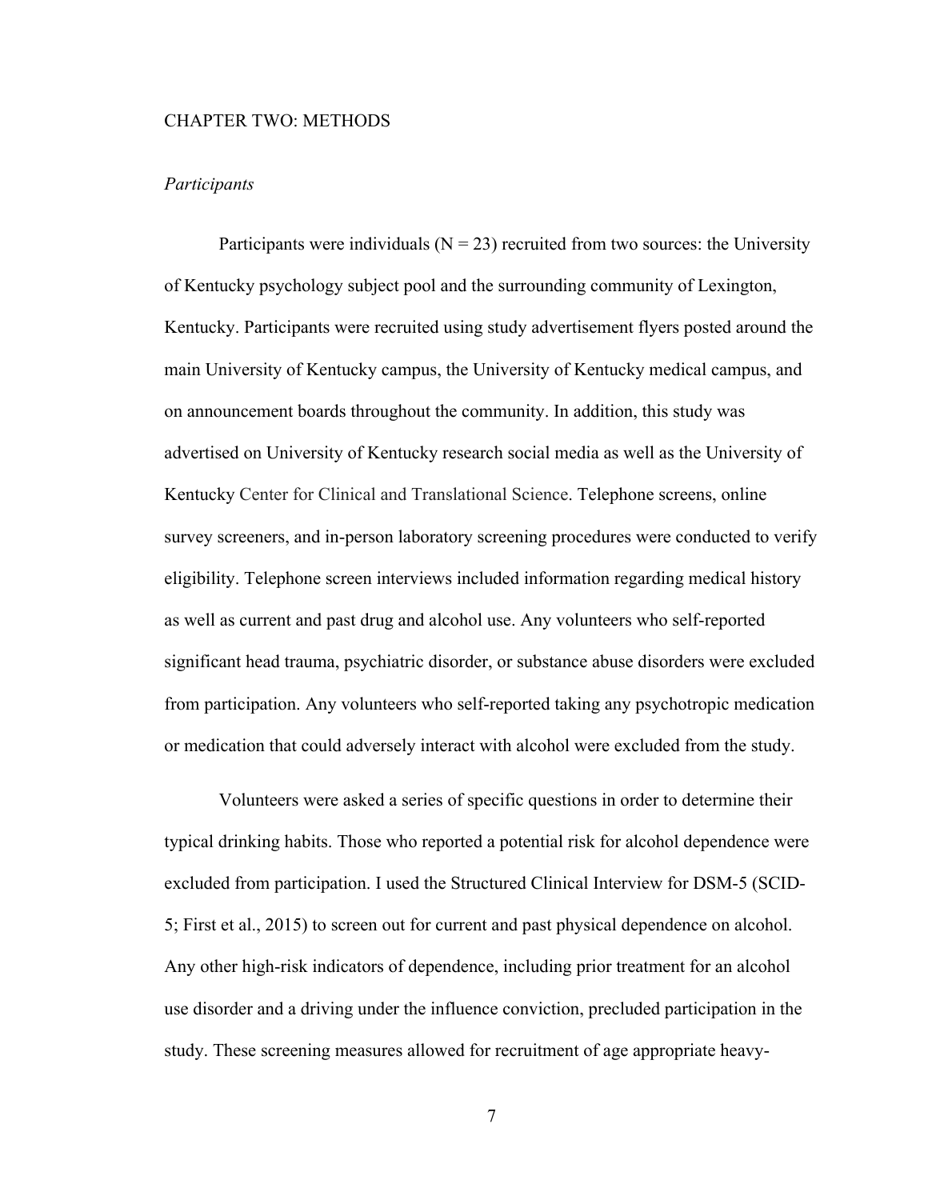# CHAPTER TWO: METHODS

## *Participants*

Participants were individuals (N = 23) recruited from two sources: the University of Kentucky psychology subject pool and the surrounding community of Lexington, Kentucky. Participants were recruited using study advertisement flyers posted around the main University of Kentucky campus, the University of Kentucky medical campus, and on announcement boards throughout the community. In addition, this study was advertised on University of Kentucky research social media as well as the University of Kentucky Center for Clinical and Translational Science. Telephone screens, online survey screeners, and in-person laboratory screening procedures were conducted to verify eligibility. Telephone screen interviews included information regarding medical history as well as current and past drug and alcohol use. Any volunteers who self-reported significant head trauma, psychiatric disorder, or substance abuse disorders were excluded from participation. Any volunteers who self-reported taking any psychotropic medication or medication that could adversely interact with alcohol were excluded from the study.

Volunteers were asked a series of specific questions in order to determine their typical drinking habits. Those who reported a potential risk for alcohol dependence were excluded from participation. I used the Structured Clinical Interview for DSM-5 (SCID-5; First et al., 2015) to screen out for current and past physical dependence on alcohol. Any other high-risk indicators of dependence, including prior treatment for an alcohol use disorder and a driving under the influence conviction, precluded participation in the study. These screening measures allowed for recruitment of age appropriate heavy-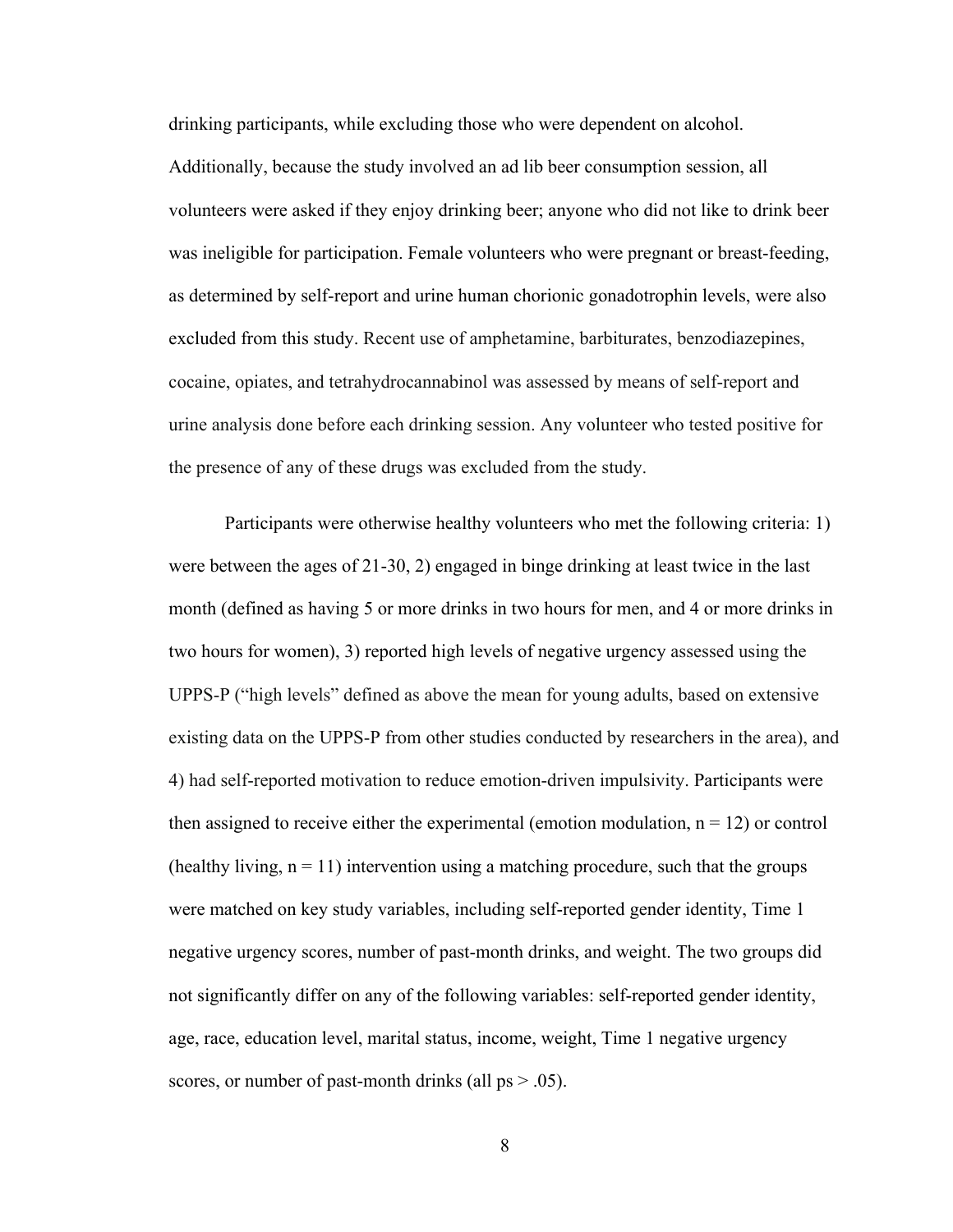drinking participants, while excluding those who were dependent on alcohol. Additionally, because the study involved an ad lib beer consumption session, all volunteers were asked if they enjoy drinking beer; anyone who did not like to drink beer was ineligible for participation. Female volunteers who were pregnant or breast-feeding, as determined by self-report and urine human chorionic gonadotrophin levels, were also excluded from this study. Recent use of amphetamine, barbiturates, benzodiazepines, cocaine, opiates, and tetrahydrocannabinol was assessed by means of self-report and urine analysis done before each drinking session. Any volunteer who tested positive for the presence of any of these drugs was excluded from the study.

Participants were otherwise healthy volunteers who met the following criteria: 1) were between the ages of 21-30, 2) engaged in binge drinking at least twice in the last month (defined as having 5 or more drinks in two hours for men, and 4 or more drinks in two hours for women), 3) reported high levels of negative urgency assessed using the UPPS-P ("high levels" defined as above the mean for young adults, based on extensive existing data on the UPPS-P from other studies conducted by researchers in the area), and 4) had self-reported motivation to reduce emotion-driven impulsivity. Participants were then assigned to receive either the experimental (emotion modulation, $n = 12$) or control (healthy living, $n = 11$) intervention using a matching procedure, such that the groups were matched on key study variables, including self-reported gender identity, Time 1 negative urgency scores, number of past-month drinks, and weight. The two groups did not significantly differ on any of the following variables: self-reported gender identity, age, race, education level, marital status, income, weight, Time 1 negative urgency scores, or number of past-month drinks (all $ps > .05$).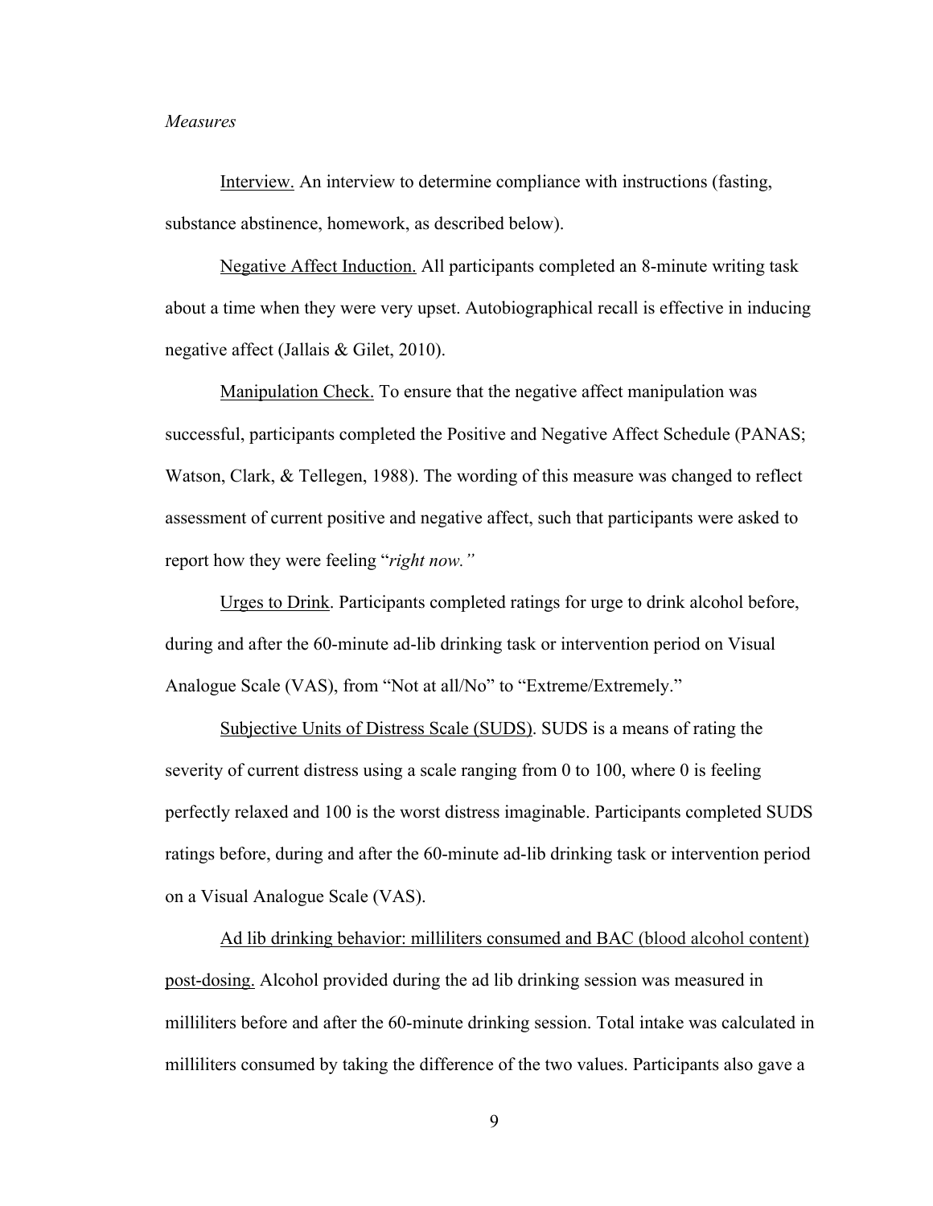*Measures*

Interview. An interview to determine compliance with instructions (fasting, substance abstinence, homework, as described below).

Negative Affect Induction. All participants completed an 8-minute writing task about a time when they were very upset. Autobiographical recall is effective in inducing negative affect (Jallais & Gilet, 2010).

Manipulation Check. To ensure that the negative affect manipulation was successful, participants completed the Positive and Negative Affect Schedule (PANAS; Watson, Clark, & Tellegen, 1988). The wording of this measure was changed to reflect assessment of current positive and negative affect, such that participants were asked to report how they were feeling "*right now."*

Urges to Drink. Participants completed ratings for urge to drink alcohol before, during and after the 60-minute ad-lib drinking task or intervention period on Visual Analogue Scale (VAS), from "Not at all/No" to "Extreme/Extremely."

Subjective Units of Distress Scale (SUDS). SUDS is a means of rating the severity of current distress using a scale ranging from 0 to 100, where 0 is feeling perfectly relaxed and 100 is the worst distress imaginable. Participants completed SUDS ratings before, during and after the 60-minute ad-lib drinking task or intervention period on a Visual Analogue Scale (VAS).

Ad lib drinking behavior: milliliters consumed and BAC (blood alcohol content) post-dosing. Alcohol provided during the ad lib drinking session was measured in milliliters before and after the 60-minute drinking session. Total intake was calculated in milliliters consumed by taking the difference of the two values. Participants also gave a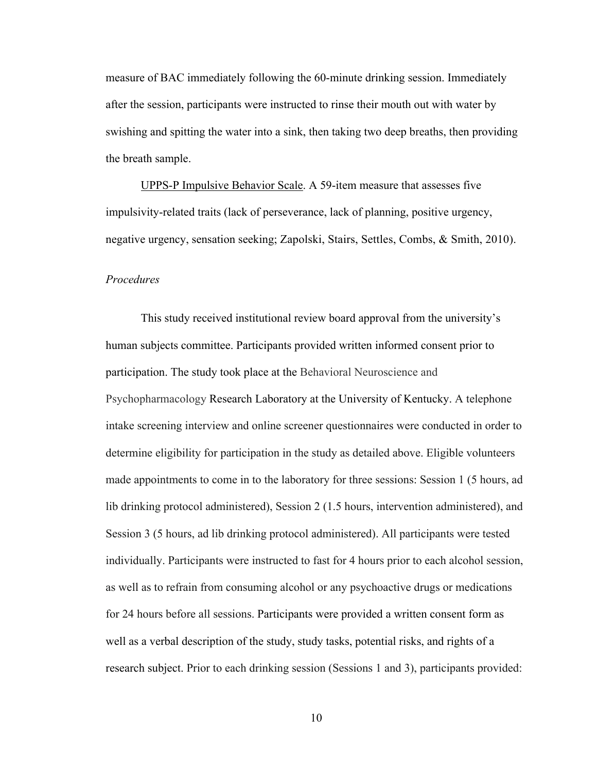measure of BAC immediately following the 60-minute drinking session. Immediately after the session, participants were instructed to rinse their mouth out with water by swishing and spitting the water into a sink, then taking two deep breaths, then providing the breath sample.

UPPS-P Impulsive Behavior Scale. A 59-item measure that assesses five impulsivity-related traits (lack of perseverance, lack of planning, positive urgency, negative urgency, sensation seeking; Zapolski, Stairs, Settles, Combs, & Smith, 2010).

*Procedures*

This study received institutional review board approval from the university's human subjects committee. Participants provided written informed consent prior to participation. The study took place at the Behavioral Neuroscience and Psychopharmacology Research Laboratory at the University of Kentucky. A telephone intake screening interview and online screener questionnaires were conducted in order to determine eligibility for participation in the study as detailed above. Eligible volunteers made appointments to come in to the laboratory for three sessions: Session 1 (5 hours, ad lib drinking protocol administered), Session 2 (1.5 hours, intervention administered), and Session 3 (5 hours, ad lib drinking protocol administered). All participants were tested individually. Participants were instructed to fast for 4 hours prior to each alcohol session, as well as to refrain from consuming alcohol or any psychoactive drugs or medications for 24 hours before all sessions. Participants were provided a written consent form as well as a verbal description of the study, study tasks, potential risks, and rights of a research subject. Prior to each drinking session (Sessions 1 and 3), participants provided: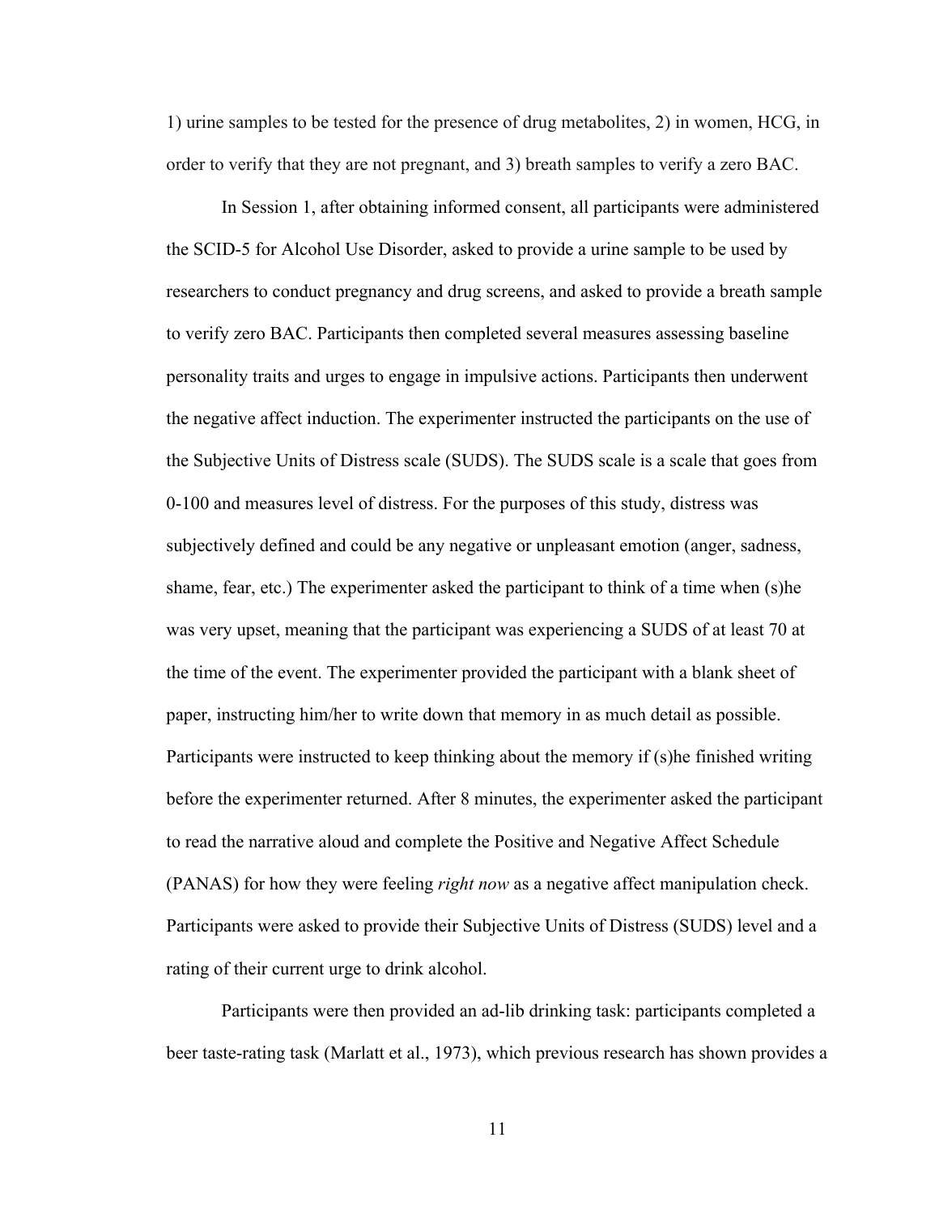1) urine samples to be tested for the presence of drug metabolites, 2) in women, HCG, in order to verify that they are not pregnant, and 3) breath samples to verify a zero BAC.

In Session 1, after obtaining informed consent, all participants were administered the SCID-5 for Alcohol Use Disorder, asked to provide a urine sample to be used by researchers to conduct pregnancy and drug screens, and asked to provide a breath sample to verify zero BAC. Participants then completed several measures assessing baseline personality traits and urges to engage in impulsive actions. Participants then underwent the negative affect induction. The experimenter instructed the participants on the use of the Subjective Units of Distress scale (SUDS). The SUDS scale is a scale that goes from 0-100 and measures level of distress. For the purposes of this study, distress was subjectively defined and could be any negative or unpleasant emotion (anger, sadness, shame, fear, etc.) The experimenter asked the participant to think of a time when (s)he was very upset, meaning that the participant was experiencing a SUDS of at least 70 at the time of the event. The experimenter provided the participant with a blank sheet of paper, instructing him/her to write down that memory in as much detail as possible. Participants were instructed to keep thinking about the memory if (s)he finished writing before the experimenter returned. After 8 minutes, the experimenter asked the participant to read the narrative aloud and complete the Positive and Negative Affect Schedule (PANAS) for how they were feeling *right now* as a negative affect manipulation check. Participants were asked to provide their Subjective Units of Distress (SUDS) level and a rating of their current urge to drink alcohol.

Participants were then provided an ad-lib drinking task: participants completed a beer taste-rating task (Marlatt et al., 1973), which previous research has shown provides a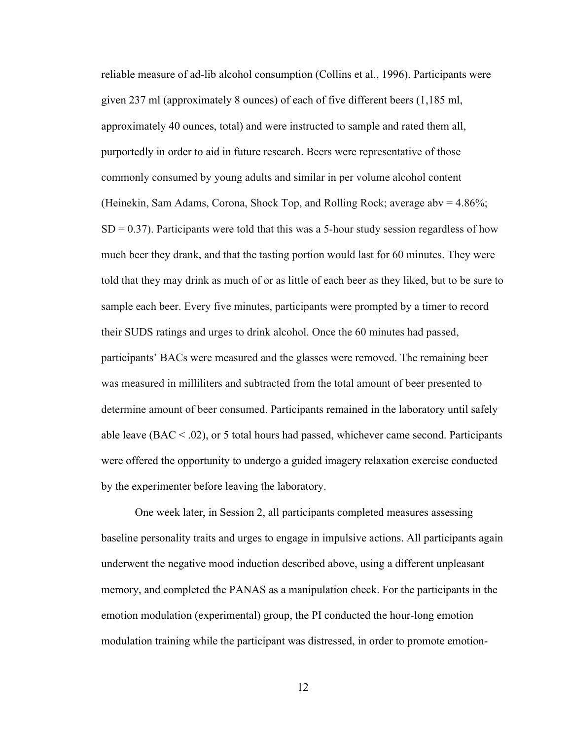reliable measure of ad-lib alcohol consumption (Collins et al., 1996). Participants were given 237 ml (approximately 8 ounces) of each of five different beers (1,185 ml, approximately 40 ounces, total) and were instructed to sample and rated them all, purportedly in order to aid in future research. Beers were representative of those commonly consumed by young adults and similar in per volume alcohol content (Heinekin, Sam Adams, Corona, Shock Top, and Rolling Rock; average abv = 4.86%; SD = 0.37). Participants were told that this was a 5-hour study session regardless of how much beer they drank, and that the tasting portion would last for 60 minutes. They were told that they may drink as much of or as little of each beer as they liked, but to be sure to sample each beer. Every five minutes, participants were prompted by a timer to record their SUDS ratings and urges to drink alcohol. Once the 60 minutes had passed, participants' BACs were measured and the glasses were removed. The remaining beer was measured in milliliters and subtracted from the total amount of beer presented to determine amount of beer consumed. Participants remained in the laboratory until safely able leave (BAC < .02), or 5 total hours had passed, whichever came second. Participants were offered the opportunity to undergo a guided imagery relaxation exercise conducted by the experimenter before leaving the laboratory.

One week later, in Session 2, all participants completed measures assessing baseline personality traits and urges to engage in impulsive actions. All participants again underwent the negative mood induction described above, using a different unpleasant memory, and completed the PANAS as a manipulation check. For the participants in the emotion modulation (experimental) group, the PI conducted the hour-long emotion modulation training while the participant was distressed, in order to promote emotion-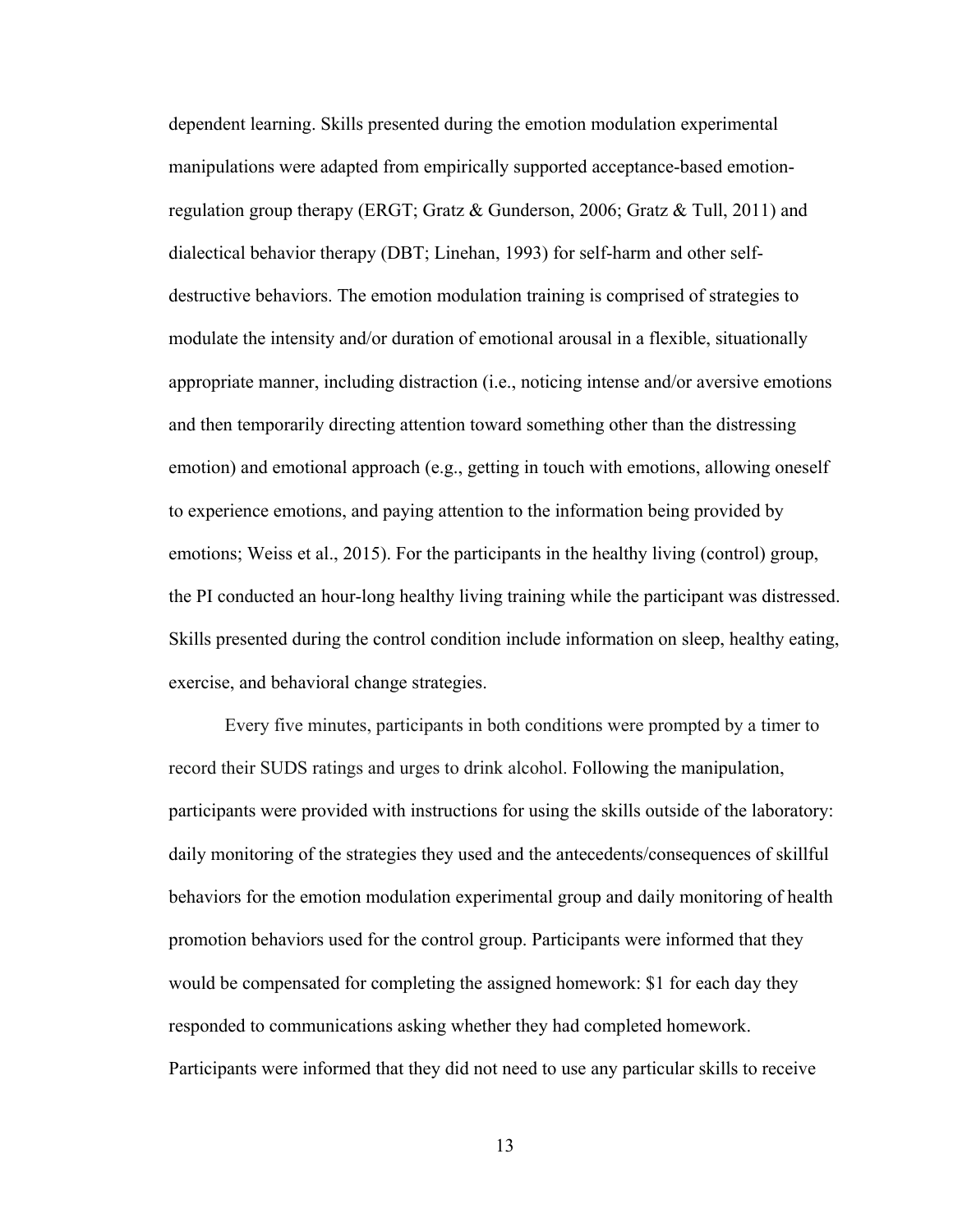dependent learning. Skills presented during the emotion modulation experimental manipulations were adapted from empirically supported acceptance-based emotion-regulation group therapy (ERGT; Gratz & Gunderson, 2006; Gratz & Tull, 2011) and dialectical behavior therapy (DBT; Linehan, 1993) for self-harm and other self-destructive behaviors. The emotion modulation training is comprised of strategies to modulate the intensity and/or duration of emotional arousal in a flexible, situationally appropriate manner, including distraction (i.e., noticing intense and/or aversive emotions and then temporarily directing attention toward something other than the distressing emotion) and emotional approach (e.g., getting in touch with emotions, allowing oneself to experience emotions, and paying attention to the information being provided by emotions; Weiss et al., 2015). For the participants in the healthy living (control) group, the PI conducted an hour-long healthy living training while the participant was distressed. Skills presented during the control condition include information on sleep, healthy eating, exercise, and behavioral change strategies.

Every five minutes, participants in both conditions were prompted by a timer to record their SUDS ratings and urges to drink alcohol. Following the manipulation, participants were provided with instructions for using the skills outside of the laboratory: daily monitoring of the strategies they used and the antecedents/consequences of skillful behaviors for the emotion modulation experimental group and daily monitoring of health promotion behaviors used for the control group. Participants were informed that they would be compensated for completing the assigned homework: $1 for each day they responded to communications asking whether they had completed homework. Participants were informed that they did not need to use any particular skills to receive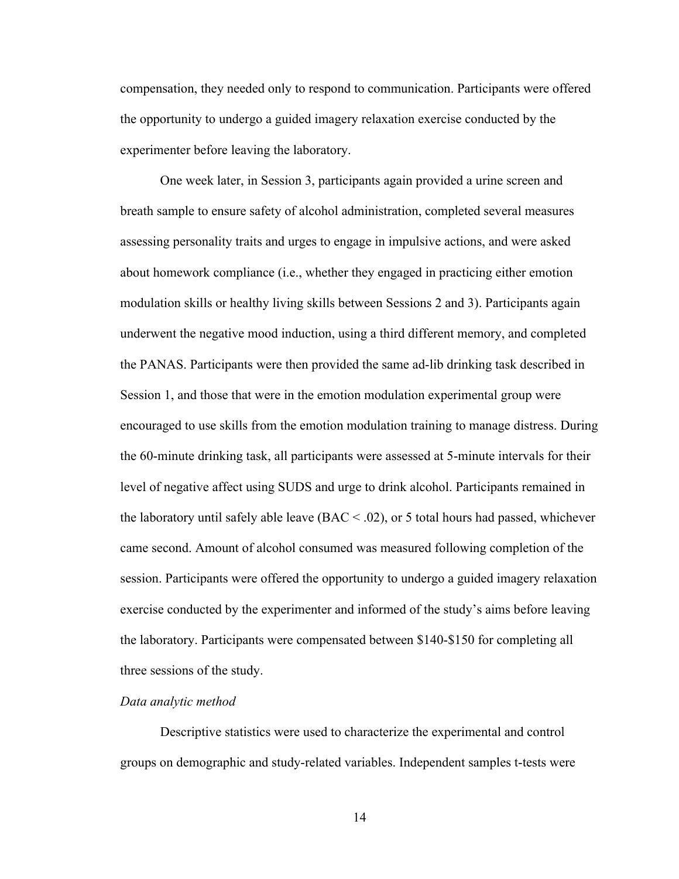compensation, they needed only to respond to communication. Participants were offered the opportunity to undergo a guided imagery relaxation exercise conducted by the experimenter before leaving the laboratory.

One week later, in Session 3, participants again provided a urine screen and breath sample to ensure safety of alcohol administration, completed several measures assessing personality traits and urges to engage in impulsive actions, and were asked about homework compliance (i.e., whether they engaged in practicing either emotion modulation skills or healthy living skills between Sessions 2 and 3). Participants again underwent the negative mood induction, using a third different memory, and completed the PANAS. Participants were then provided the same ad-lib drinking task described in Session 1, and those that were in the emotion modulation experimental group were encouraged to use skills from the emotion modulation training to manage distress. During the 60-minute drinking task, all participants were assessed at 5-minute intervals for their level of negative affect using SUDS and urge to drink alcohol. Participants remained in the laboratory until safely able leave (BAC < .02), or 5 total hours had passed, whichever came second. Amount of alcohol consumed was measured following completion of the session. Participants were offered the opportunity to undergo a guided imagery relaxation exercise conducted by the experimenter and informed of the study's aims before leaving the laboratory. Participants were compensated between $140-$150 for completing all three sessions of the study.

*Data analytic method*

Descriptive statistics were used to characterize the experimental and control groups on demographic and study-related variables. Independent samples t-tests were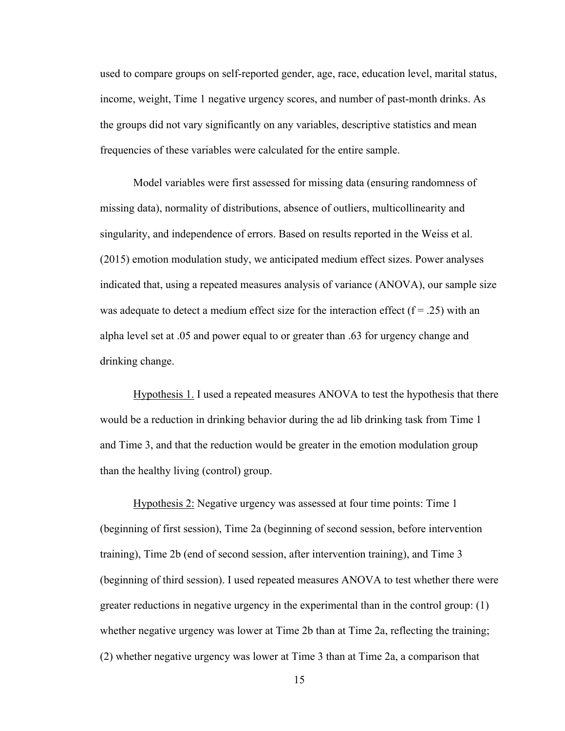used to compare groups on self-reported gender, age, race, education level, marital status, income, weight, Time 1 negative urgency scores, and number of past-month drinks. As the groups did not vary significantly on any variables, descriptive statistics and mean frequencies of these variables were calculated for the entire sample.

Model variables were first assessed for missing data (ensuring randomness of missing data), normality of distributions, absence of outliers, multicollinearity and singularity, and independence of errors. Based on results reported in the Weiss et al. (2015) emotion modulation study, we anticipated medium effect sizes. Power analyses indicated that, using a repeated measures analysis of variance (ANOVA), our sample size was adequate to detect a medium effect size for the interaction effect ($f = .25$) with an alpha level set at .05 and power equal to or greater than .63 for urgency change and drinking change.

<u>Hypothesis 1.</u> I used a repeated measures ANOVA to test the hypothesis that there would be a reduction in drinking behavior during the ad lib drinking task from Time 1 and Time 3, and that the reduction would be greater in the emotion modulation group than the healthy living (control) group.

<u>Hypothesis 2:</u> Negative urgency was assessed at four time points: Time 1 (beginning of first session), Time 2a (beginning of second session, before intervention training), Time 2b (end of second session, after intervention training), and Time 3 (beginning of third session). I used repeated measures ANOVA to test whether there were greater reductions in negative urgency in the experimental than in the control group: (1) whether negative urgency was lower at Time 2b than at Time 2a, reflecting the training; (2) whether negative urgency was lower at Time 3 than at Time 2a, a comparison that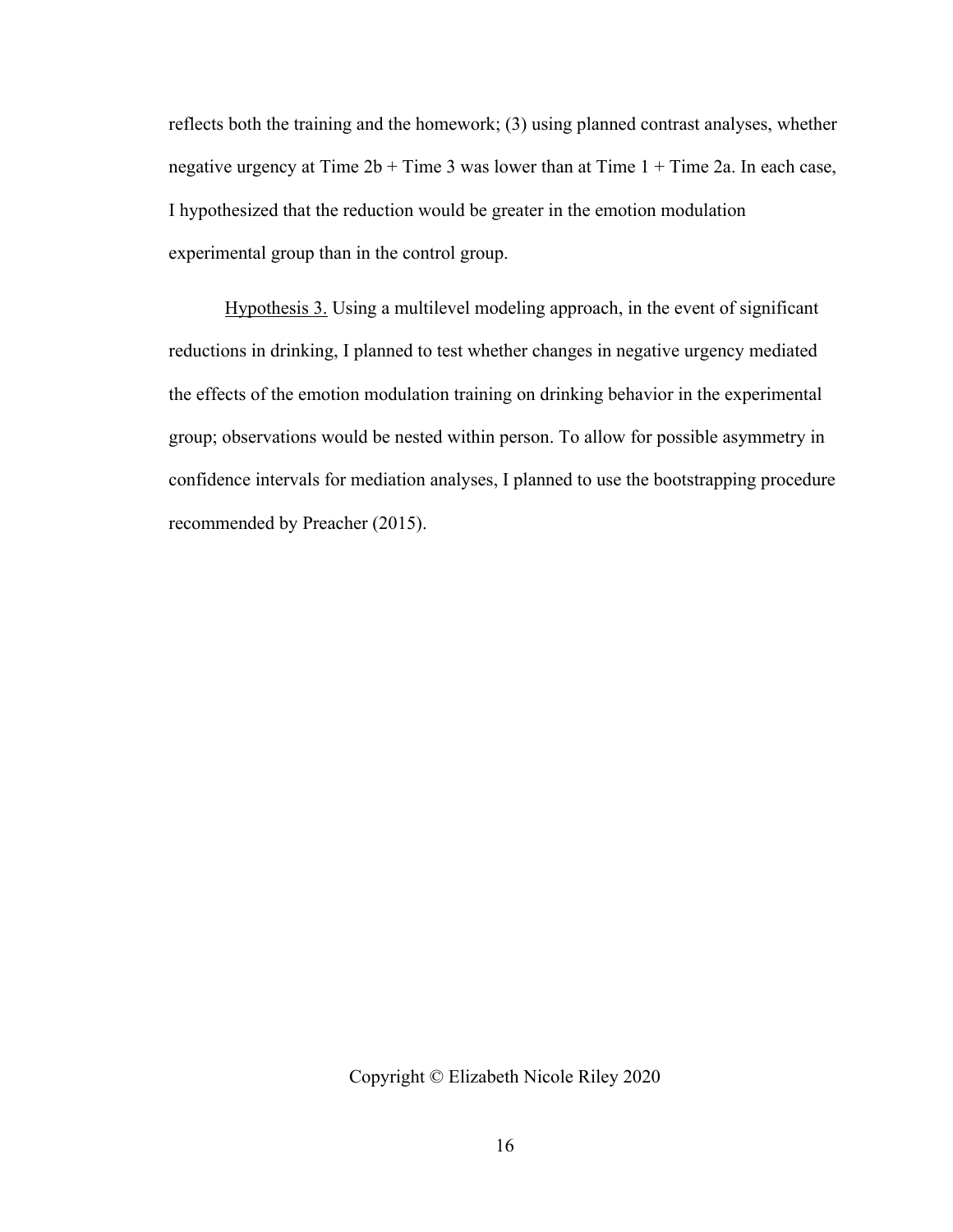reflects both the training and the homework; (3) using planned contrast analyses, whether negative urgency at Time 2b + Time 3 was lower than at Time 1 + Time 2a. In each case, I hypothesized that the reduction would be greater in the emotion modulation experimental group than in the control group.

Hypothesis 3. Using a multilevel modeling approach, in the event of significant reductions in drinking, I planned to test whether changes in negative urgency mediated the effects of the emotion modulation training on drinking behavior in the experimental group; observations would be nested within person. To allow for possible asymmetry in confidence intervals for mediation analyses, I planned to use the bootstrapping procedure recommended by Preacher (2015).

Copyright © Elizabeth Nicole Riley 2020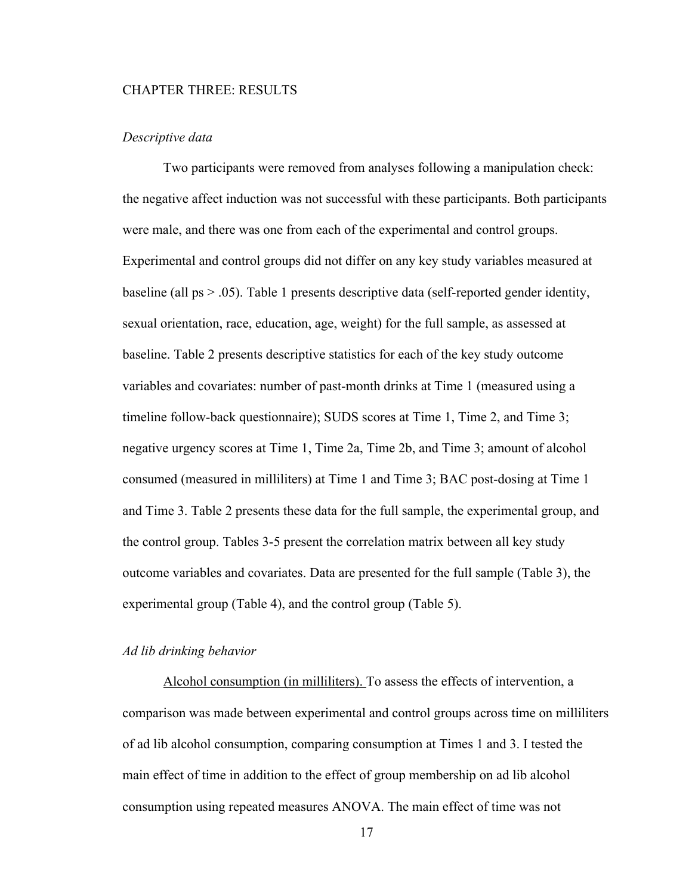## CHAPTER THREE: RESULTS

### *Descriptive data*

Two participants were removed from analyses following a manipulation check: the negative affect induction was not successful with these participants. Both participants were male, and there was one from each of the experimental and control groups. Experimental and control groups did not differ on any key study variables measured at baseline (all ps $> .05$). Table 1 presents descriptive data (self-reported gender identity, sexual orientation, race, education, age, weight) for the full sample, as assessed at baseline. Table 2 presents descriptive statistics for each of the key study outcome variables and covariates: number of past-month drinks at Time 1 (measured using a timeline follow-back questionnaire); SUDS scores at Time 1, Time 2, and Time 3; negative urgency scores at Time 1, Time 2a, Time 2b, and Time 3; amount of alcohol consumed (measured in milliliters) at Time 1 and Time 3; BAC post-dosing at Time 1 and Time 3. Table 2 presents these data for the full sample, the experimental group, and the control group. Tables 3-5 present the correlation matrix between all key study outcome variables and covariates. Data are presented for the full sample (Table 3), the experimental group (Table 4), and the control group (Table 5).

### *Ad lib drinking behavior*

<u>Alcohol consumption (in milliliters).</u> To assess the effects of intervention, a comparison was made between experimental and control groups across time on milliliters of ad lib alcohol consumption, comparing consumption at Times 1 and 3. I tested the main effect of time in addition to the effect of group membership on ad lib alcohol consumption using repeated measures ANOVA. The main effect of time was not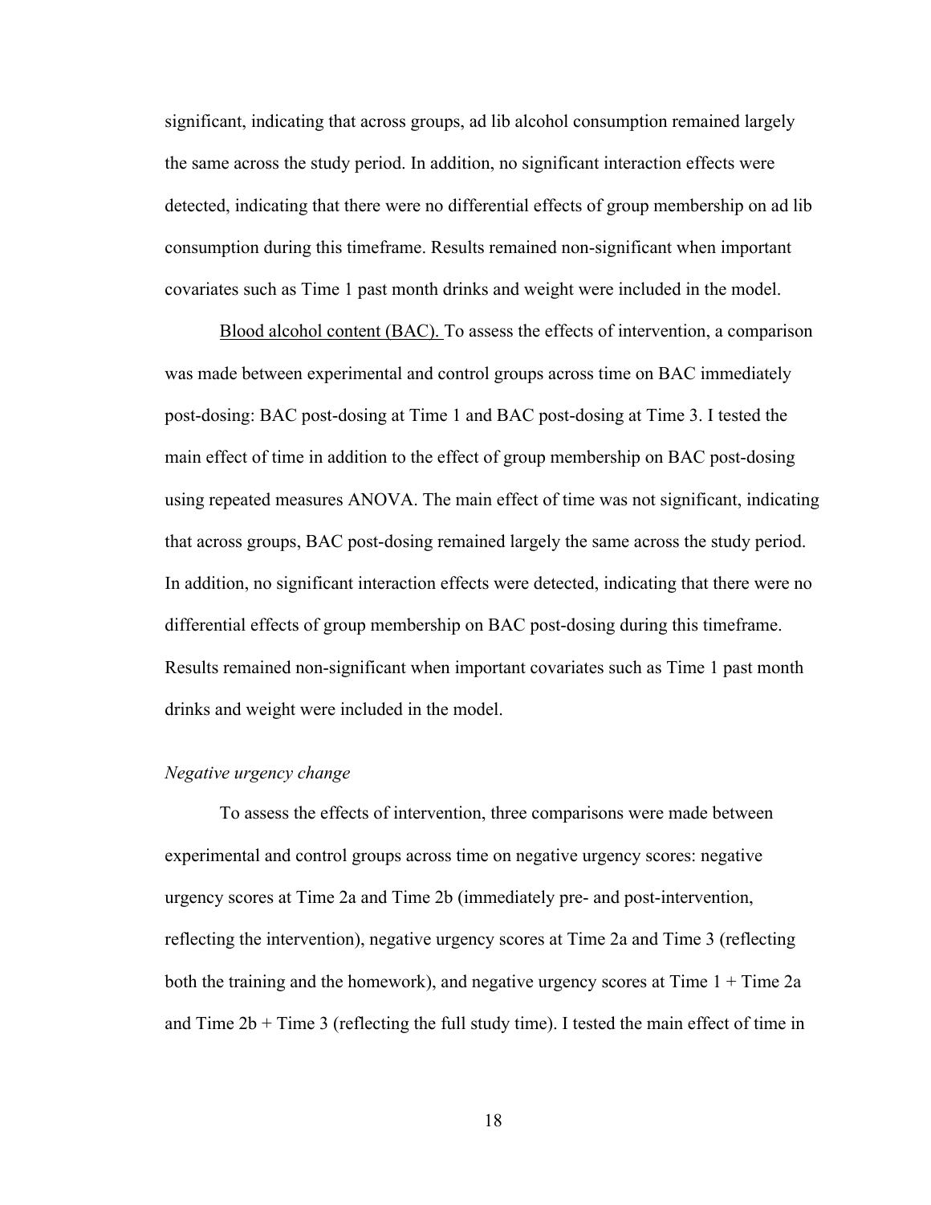significant, indicating that across groups, ad lib alcohol consumption remained largely the same across the study period. In addition, no significant interaction effects were detected, indicating that there were no differential effects of group membership on ad lib consumption during this timeframe. Results remained non-significant when important covariates such as Time 1 past month drinks and weight were included in the model.

<u>Blood alcohol content (BAC).</u> To assess the effects of intervention, a comparison was made between experimental and control groups across time on BAC immediately post-dosing: BAC post-dosing at Time 1 and BAC post-dosing at Time 3. I tested the main effect of time in addition to the effect of group membership on BAC post-dosing using repeated measures ANOVA. The main effect of time was not significant, indicating that across groups, BAC post-dosing remained largely the same across the study period. In addition, no significant interaction effects were detected, indicating that there were no differential effects of group membership on BAC post-dosing during this timeframe. Results remained non-significant when important covariates such as Time 1 past month drinks and weight were included in the model.

*Negative urgency change*

To assess the effects of intervention, three comparisons were made between experimental and control groups across time on negative urgency scores: negative urgency scores at Time 2a and Time 2b (immediately pre- and post-intervention, reflecting the intervention), negative urgency scores at Time 2a and Time 3 (reflecting both the training and the homework), and negative urgency scores at Time 1 + Time 2a and Time 2b + Time 3 (reflecting the full study time). I tested the main effect of time in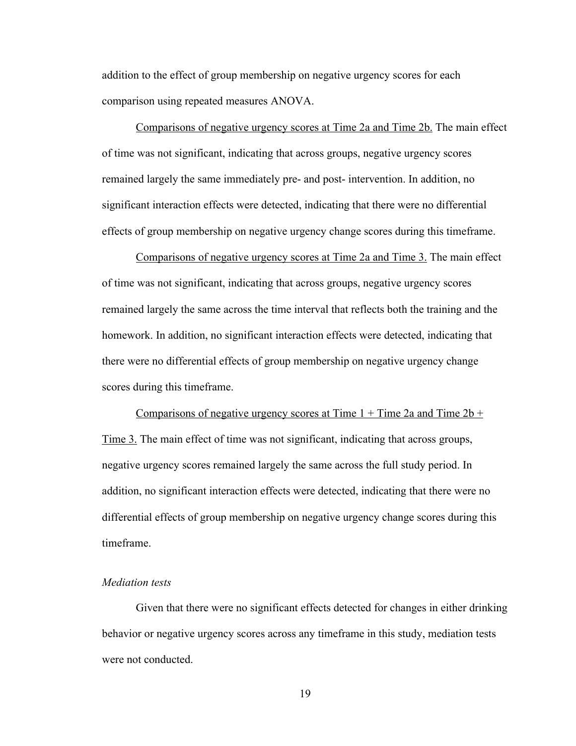addition to the effect of group membership on negative urgency scores for each comparison using repeated measures ANOVA.

<u>Comparisons of negative urgency scores at Time 2a and Time 2b.</u> The main effect of time was not significant, indicating that across groups, negative urgency scores remained largely the same immediately pre- and post- intervention. In addition, no significant interaction effects were detected, indicating that there were no differential effects of group membership on negative urgency change scores during this timeframe.

<u>Comparisons of negative urgency scores at Time 2a and Time 3.</u> The main effect of time was not significant, indicating that across groups, negative urgency scores remained largely the same across the time interval that reflects both the training and the homework. In addition, no significant interaction effects were detected, indicating that there were no differential effects of group membership on negative urgency change scores during this timeframe.

<u>Comparisons of negative urgency scores at Time 1 + Time 2a and Time 2b + Time 3.</u> The main effect of time was not significant, indicating that across groups, negative urgency scores remained largely the same across the full study period. In addition, no significant interaction effects were detected, indicating that there were no differential effects of group membership on negative urgency change scores during this timeframe.

*Mediation tests*

Given that there were no significant effects detected for changes in either drinking behavior or negative urgency scores across any timeframe in this study, mediation tests were not conducted.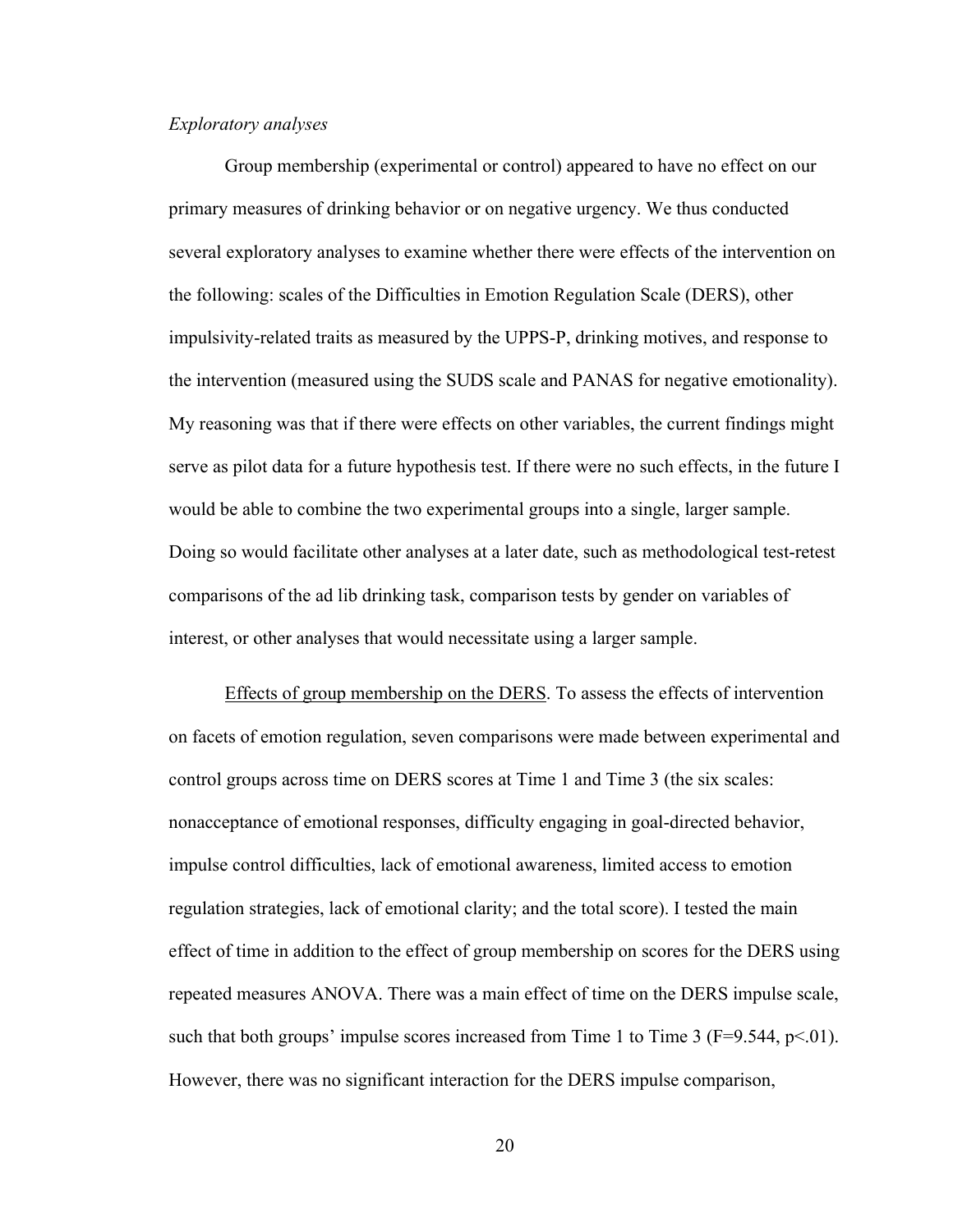*Exploratory analyses*

Group membership (experimental or control) appeared to have no effect on our primary measures of drinking behavior or on negative urgency. We thus conducted several exploratory analyses to examine whether there were effects of the intervention on the following: scales of the Difficulties in Emotion Regulation Scale (DERS), other impulsivity-related traits as measured by the UPPS-P, drinking motives, and response to the intervention (measured using the SUDS scale and PANAS for negative emotionality). My reasoning was that if there were effects on other variables, the current findings might serve as pilot data for a future hypothesis test. If there were no such effects, in the future I would be able to combine the two experimental groups into a single, larger sample. Doing so would facilitate other analyses at a later date, such as methodological test-retest comparisons of the ad lib drinking task, comparison tests by gender on variables of interest, or other analyses that would necessitate using a larger sample.

<u>Effects of group membership on the DERS</u>. To assess the effects of intervention on facets of emotion regulation, seven comparisons were made between experimental and control groups across time on DERS scores at Time 1 and Time 3 (the six scales: nonacceptance of emotional responses, difficulty engaging in goal-directed behavior, impulse control difficulties, lack of emotional awareness, limited access to emotion regulation strategies, lack of emotional clarity; and the total score). I tested the main effect of time in addition to the effect of group membership on scores for the DERS using repeated measures ANOVA. There was a main effect of time on the DERS impulse scale, such that both groups' impulse scores increased from Time 1 to Time 3 ($F=9.544$, $p<.01$). However, there was no significant interaction for the DERS impulse comparison,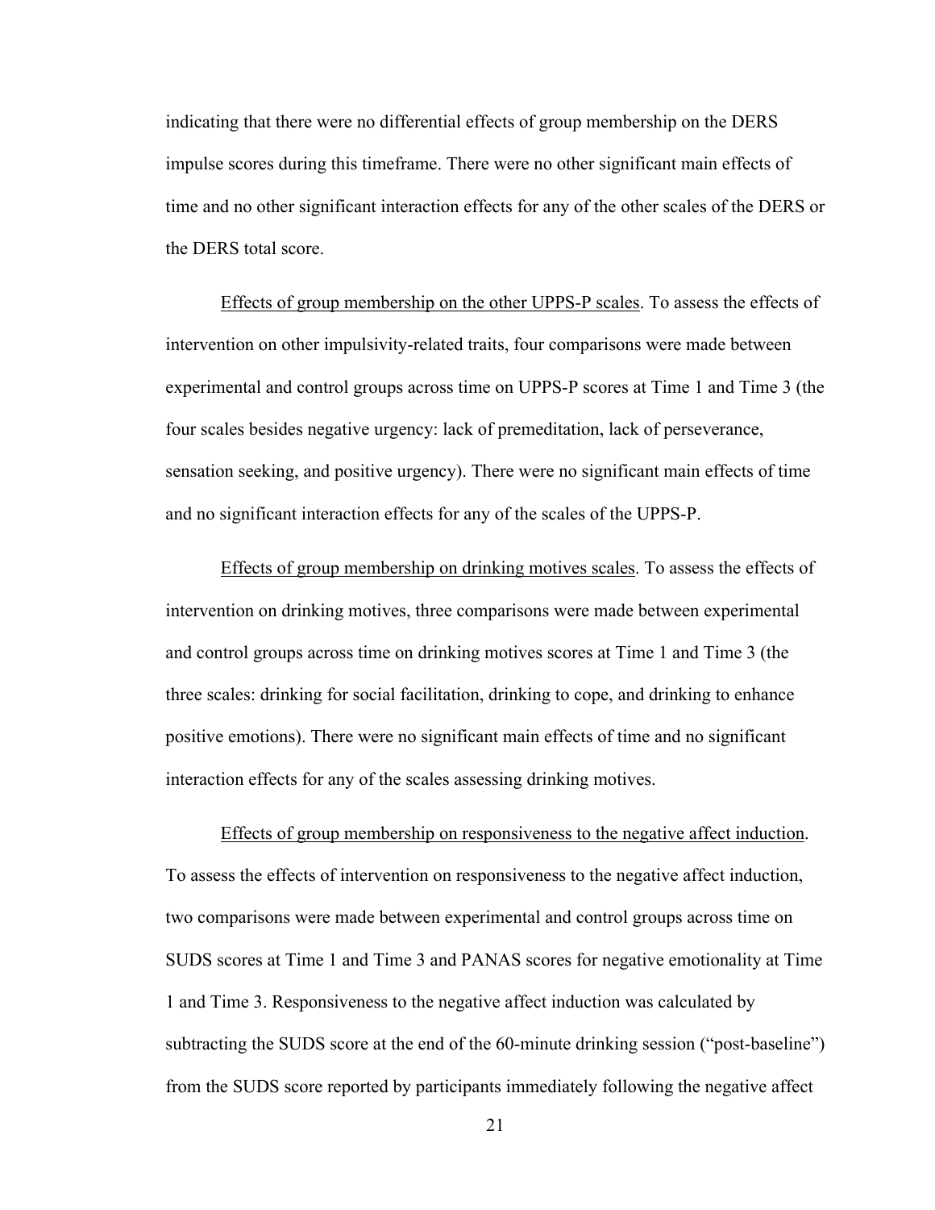indicating that there were no differential effects of group membership on the DERS impulse scores during this timeframe. There were no other significant main effects of time and no other significant interaction effects for any of the other scales of the DERS or the DERS total score.

<u>Effects of group membership on the other UPPS-P scales</u>. To assess the effects of intervention on other impulsivity-related traits, four comparisons were made between experimental and control groups across time on UPPS-P scores at Time 1 and Time 3 (the four scales besides negative urgency: lack of premeditation, lack of perseverance, sensation seeking, and positive urgency). There were no significant main effects of time and no significant interaction effects for any of the scales of the UPPS-P.

<u>Effects of group membership on drinking motives scales</u>. To assess the effects of intervention on drinking motives, three comparisons were made between experimental and control groups across time on drinking motives scores at Time 1 and Time 3 (the three scales: drinking for social facilitation, drinking to cope, and drinking to enhance positive emotions). There were no significant main effects of time and no significant interaction effects for any of the scales assessing drinking motives.

<u>Effects of group membership on responsiveness to the negative affect induction</u>. To assess the effects of intervention on responsiveness to the negative affect induction, two comparisons were made between experimental and control groups across time on SUDS scores at Time 1 and Time 3 and PANAS scores for negative emotionality at Time 1 and Time 3. Responsiveness to the negative affect induction was calculated by subtracting the SUDS score at the end of the 60-minute drinking session ("post-baseline") from the SUDS score reported by participants immediately following the negative affect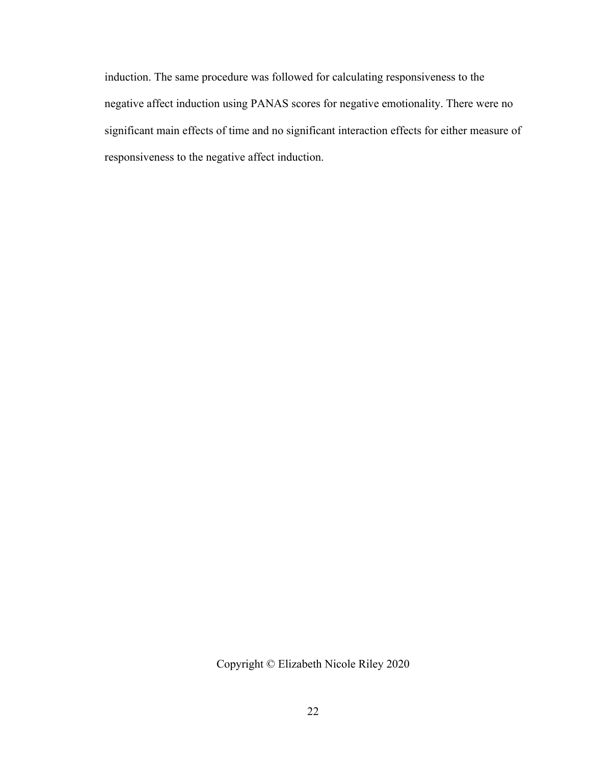induction. The same procedure was followed for calculating responsiveness to the negative affect induction using PANAS scores for negative emotionality. There were no significant main effects of time and no significant interaction effects for either measure of responsiveness to the negative affect induction.

Copyright © Elizabeth Nicole Riley 2020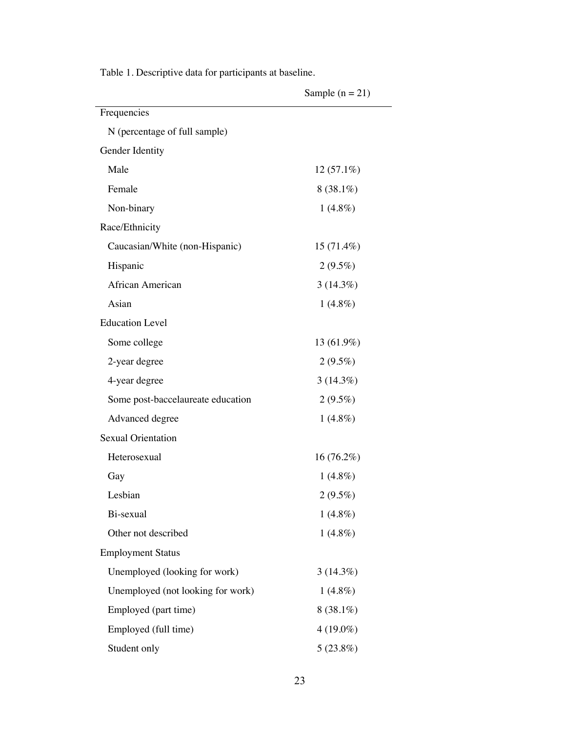Table 1. Descriptive data for participants at baseline.

| | Sample (n = 21) |
|---|---|
| Frequencies | |
| N (percentage of full sample) | |
| Gender Identity | |
| Male | 12 (57.1%) |
| Female | 8 (38.1%) |
| Non-binary | 1 (4.8%) |
| Race/Ethnicity | |
| Caucasian/White (non-Hispanic) | 15 (71.4%) |
| Hispanic | 2 (9.5%) |
| African American | 3 (14.3%) |
| Asian | 1 (4.8%) |
| Education Level | |
| Some college | 13 (61.9%) |
| 2-year degree | 2 (9.5%) |
| 4-year degree | 3 (14.3%) |
| Some post-baccelaureate education | 2 (9.5%) |
| Advanced degree | 1 (4.8%) |
| Sexual Orientation | |
| Heterosexual | 16 (76.2%) |
| Gay | 1 (4.8%) |
| Lesbian | 2 (9.5%) |
| Bi-sexual | 1 (4.8%) |
| Other not described | 1 (4.8%) |
| Employment Status | |
| Unemployed (looking for work) | 3 (14.3%) |
| Unemployed (not looking for work) | 1 (4.8%) |
| Employed (part time) | 8 (38.1%) |
| Employed (full time) | 4 (19.0%) |
| Student only | 5 (23.8%) |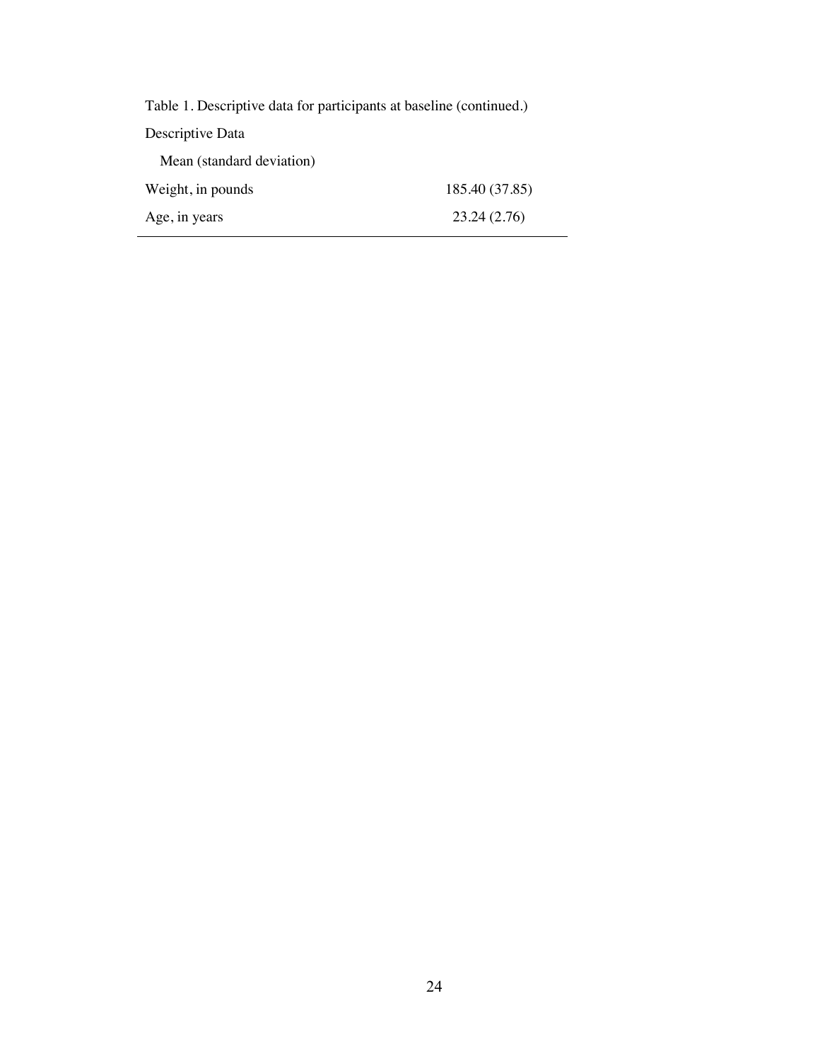Table 1. Descriptive data for participants at baseline (continued.)

| Descriptive Data | |
|---|---|
| Mean (standard deviation) | |
| Weight, in pounds | 185.40 (37.85) |
| Age, in years | 23.24 (2.76) |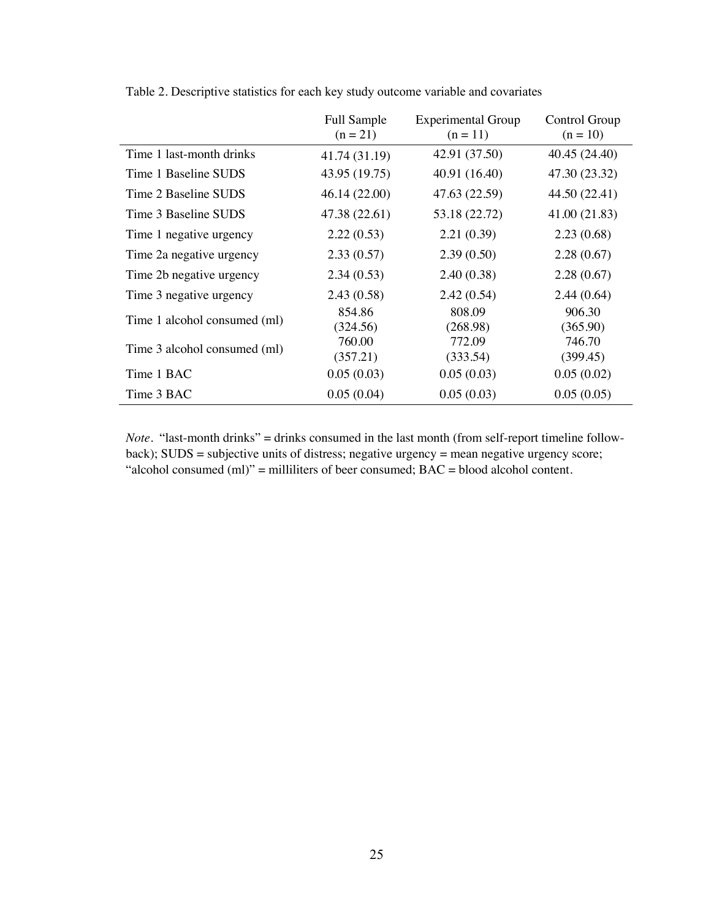Table 2. Descriptive statistics for each key study outcome variable and covariates

| | Full Sample (n = 21) | Experimental Group (n = 11) | Control Group (n = 10) |
|---|---|---|---|
| Time 1 last-month drinks | 41.74 (31.19) | 42.91 (37.50) | 40.45 (24.40) |
| Time 1 Baseline SUDS | 43.95 (19.75) | 40.91 (16.40) | 47.30 (23.32) |
| Time 2 Baseline SUDS | 46.14 (22.00) | 47.63 (22.59) | 44.50 (22.41) |
| Time 3 Baseline SUDS | 47.38 (22.61) | 53.18 (22.72) | 41.00 (21.83) |
| Time 1 negative urgency | 2.22 (0.53) | 2.21 (0.39) | 2.23 (0.68) |
| Time 2a negative urgency | 2.33 (0.57) | 2.39 (0.50) | 2.28 (0.67) |
| Time 2b negative urgency | 2.34 (0.53) | 2.40 (0.38) | 2.28 (0.67) |
| Time 3 negative urgency | 2.43 (0.58) | 2.42 (0.54) | 2.44 (0.64) |
| Time 1 alcohol consumed (ml) | 854.86 (324.56) | 808.09 (268.98) | 906.30 (365.90) |
| Time 3 alcohol consumed (ml) | 760.00 (357.21) | 772.09 (333.54) | 746.70 (399.45) |
| Time 1 BAC | 0.05 (0.03) | 0.05 (0.03) | 0.05 (0.02) |
| Time 3 BAC | 0.05 (0.04) | 0.05 (0.03) | 0.05 (0.05) |

*Note*. "last-month drinks" = drinks consumed in the last month (from self-report timeline follow-back); SUDS = subjective units of distress; negative urgency = mean negative urgency score; "alcohol consumed (ml)" = milliliters of beer consumed; BAC = blood alcohol content.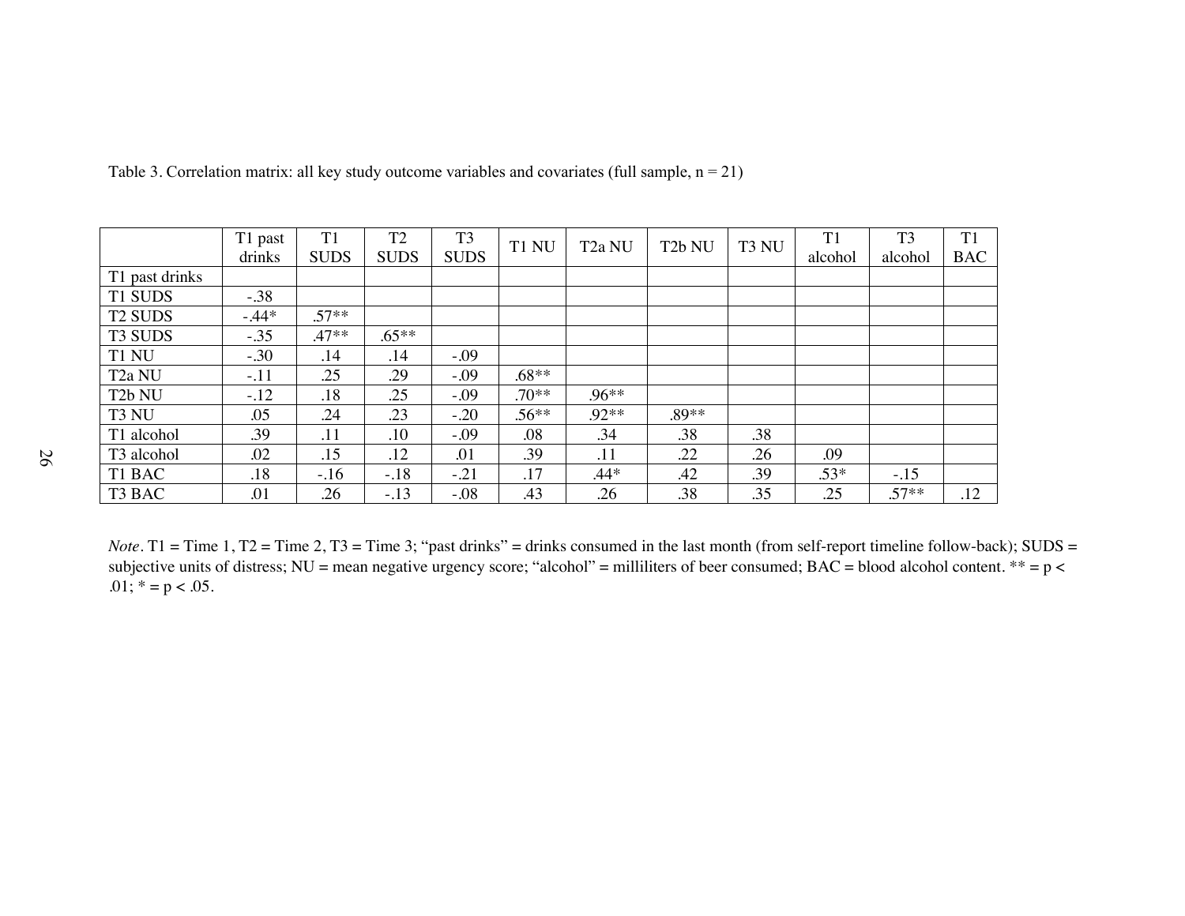Table 3. Correlation matrix: all key study outcome variables and covariates (full sample, n = 21)

| | T1 past drinks | T1 SUDS | T2 SUDS | T3 SUDS | T1 NU | T2a NU | T2b NU | T3 NU | T1 alcohol | T3 alcohol | T1 BAC |
|---|---|---|---|---|---|---|---|---|---|---|---|
| T1 past drinks | | | | | | | | | | | |
| T1 SUDS | -.38 | | | | | | | | | | |
| T2 SUDS | -.44* | .57** | | | | | | | | | |
| T3 SUDS | -.35 | .47** | .65** | | | | | | | | |
| T1 NU | -.30 | .14 | .14 | -.09 | | | | | | | |
| T2a NU | -.11 | .25 | .29 | -.09 | .68** | | | | | | |
| T2b NU | -.12 | .18 | .25 | -.09 | .70** | .96** | | | | | |
| T3 NU | .05 | .24 | .23 | -.20 | .56** | .92** | .89** | | | | |
| T1 alcohol | .39 | .11 | .10 | -.09 | .08 | .34 | .38 | .38 | | | |
| T3 alcohol | .02 | .15 | .12 | .01 | .39 | .11 | .22 | .26 | .09 | | |
| T1 BAC | .18 | -.16 | -.18 | -.21 | .17 | .44* | .42 | .39 | .53* | -.15 | |
| T3 BAC | .01 | .26 | -.13 | -.08 | .43 | .26 | .38 | .35 | .25 | .57** | .12 |

*Note*. T1 = Time 1, T2 = Time 2, T3 = Time 3; "past drinks" = drinks consumed in the last month (from self-report timeline follow-back); SUDS = subjective units of distress; NU = mean negative urgency score; "alcohol" = milliliters of beer consumed; BAC = blood alcohol content. ** = $p < .01$; * = $p < .05$.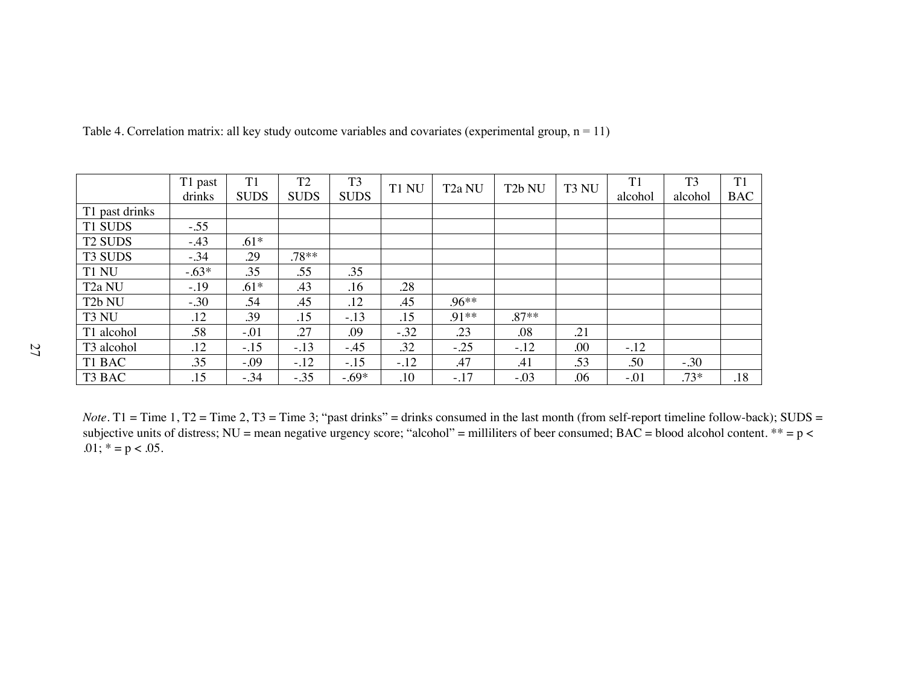Table 4. Correlation matrix: all key study outcome variables and covariates (experimental group, n = 11)

| | T1 past drinks | T1 SUDS | T2 SUDS | T3 SUDS | T1 NU | T2a NU | T2b NU | T3 NU | T1 alcohol | T3 alcohol | T1 BAC |
|---|---|---|---|---|---|---|---|---|---|---|---|
| T1 past drinks | | | | | | | | | | | |
| T1 SUDS | -.55 | | | | | | | | | | |
| T2 SUDS | -.43 | .61* | | | | | | | | | |
| T3 SUDS | -.34 | .29 | .78** | | | | | | | | |
| T1 NU | -.63* | .35 | .55 | .35 | | | | | | | |
| T2a NU | -.19 | .61* | .43 | .16 | .28 | | | | | | |
| T2b NU | -.30 | .54 | .45 | .12 | .45 | .96** | | | | | |
| T3 NU | .12 | .39 | .15 | -.13 | .15 | .91** | .87** | | | | |
| T1 alcohol | .58 | -.01 | .27 | .09 | -.32 | .23 | .08 | .21 | | | |
| T3 alcohol | .12 | -.15 | -.13 | -.45 | .32 | -.25 | -.12 | .00 | -.12 | | |
| T1 BAC | .35 | -.09 | -.12 | -.15 | -.12 | .47 | .41 | .53 | .50 | -.30 | |
| T3 BAC | .15 | -.34 | -.35 | -.69* | .10 | -.17 | -.03 | .06 | -.01 | .73* | .18 |

*Note*. T1 = Time 1, T2 = Time 2, T3 = Time 3; "past drinks" = drinks consumed in the last month (from self-report timeline follow-back); SUDS = subjective units of distress; NU = mean negative urgency score; "alcohol" = milliliters of beer consumed; BAC = blood alcohol content. ** = $p < .01$; * = $p < .05$.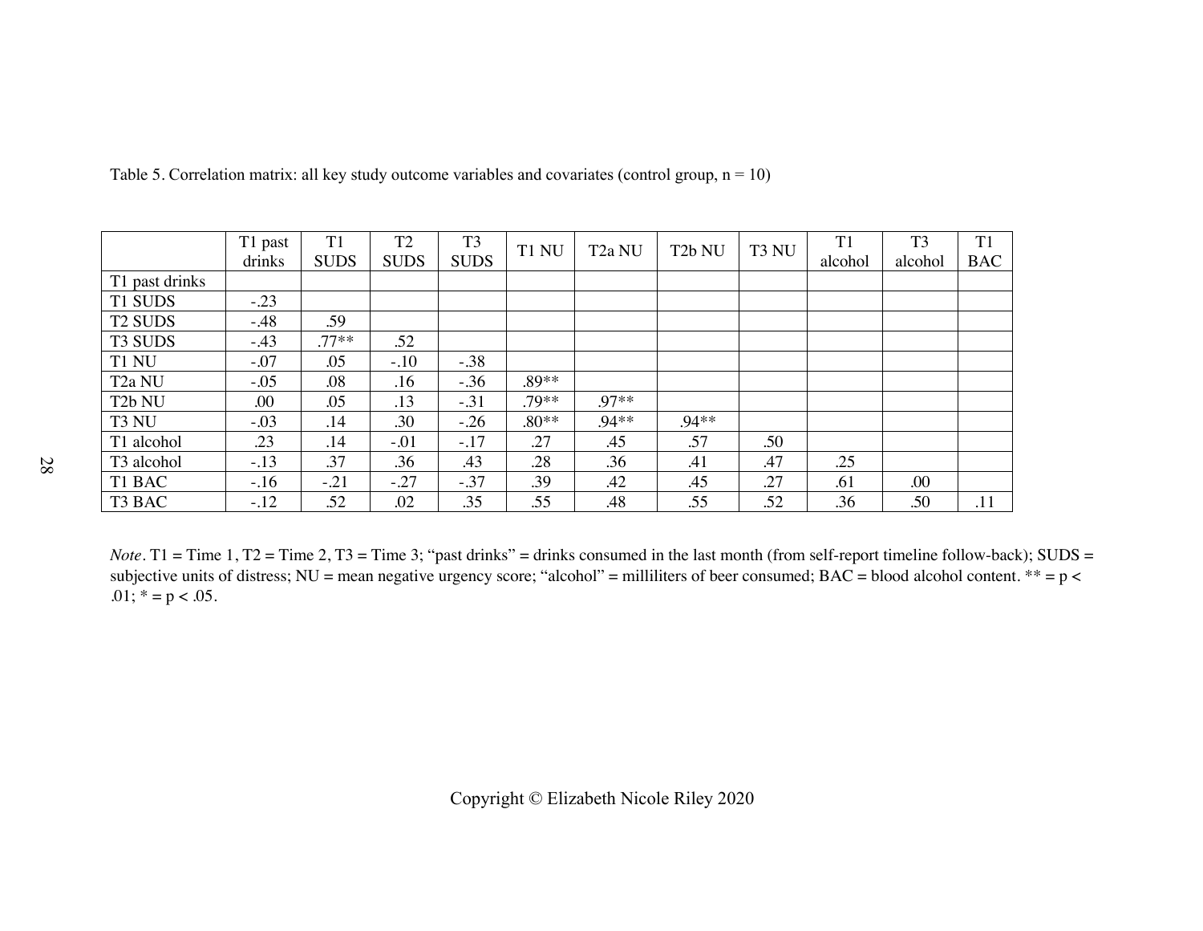Table 5. Correlation matrix: all key study outcome variables and covariates (control group, n = 10)

| | T1 past drinks | T1 SUDS | T2 SUDS | T3 SUDS | T1 NU | T2a NU | T2b NU | T3 NU | T1 alcohol | T3 alcohol | T1 BAC |
|---|---|---|---|---|---|---|---|---|---|---|---|
| T1 past drinks | | | | | | | | | | | |
| T1 SUDS | -.23 | | | | | | | | | | |
| T2 SUDS | -.48 | .59 | | | | | | | | | |
| T3 SUDS | -.43 | .77** | .52 | | | | | | | | |
| T1 NU | -.07 | .05 | -.10 | -.38 | | | | | | | |
| T2a NU | -.05 | .08 | .16 | -.36 | .89** | | | | | | |
| T2b NU | .00 | .05 | .13 | -.31 | .79** | .97** | | | | | |
| T3 NU | -.03 | .14 | .30 | -.26 | .80** | .94** | .94** | | | | |
| T1 alcohol | .23 | .14 | -.01 | -.17 | .27 | .45 | .57 | .50 | | | |
| T3 alcohol | -.13 | .37 | .36 | .43 | .28 | .36 | .41 | .47 | .25 | | |
| T1 BAC | -.16 | -.21 | -.27 | -.37 | .39 | .42 | .45 | .27 | .61 | .00 | |
| T3 BAC | -.12 | .52 | .02 | .35 | .55 | .48 | .55 | .52 | .36 | .50 | .11 |

*Note*. T1 = Time 1, T2 = Time 2, T3 = Time 3; "past drinks" = drinks consumed in the last month (from self-report timeline follow-back); SUDS = subjective units of distress; NU = mean negative urgency score; "alcohol" = milliliters of beer consumed; BAC = blood alcohol content. ** = p < .01; * = p < .05.

Copyright © Elizabeth Nicole Riley 2020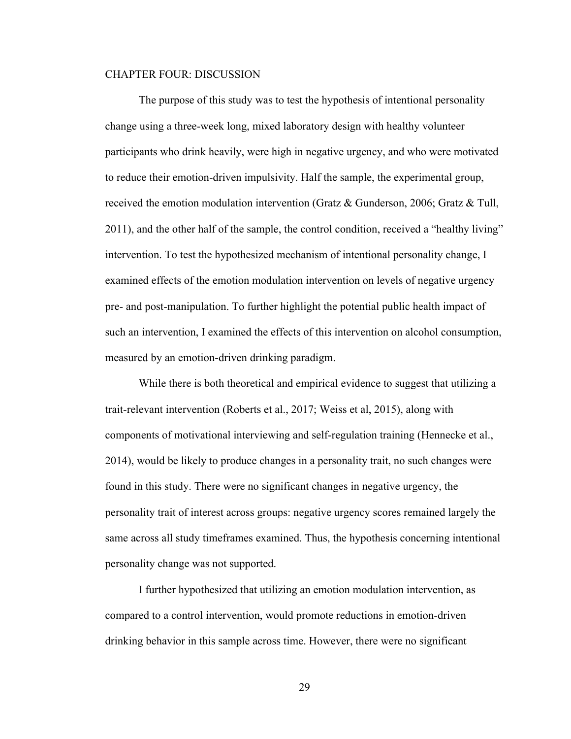# CHAPTER FOUR: DISCUSSION

The purpose of this study was to test the hypothesis of intentional personality change using a three-week long, mixed laboratory design with healthy volunteer participants who drink heavily, were high in negative urgency, and who were motivated to reduce their emotion-driven impulsivity. Half the sample, the experimental group, received the emotion modulation intervention (Gratz & Gunderson, 2006; Gratz & Tull, 2011), and the other half of the sample, the control condition, received a "healthy living" intervention. To test the hypothesized mechanism of intentional personality change, I examined effects of the emotion modulation intervention on levels of negative urgency pre- and post-manipulation. To further highlight the potential public health impact of such an intervention, I examined the effects of this intervention on alcohol consumption, measured by an emotion-driven drinking paradigm.

While there is both theoretical and empirical evidence to suggest that utilizing a trait-relevant intervention (Roberts et al., 2017; Weiss et al, 2015), along with components of motivational interviewing and self-regulation training (Hennecke et al., 2014), would be likely to produce changes in a personality trait, no such changes were found in this study. There were no significant changes in negative urgency, the personality trait of interest across groups: negative urgency scores remained largely the same across all study timeframes examined. Thus, the hypothesis concerning intentional personality change was not supported.

I further hypothesized that utilizing an emotion modulation intervention, as compared to a control intervention, would promote reductions in emotion-driven drinking behavior in this sample across time. However, there were no significant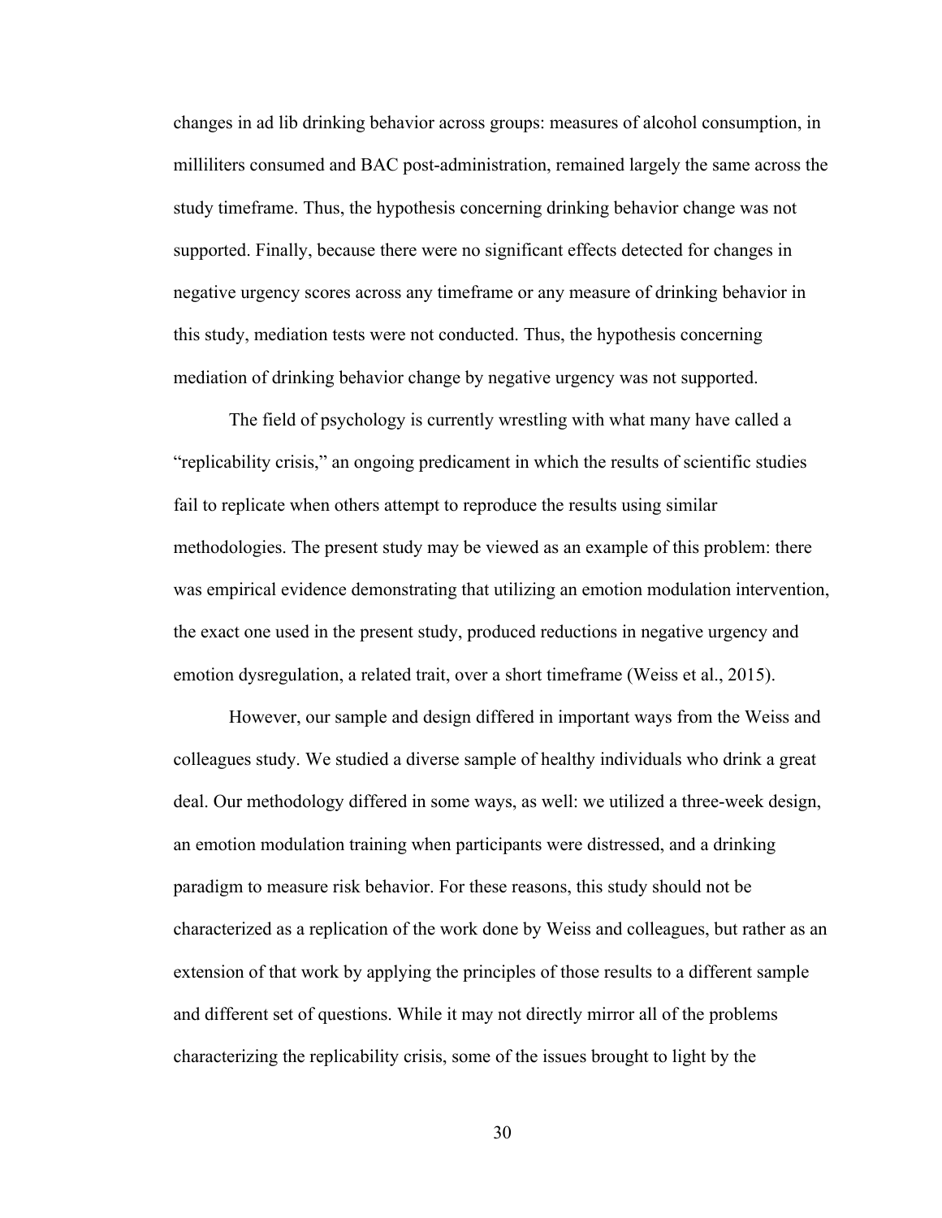changes in ad lib drinking behavior across groups: measures of alcohol consumption, in milliliters consumed and BAC post-administration, remained largely the same across the study timeframe. Thus, the hypothesis concerning drinking behavior change was not supported. Finally, because there were no significant effects detected for changes in negative urgency scores across any timeframe or any measure of drinking behavior in this study, mediation tests were not conducted. Thus, the hypothesis concerning mediation of drinking behavior change by negative urgency was not supported.

The field of psychology is currently wrestling with what many have called a "replicability crisis," an ongoing predicament in which the results of scientific studies fail to replicate when others attempt to reproduce the results using similar methodologies. The present study may be viewed as an example of this problem: there was empirical evidence demonstrating that utilizing an emotion modulation intervention, the exact one used in the present study, produced reductions in negative urgency and emotion dysregulation, a related trait, over a short timeframe (Weiss et al., 2015).

However, our sample and design differed in important ways from the Weiss and colleagues study. We studied a diverse sample of healthy individuals who drink a great deal. Our methodology differed in some ways, as well: we utilized a three-week design, an emotion modulation training when participants were distressed, and a drinking paradigm to measure risk behavior. For these reasons, this study should not be characterized as a replication of the work done by Weiss and colleagues, but rather as an extension of that work by applying the principles of those results to a different sample and different set of questions. While it may not directly mirror all of the problems characterizing the replicability crisis, some of the issues brought to light by the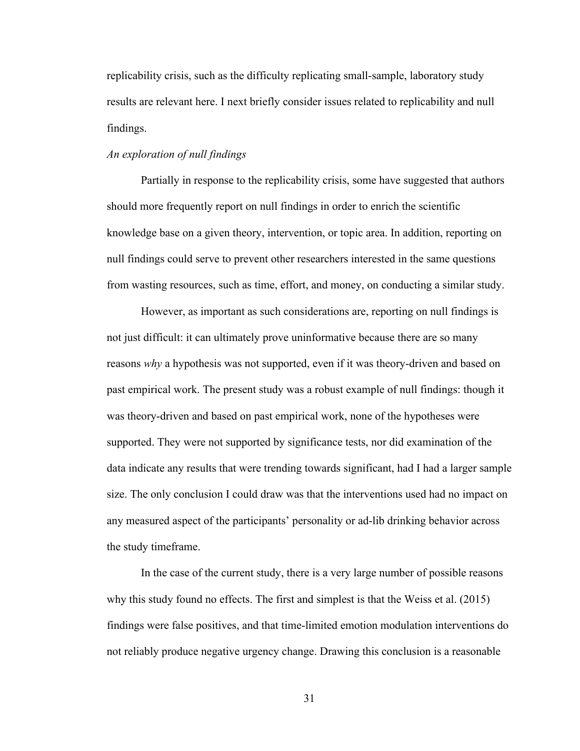replicability crisis, such as the difficulty replicating small-sample, laboratory study results are relevant here. I next briefly consider issues related to replicability and null findings.

*An exploration of null findings*

Partially in response to the replicability crisis, some have suggested that authors should more frequently report on null findings in order to enrich the scientific knowledge base on a given theory, intervention, or topic area. In addition, reporting on null findings could serve to prevent other researchers interested in the same questions from wasting resources, such as time, effort, and money, on conducting a similar study.

However, as important as such considerations are, reporting on null findings is not just difficult: it can ultimately prove uninformative because there are so many reasons *why* a hypothesis was not supported, even if it was theory-driven and based on past empirical work. The present study was a robust example of null findings: though it was theory-driven and based on past empirical work, none of the hypotheses were supported. They were not supported by significance tests, nor did examination of the data indicate any results that were trending towards significant, had I had a larger sample size. The only conclusion I could draw was that the interventions used had no impact on any measured aspect of the participants' personality or ad-lib drinking behavior across the study timeframe.

In the case of the current study, there is a very large number of possible reasons why this study found no effects. The first and simplest is that the Weiss et al. (2015) findings were false positives, and that time-limited emotion modulation interventions do not reliably produce negative urgency change. Drawing this conclusion is a reasonable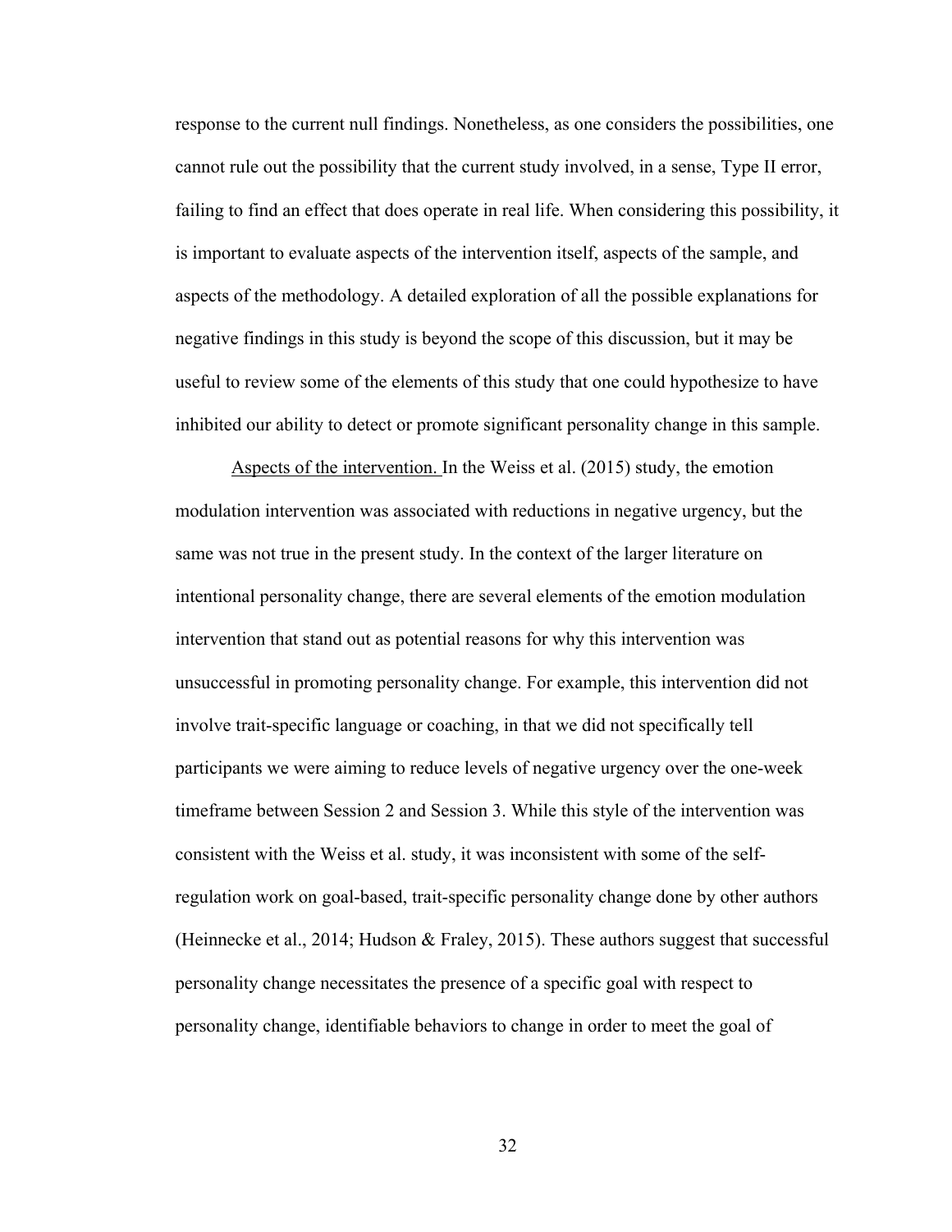response to the current null findings. Nonetheless, as one considers the possibilities, one cannot rule out the possibility that the current study involved, in a sense, Type II error, failing to find an effect that does operate in real life. When considering this possibility, it is important to evaluate aspects of the intervention itself, aspects of the sample, and aspects of the methodology. A detailed exploration of all the possible explanations for negative findings in this study is beyond the scope of this discussion, but it may be useful to review some of the elements of this study that one could hypothesize to have inhibited our ability to detect or promote significant personality change in this sample.

Aspects of the intervention. In the Weiss et al. (2015) study, the emotion modulation intervention was associated with reductions in negative urgency, but the same was not true in the present study. In the context of the larger literature on intentional personality change, there are several elements of the emotion modulation intervention that stand out as potential reasons for why this intervention was unsuccessful in promoting personality change. For example, this intervention did not involve trait-specific language or coaching, in that we did not specifically tell participants we were aiming to reduce levels of negative urgency over the one-week timeframe between Session 2 and Session 3. While this style of the intervention was consistent with the Weiss et al. study, it was inconsistent with some of the self-regulation work on goal-based, trait-specific personality change done by other authors (Heinnecke et al., 2014; Hudson & Fraley, 2015). These authors suggest that successful personality change necessitates the presence of a specific goal with respect to personality change, identifiable behaviors to change in order to meet the goal of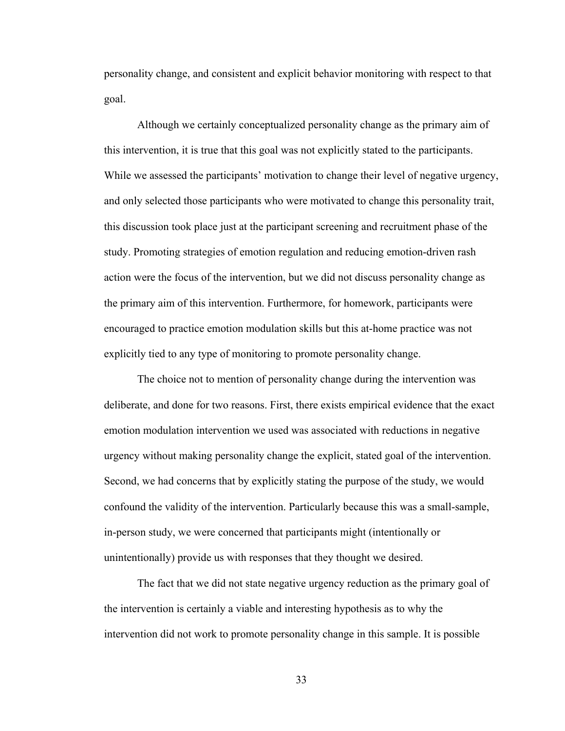personality change, and consistent and explicit behavior monitoring with respect to that goal.

Although we certainly conceptualized personality change as the primary aim of this intervention, it is true that this goal was not explicitly stated to the participants. While we assessed the participants' motivation to change their level of negative urgency, and only selected those participants who were motivated to change this personality trait, this discussion took place just at the participant screening and recruitment phase of the study. Promoting strategies of emotion regulation and reducing emotion-driven rash action were the focus of the intervention, but we did not discuss personality change as the primary aim of this intervention. Furthermore, for homework, participants were encouraged to practice emotion modulation skills but this at-home practice was not explicitly tied to any type of monitoring to promote personality change.

The choice not to mention of personality change during the intervention was deliberate, and done for two reasons. First, there exists empirical evidence that the exact emotion modulation intervention we used was associated with reductions in negative urgency without making personality change the explicit, stated goal of the intervention. Second, we had concerns that by explicitly stating the purpose of the study, we would confound the validity of the intervention. Particularly because this was a small-sample, in-person study, we were concerned that participants might (intentionally or unintentionally) provide us with responses that they thought we desired.

The fact that we did not state negative urgency reduction as the primary goal of the intervention is certainly a viable and interesting hypothesis as to why the intervention did not work to promote personality change in this sample. It is possible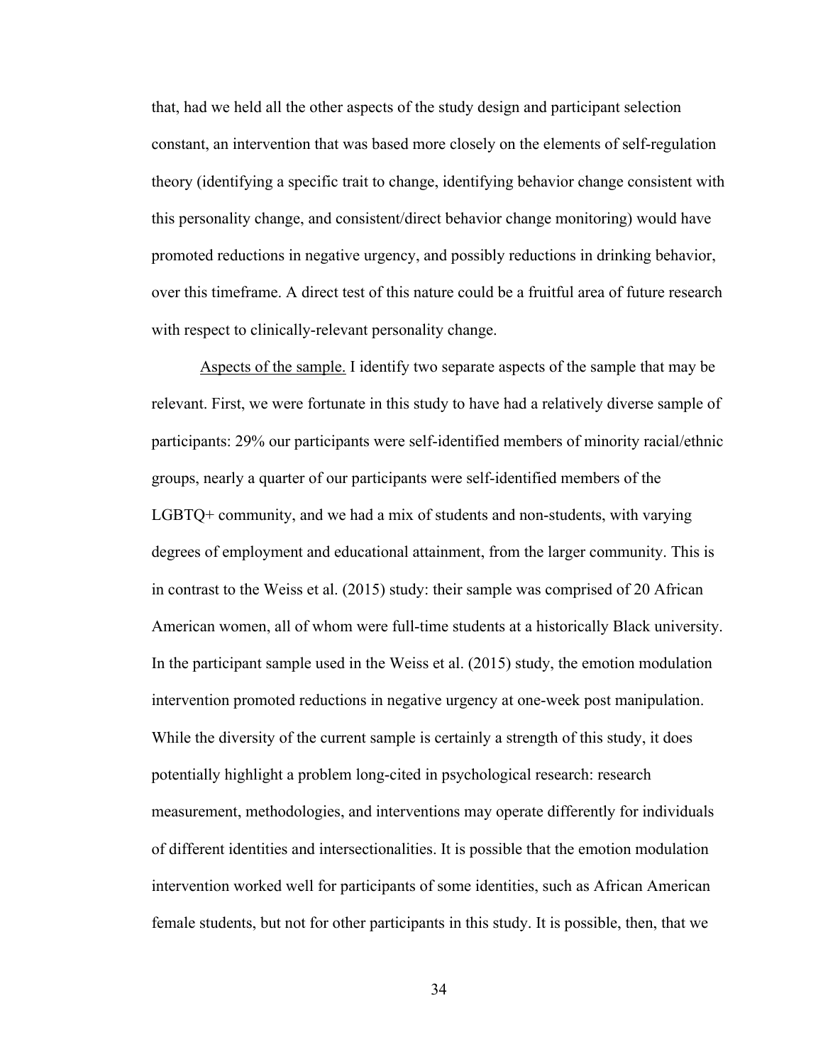that, had we held all the other aspects of the study design and participant selection constant, an intervention that was based more closely on the elements of self-regulation theory (identifying a specific trait to change, identifying behavior change consistent with this personality change, and consistent/direct behavior change monitoring) would have promoted reductions in negative urgency, and possibly reductions in drinking behavior, over this timeframe. A direct test of this nature could be a fruitful area of future research with respect to clinically-relevant personality change.

Aspects of the sample. I identify two separate aspects of the sample that may be relevant. First, we were fortunate in this study to have had a relatively diverse sample of participants: 29% our participants were self-identified members of minority racial/ethnic groups, nearly a quarter of our participants were self-identified members of the LGBTQ+ community, and we had a mix of students and non-students, with varying degrees of employment and educational attainment, from the larger community. This is in contrast to the Weiss et al. (2015) study: their sample was comprised of 20 African American women, all of whom were full-time students at a historically Black university. In the participant sample used in the Weiss et al. (2015) study, the emotion modulation intervention promoted reductions in negative urgency at one-week post manipulation. While the diversity of the current sample is certainly a strength of this study, it does potentially highlight a problem long-cited in psychological research: research measurement, methodologies, and interventions may operate differently for individuals of different identities and intersectionalities. It is possible that the emotion modulation intervention worked well for participants of some identities, such as African American female students, but not for other participants in this study. It is possible, then, that we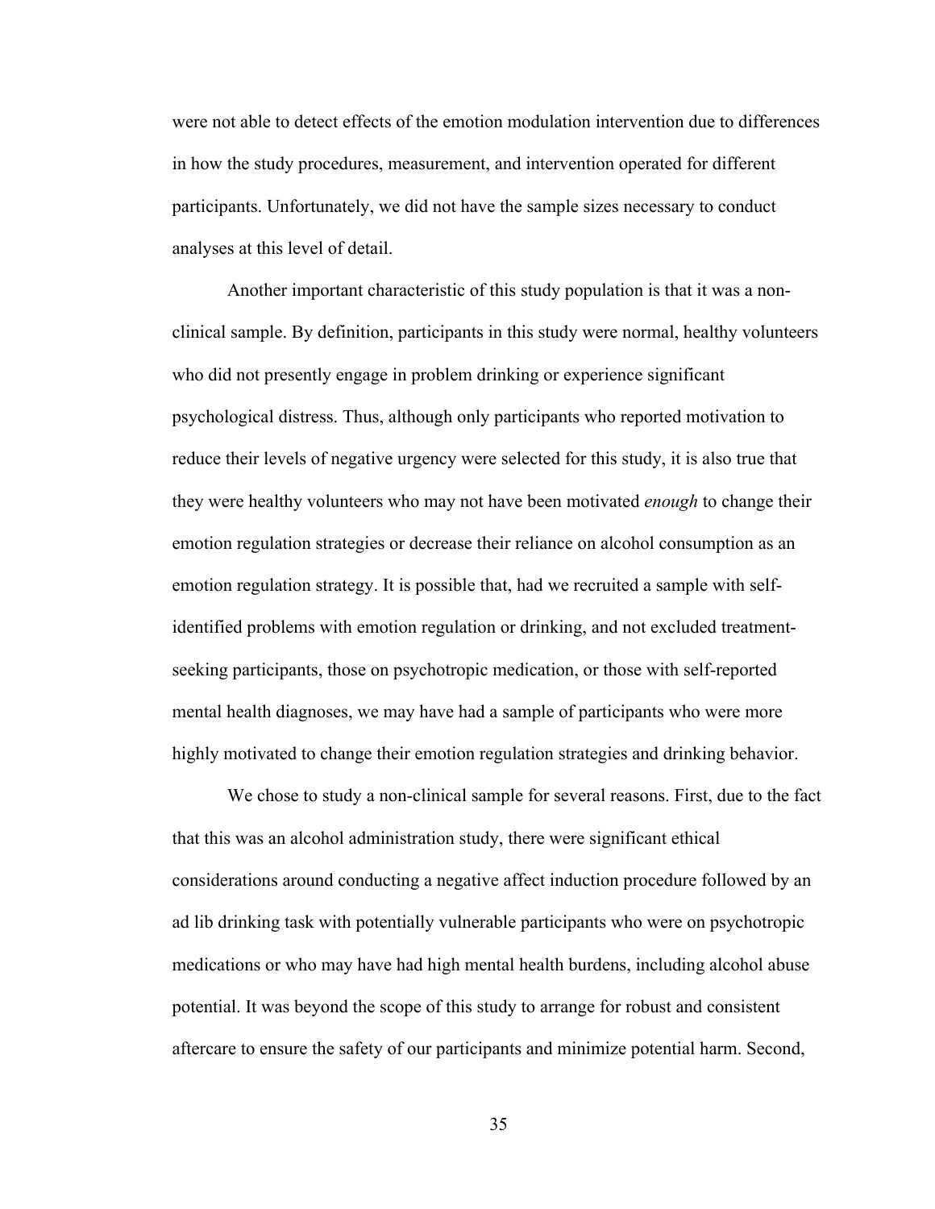were not able to detect effects of the emotion modulation intervention due to differences in how the study procedures, measurement, and intervention operated for different participants. Unfortunately, we did not have the sample sizes necessary to conduct analyses at this level of detail.

Another important characteristic of this study population is that it was a non-clinical sample. By definition, participants in this study were normal, healthy volunteers who did not presently engage in problem drinking or experience significant psychological distress. Thus, although only participants who reported motivation to reduce their levels of negative urgency were selected for this study, it is also true that they were healthy volunteers who may not have been motivated *enough* to change their emotion regulation strategies or decrease their reliance on alcohol consumption as an emotion regulation strategy. It is possible that, had we recruited a sample with self-identified problems with emotion regulation or drinking, and not excluded treatment-seeking participants, those on psychotropic medication, or those with self-reported mental health diagnoses, we may have had a sample of participants who were more highly motivated to change their emotion regulation strategies and drinking behavior.

We chose to study a non-clinical sample for several reasons. First, due to the fact that this was an alcohol administration study, there were significant ethical considerations around conducting a negative affect induction procedure followed by an ad lib drinking task with potentially vulnerable participants who were on psychotropic medications or who may have had high mental health burdens, including alcohol abuse potential. It was beyond the scope of this study to arrange for robust and consistent aftercare to ensure the safety of our participants and minimize potential harm. Second,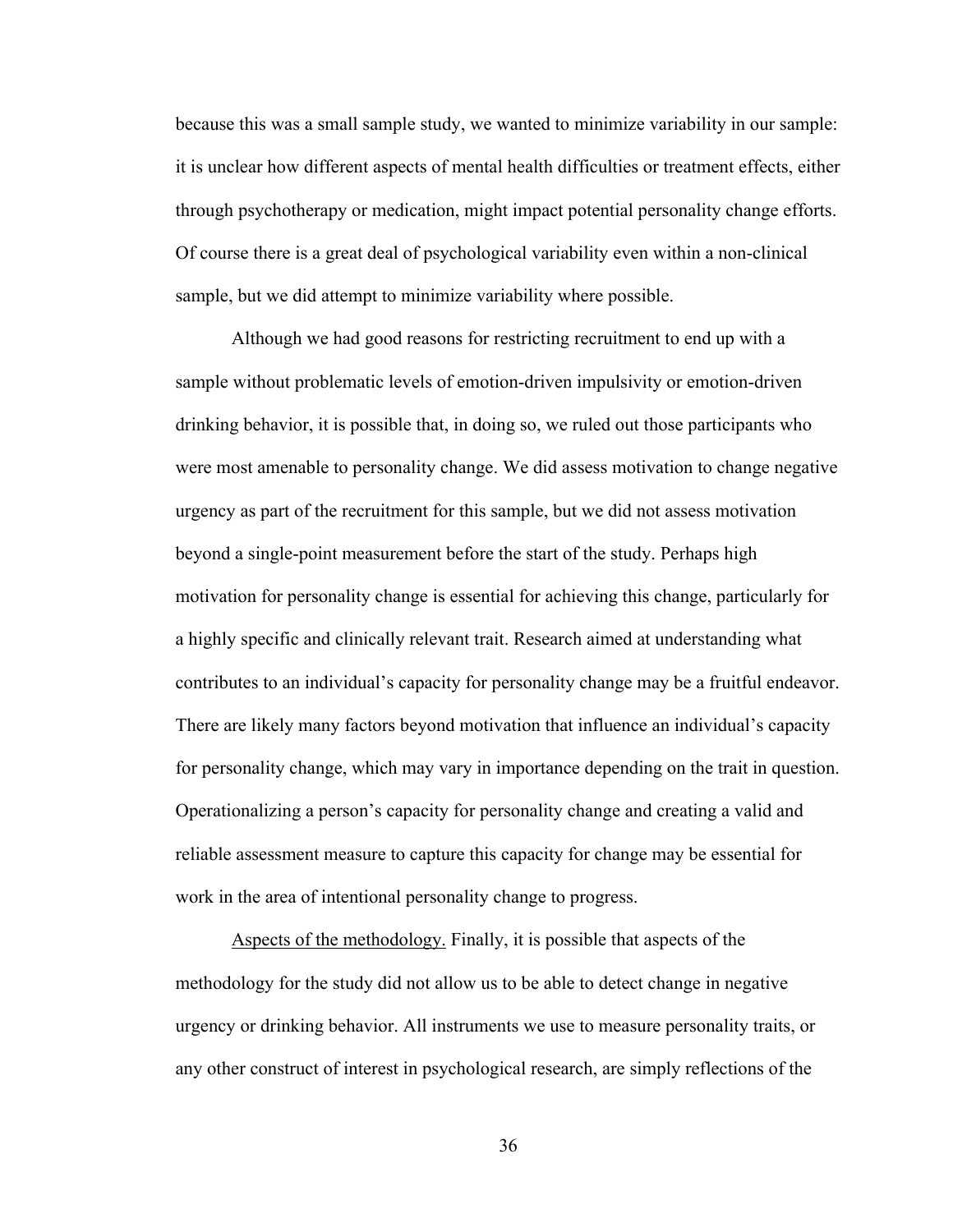because this was a small sample study, we wanted to minimize variability in our sample: it is unclear how different aspects of mental health difficulties or treatment effects, either through psychotherapy or medication, might impact potential personality change efforts. Of course there is a great deal of psychological variability even within a non-clinical sample, but we did attempt to minimize variability where possible.

Although we had good reasons for restricting recruitment to end up with a sample without problematic levels of emotion-driven impulsivity or emotion-driven drinking behavior, it is possible that, in doing so, we ruled out those participants who were most amenable to personality change. We did assess motivation to change negative urgency as part of the recruitment for this sample, but we did not assess motivation beyond a single-point measurement before the start of the study. Perhaps high motivation for personality change is essential for achieving this change, particularly for a highly specific and clinically relevant trait. Research aimed at understanding what contributes to an individual's capacity for personality change may be a fruitful endeavor. There are likely many factors beyond motivation that influence an individual's capacity for personality change, which may vary in importance depending on the trait in question. Operationalizing a person's capacity for personality change and creating a valid and reliable assessment measure to capture this capacity for change may be essential for work in the area of intentional personality change to progress.

<u>Aspects of the methodology.</u> Finally, it is possible that aspects of the methodology for the study did not allow us to be able to detect change in negative urgency or drinking behavior. All instruments we use to measure personality traits, or any other construct of interest in psychological research, are simply reflections of the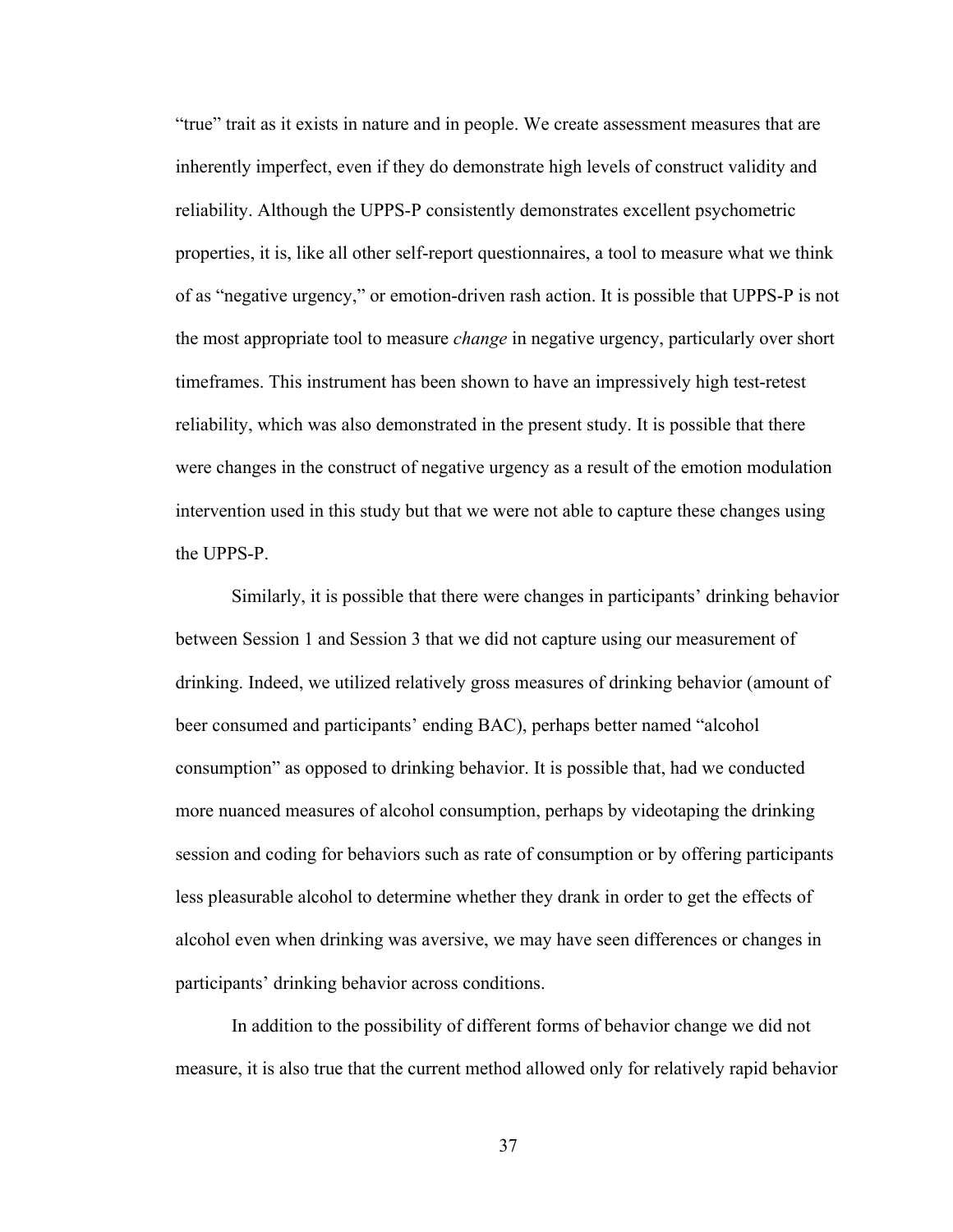"true" trait as it exists in nature and in people. We create assessment measures that are inherently imperfect, even if they do demonstrate high levels of construct validity and reliability. Although the UPPS-P consistently demonstrates excellent psychometric properties, it is, like all other self-report questionnaires, a tool to measure what we think of as "negative urgency," or emotion-driven rash action. It is possible that UPPS-P is not the most appropriate tool to measure *change* in negative urgency, particularly over short timeframes. This instrument has been shown to have an impressively high test-retest reliability, which was also demonstrated in the present study. It is possible that there were changes in the construct of negative urgency as a result of the emotion modulation intervention used in this study but that we were not able to capture these changes using the UPPS-P.

Similarly, it is possible that there were changes in participants' drinking behavior between Session 1 and Session 3 that we did not capture using our measurement of drinking. Indeed, we utilized relatively gross measures of drinking behavior (amount of beer consumed and participants' ending BAC), perhaps better named "alcohol consumption" as opposed to drinking behavior. It is possible that, had we conducted more nuanced measures of alcohol consumption, perhaps by videotaping the drinking session and coding for behaviors such as rate of consumption or by offering participants less pleasurable alcohol to determine whether they drank in order to get the effects of alcohol even when drinking was aversive, we may have seen differences or changes in participants' drinking behavior across conditions.

In addition to the possibility of different forms of behavior change we did not measure, it is also true that the current method allowed only for relatively rapid behavior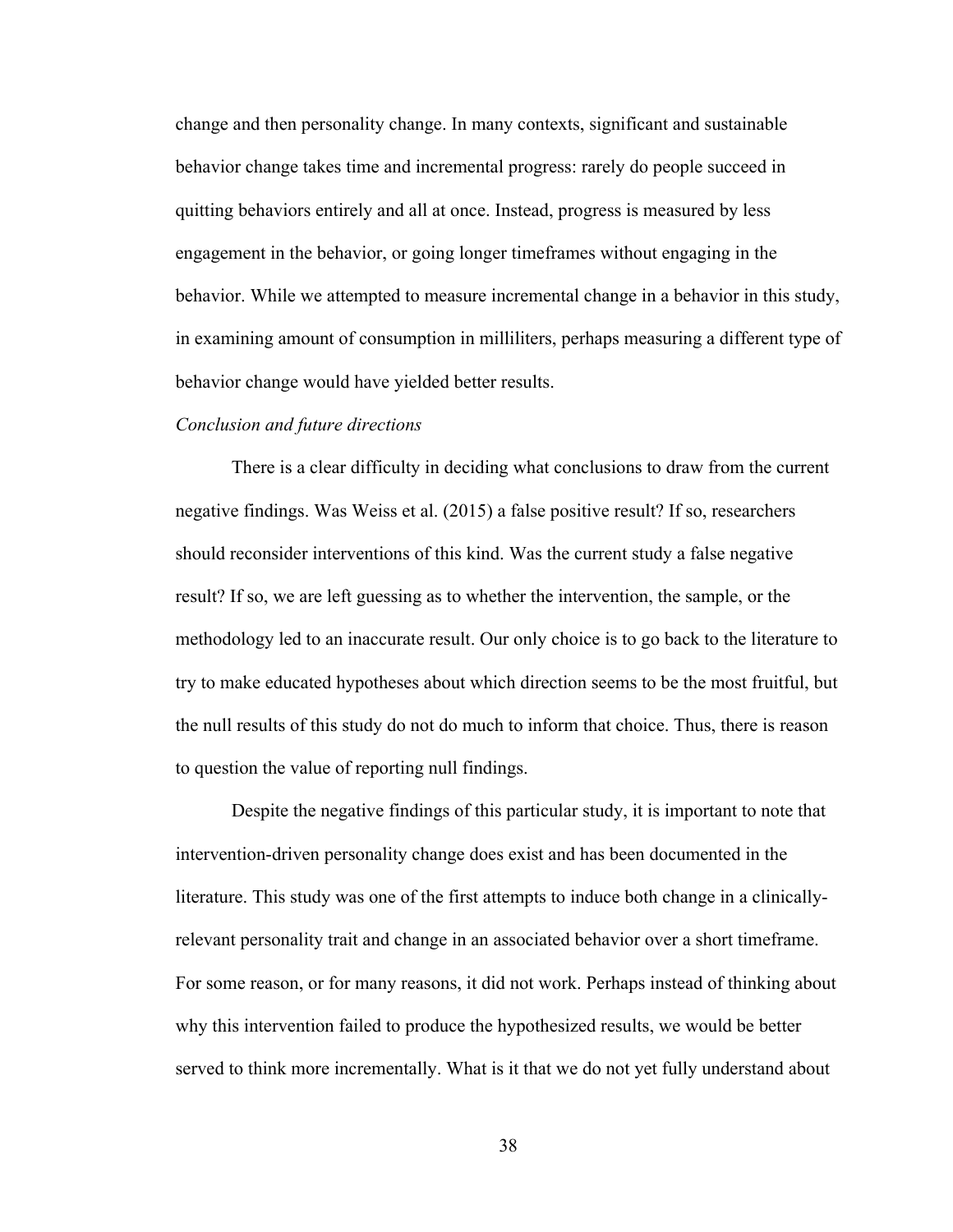change and then personality change. In many contexts, significant and sustainable behavior change takes time and incremental progress: rarely do people succeed in quitting behaviors entirely and all at once. Instead, progress is measured by less engagement in the behavior, or going longer timeframes without engaging in the behavior. While we attempted to measure incremental change in a behavior in this study, in examining amount of consumption in milliliters, perhaps measuring a different type of behavior change would have yielded better results.

*Conclusion and future directions*

There is a clear difficulty in deciding what conclusions to draw from the current negative findings. Was Weiss et al. (2015) a false positive result? If so, researchers should reconsider interventions of this kind. Was the current study a false negative result? If so, we are left guessing as to whether the intervention, the sample, or the methodology led to an inaccurate result. Our only choice is to go back to the literature to try to make educated hypotheses about which direction seems to be the most fruitful, but the null results of this study do not do much to inform that choice. Thus, there is reason to question the value of reporting null findings.

Despite the negative findings of this particular study, it is important to note that intervention-driven personality change does exist and has been documented in the literature. This study was one of the first attempts to induce both change in a clinically-relevant personality trait and change in an associated behavior over a short timeframe. For some reason, or for many reasons, it did not work. Perhaps instead of thinking about why this intervention failed to produce the hypothesized results, we would be better served to think more incrementally. What is it that we do not yet fully understand about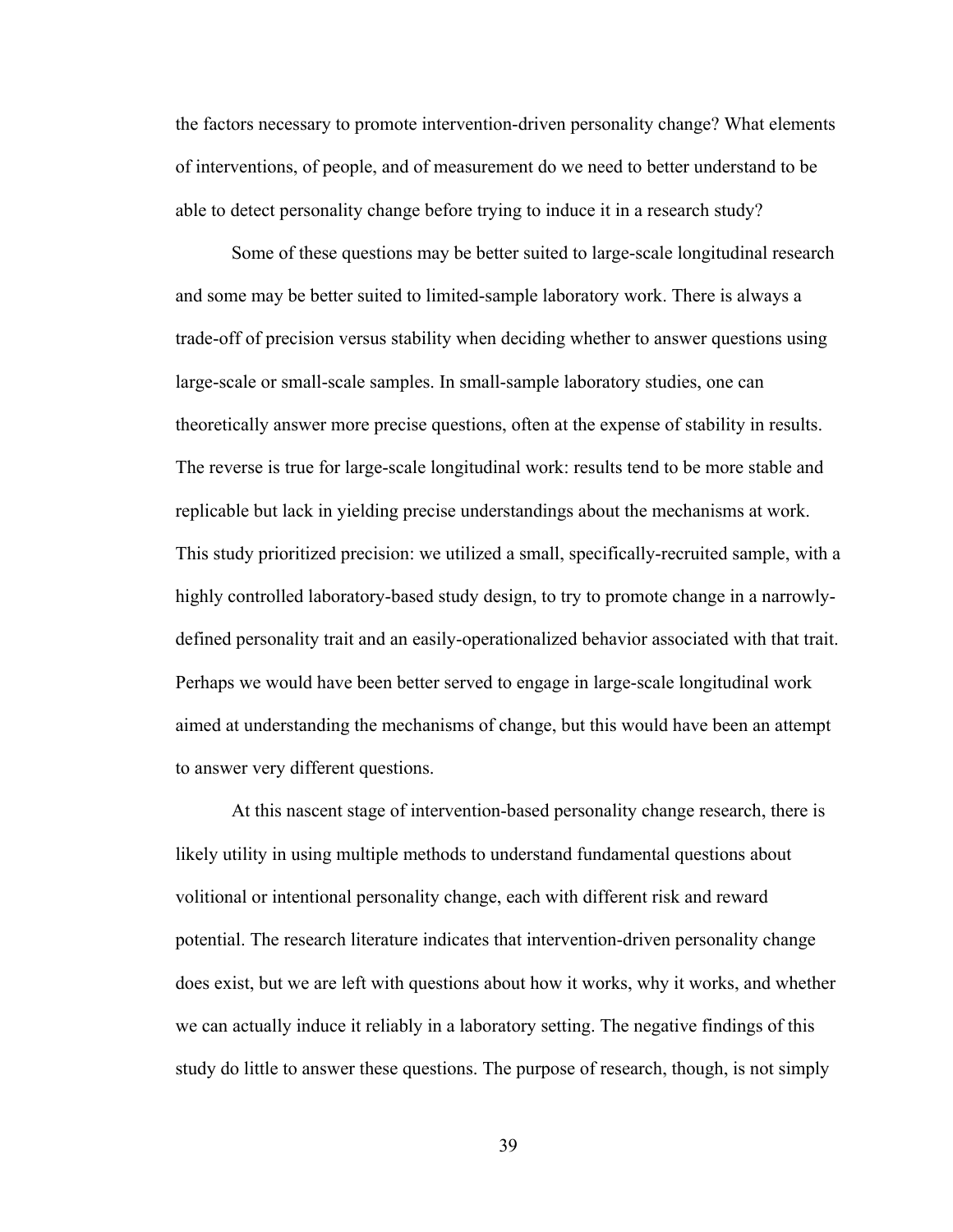the factors necessary to promote intervention-driven personality change? What elements of interventions, of people, and of measurement do we need to better understand to be able to detect personality change before trying to induce it in a research study?

Some of these questions may be better suited to large-scale longitudinal research and some may be better suited to limited-sample laboratory work. There is always a trade-off of precision versus stability when deciding whether to answer questions using large-scale or small-scale samples. In small-sample laboratory studies, one can theoretically answer more precise questions, often at the expense of stability in results. The reverse is true for large-scale longitudinal work: results tend to be more stable and replicable but lack in yielding precise understandings about the mechanisms at work. This study prioritized precision: we utilized a small, specifically-recruited sample, with a highly controlled laboratory-based study design, to try to promote change in a narrowly-defined personality trait and an easily-operationalized behavior associated with that trait. Perhaps we would have been better served to engage in large-scale longitudinal work aimed at understanding the mechanisms of change, but this would have been an attempt to answer very different questions.

At this nascent stage of intervention-based personality change research, there is likely utility in using multiple methods to understand fundamental questions about volitional or intentional personality change, each with different risk and reward potential. The research literature indicates that intervention-driven personality change does exist, but we are left with questions about how it works, why it works, and whether we can actually induce it reliably in a laboratory setting. The negative findings of this study do little to answer these questions. The purpose of research, though, is not simply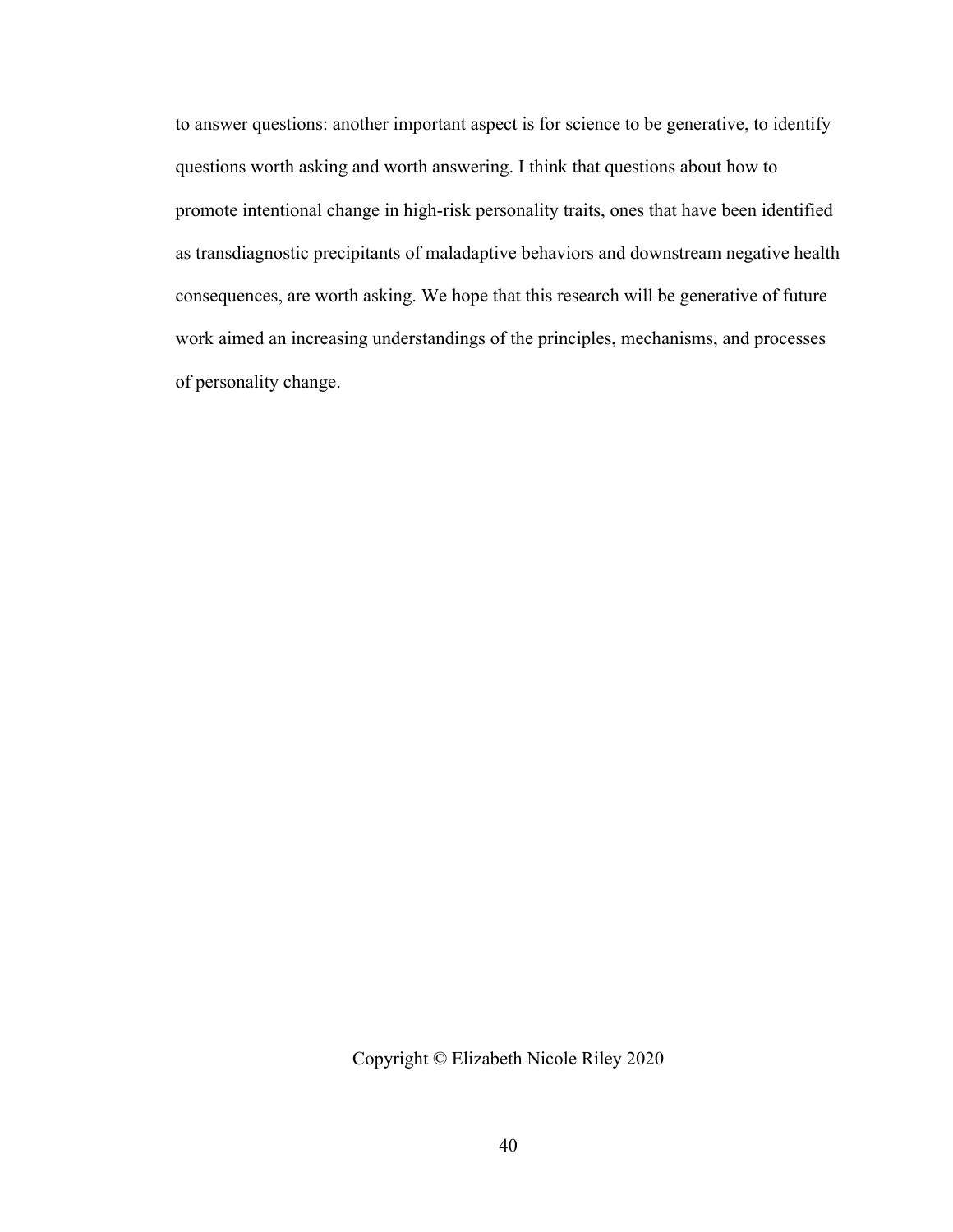to answer questions: another important aspect is for science to be generative, to identify questions worth asking and worth answering. I think that questions about how to promote intentional change in high-risk personality traits, ones that have been identified as transdiagnostic precipitants of maladaptive behaviors and downstream negative health consequences, are worth asking. We hope that this research will be generative of future work aimed an increasing understandings of the principles, mechanisms, and processes of personality change.

Copyright © Elizabeth Nicole Riley 2020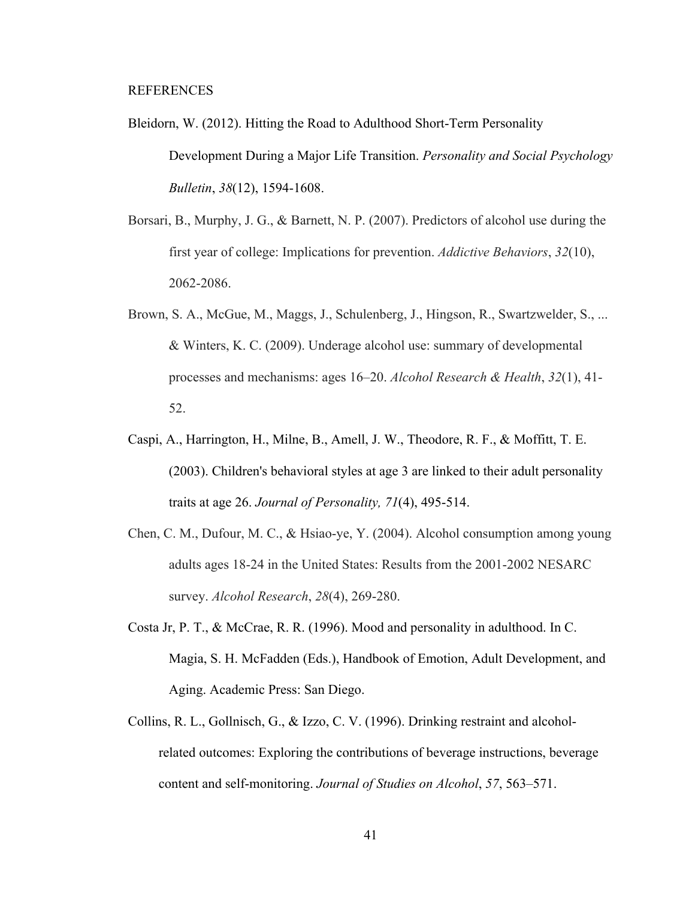# REFERENCES

Bleidorn, W. (2012). Hitting the Road to Adulthood Short-Term Personality Development During a Major Life Transition. *Personality and Social Psychology Bulletin*, *38*(12), 1594-1608.

Borsari, B., Murphy, J. G., & Barnett, N. P. (2007). Predictors of alcohol use during the first year of college: Implications for prevention. *Addictive Behaviors*, *32*(10), 2062-2086.

Brown, S. A., McGue, M., Maggs, J., Schulenberg, J., Hingson, R., Swartzwelder, S., ... & Winters, K. C. (2009). Underage alcohol use: summary of developmental processes and mechanisms: ages 16–20. *Alcohol Research & Health*, *32*(1), 41-52.

Caspi, A., Harrington, H., Milne, B., Amell, J. W., Theodore, R. F., & Moffitt, T. E. (2003). Children's behavioral styles at age 3 are linked to their adult personality traits at age 26. *Journal of Personality, 71*(4), 495-514.

Chen, C. M., Dufour, M. C., & Hsiao-ye, Y. (2004). Alcohol consumption among young adults ages 18-24 in the United States: Results from the 2001-2002 NESARC survey. *Alcohol Research*, *28*(4), 269-280.

Costa Jr, P. T., & McCrae, R. R. (1996). Mood and personality in adulthood. In C. Magia, S. H. McFadden (Eds.), Handbook of Emotion, Adult Development, and Aging. Academic Press: San Diego.

Collins, R. L., Gollnisch, G., & Izzo, C. V. (1996). Drinking restraint and alcohol-related outcomes: Exploring the contributions of beverage instructions, beverage content and self-monitoring. *Journal of Studies on Alcohol*, *57*, 563–571.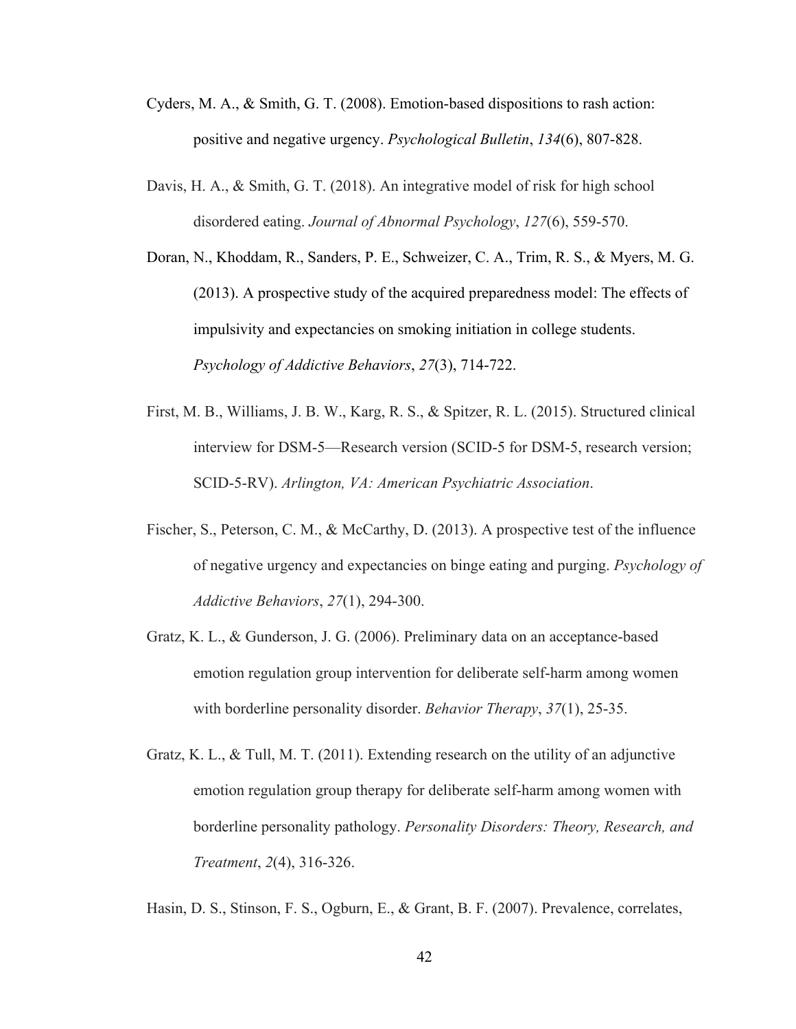Cyders, M. A., & Smith, G. T. (2008). Emotion-based dispositions to rash action: positive and negative urgency. *Psychological Bulletin*, *134*(6), 807-828.

Davis, H. A., & Smith, G. T. (2018). An integrative model of risk for high school disordered eating. *Journal of Abnormal Psychology*, *127*(6), 559-570.

Doran, N., Khoddam, R., Sanders, P. E., Schweizer, C. A., Trim, R. S., & Myers, M. G. (2013). A prospective study of the acquired preparedness model: The effects of impulsivity and expectancies on smoking initiation in college students. *Psychology of Addictive Behaviors*, *27*(3), 714-722.

First, M. B., Williams, J. B. W., Karg, R. S., & Spitzer, R. L. (2015). Structured clinical interview for DSM-5—Research version (SCID-5 for DSM-5, research version; SCID-5-RV). *Arlington, VA: American Psychiatric Association*.

Fischer, S., Peterson, C. M., & McCarthy, D. (2013). A prospective test of the influence of negative urgency and expectancies on binge eating and purging. *Psychology of Addictive Behaviors*, *27*(1), 294-300.

Gratz, K. L., & Gunderson, J. G. (2006). Preliminary data on an acceptance-based emotion regulation group intervention for deliberate self-harm among women with borderline personality disorder. *Behavior Therapy*, *37*(1), 25-35.

Gratz, K. L., & Tull, M. T. (2011). Extending research on the utility of an adjunctive emotion regulation group therapy for deliberate self-harm among women with borderline personality pathology. *Personality Disorders: Theory, Research, and Treatment*, *2*(4), 316-326.

Hasin, D. S., Stinson, F. S., Ogburn, E., & Grant, B. F. (2007). Prevalence, correlates,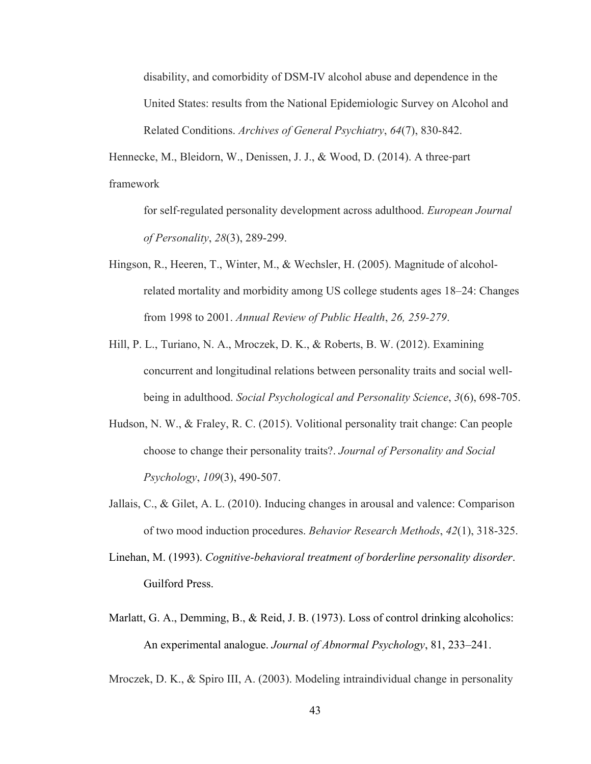disability, and comorbidity of DSM-IV alcohol abuse and dependence in the United States: results from the National Epidemiologic Survey on Alcohol and Related Conditions. *Archives of General Psychiatry*, *64*(7), 830-842.

Hennecke, M., Bleidorn, W., Denissen, J. J., & Wood, D. (2014). A three-part framework for self-regulated personality development across adulthood. *European Journal of Personality*, *28*(3), 289-299.

Hingson, R., Heeren, T., Winter, M., & Wechsler, H. (2005). Magnitude of alcohol-related mortality and morbidity among US college students ages 18–24: Changes from 1998 to 2001. *Annual Review of Public Health*, *26, 259-279*.

Hill, P. L., Turiano, N. A., Mroczek, D. K., & Roberts, B. W. (2012). Examining concurrent and longitudinal relations between personality traits and social well-being in adulthood. *Social Psychological and Personality Science*, *3*(6), 698-705.

Hudson, N. W., & Fraley, R. C. (2015). Volitional personality trait change: Can people choose to change their personality traits?. *Journal of Personality and Social Psychology*, *109*(3), 490-507.

Jallais, C., & Gilet, A. L. (2010). Inducing changes in arousal and valence: Comparison of two mood induction procedures. *Behavior Research Methods*, *42*(1), 318-325.

Linehan, M. (1993). *Cognitive-behavioral treatment of borderline personality disorder*. Guilford Press.

Marlatt, G. A., Demming, B., & Reid, J. B. (1973). Loss of control drinking alcoholics: An experimental analogue. *Journal of Abnormal Psychology*, 81, 233–241.

Mroczek, D. K., & Spiro III, A. (2003). Modeling intraindividual change in personality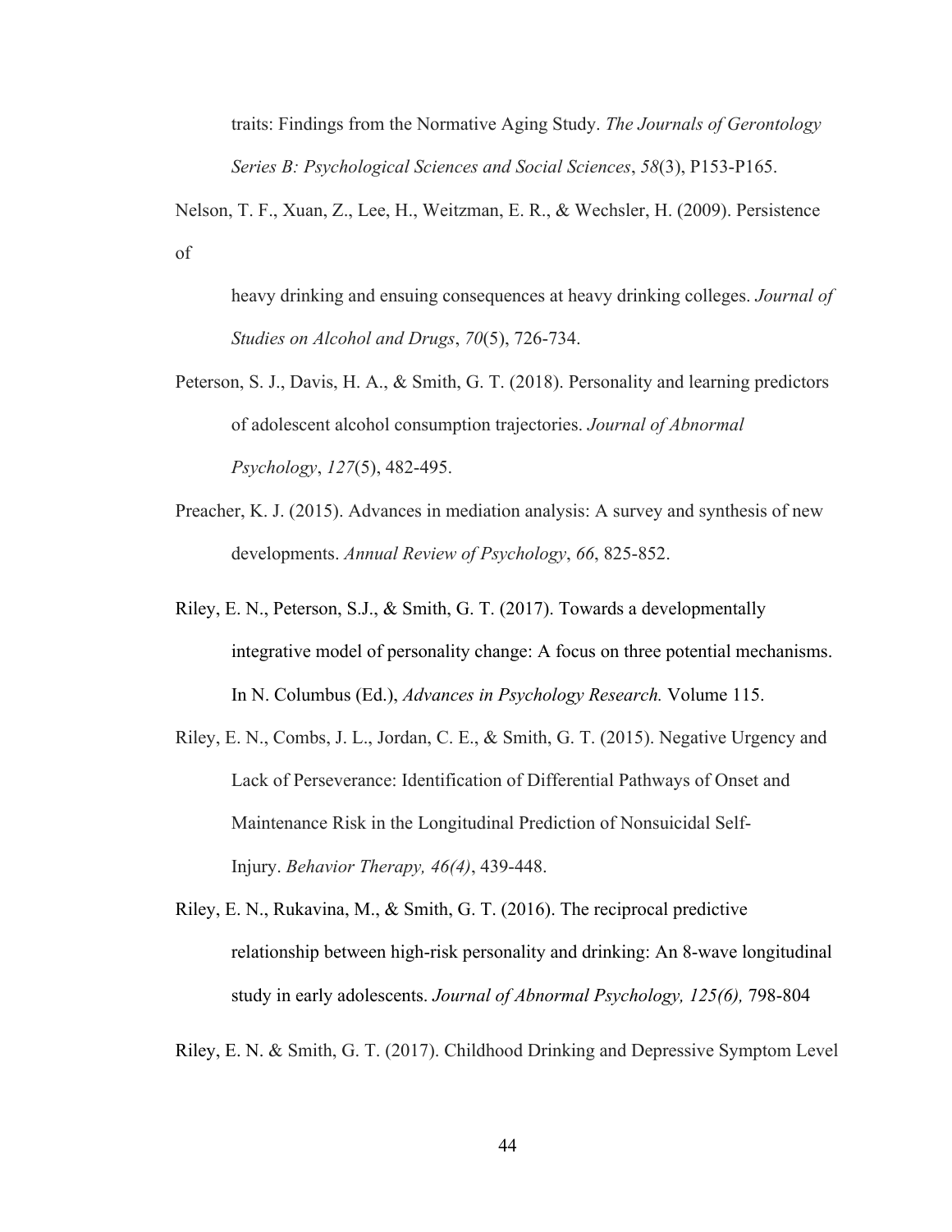traits: Findings from the Normative Aging Study. *The Journals of Gerontology Series B: Psychological Sciences and Social Sciences*, *58*(3), P153-P165.

Nelson, T. F., Xuan, Z., Lee, H., Weitzman, E. R., & Wechsler, H. (2009). Persistence of heavy drinking and ensuing consequences at heavy drinking colleges. *Journal of Studies on Alcohol and Drugs*, *70*(5), 726-734.

Peterson, S. J., Davis, H. A., & Smith, G. T. (2018). Personality and learning predictors of adolescent alcohol consumption trajectories. *Journal of Abnormal Psychology*, *127*(5), 482-495.

Preacher, K. J. (2015). Advances in mediation analysis: A survey and synthesis of new developments. *Annual Review of Psychology*, *66*, 825-852.

Riley, E. N., Peterson, S.J., & Smith, G. T. (2017). Towards a developmentally integrative model of personality change: A focus on three potential mechanisms. In N. Columbus (Ed.), *Advances in Psychology Research.* Volume 115.

Riley, E. N., Combs, J. L., Jordan, C. E., & Smith, G. T. (2015). Negative Urgency and Lack of Perseverance: Identification of Differential Pathways of Onset and Maintenance Risk in the Longitudinal Prediction of Nonsuicidal Self-Injury. *Behavior Therapy, 46(4)*, 439-448.

Riley, E. N., Rukavina, M., & Smith, G. T. (2016). The reciprocal predictive relationship between high-risk personality and drinking: An 8-wave longitudinal study in early adolescents. *Journal of Abnormal Psychology, 125(6),* 798-804

Riley, E. N. & Smith, G. T. (2017). Childhood Drinking and Depressive Symptom Level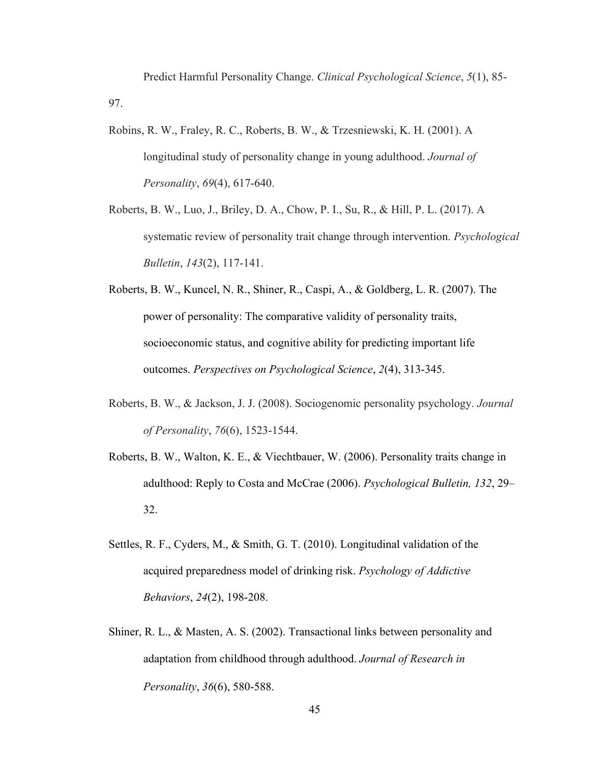Predict Harmful Personality Change. *Clinical Psychological Science*, *5*(1), 85-97.

Robins, R. W., Fraley, R. C., Roberts, B. W., & Trzesniewski, K. H. (2001). A longitudinal study of personality change in young adulthood. *Journal of Personality*, *69*(4), 617-640.

Roberts, B. W., Luo, J., Briley, D. A., Chow, P. I., Su, R., & Hill, P. L. (2017). A systematic review of personality trait change through intervention. *Psychological Bulletin*, *143*(2), 117-141.

Roberts, B. W., Kuncel, N. R., Shiner, R., Caspi, A., & Goldberg, L. R. (2007). The power of personality: The comparative validity of personality traits, socioeconomic status, and cognitive ability for predicting important life outcomes. *Perspectives on Psychological Science*, *2*(4), 313-345.

Roberts, B. W., & Jackson, J. J. (2008). Sociogenomic personality psychology. *Journal of Personality*, *76*(6), 1523-1544.

Roberts, B. W., Walton, K. E., & Viechtbauer, W. (2006). Personality traits change in adulthood: Reply to Costa and McCrae (2006). *Psychological Bulletin, 132*, 29–32.

Settles, R. F., Cyders, M., & Smith, G. T. (2010). Longitudinal validation of the acquired preparedness model of drinking risk. *Psychology of Addictive Behaviors*, *24*(2), 198-208.

Shiner, R. L., & Masten, A. S. (2002). Transactional links between personality and adaptation from childhood through adulthood. *Journal of Research in Personality*, *36*(6), 580-588.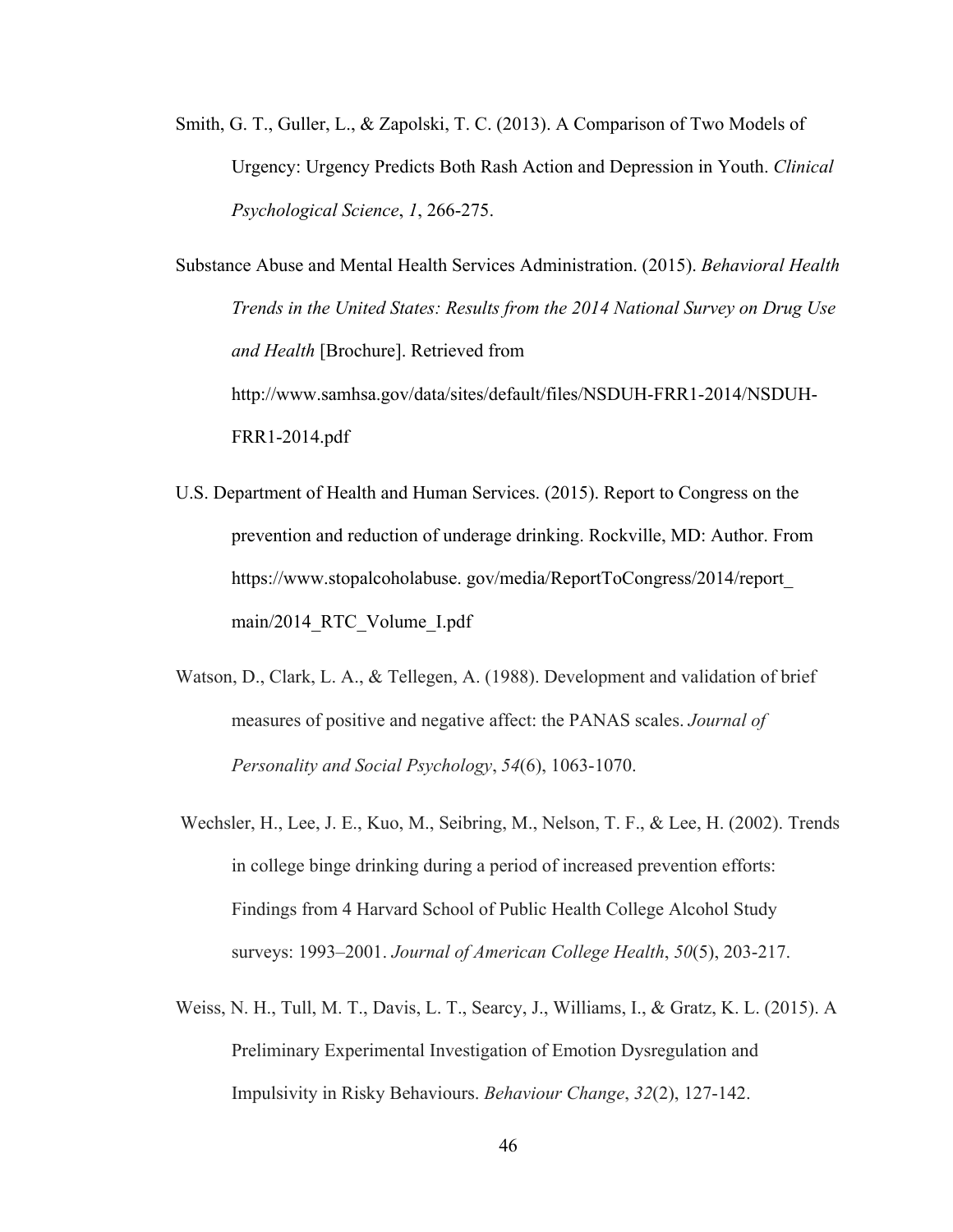Smith, G. T., Guller, L., & Zapolski, T. C. (2013). A Comparison of Two Models of Urgency: Urgency Predicts Both Rash Action and Depression in Youth. *Clinical Psychological Science*, *1*, 266-275.

Substance Abuse and Mental Health Services Administration. (2015). *Behavioral Health Trends in the United States: Results from the 2014 National Survey on Drug Use and Health* [Brochure]. Retrieved from http://www.samhsa.gov/data/sites/default/files/NSDUH-FRR1-2014/NSDUH-FRR1-2014.pdf

U.S. Department of Health and Human Services. (2015). Report to Congress on the prevention and reduction of underage drinking. Rockville, MD: Author. From https://www.stopalcoholabuse. gov/media/ReportToCongress/2014/report_main/2014_RTC_Volume_I.pdf

Watson, D., Clark, L. A., & Tellegen, A. (1988). Development and validation of brief measures of positive and negative affect: the PANAS scales. *Journal of Personality and Social Psychology*, *54*(6), 1063-1070.

Wechsler, H., Lee, J. E., Kuo, M., Seibring, M., Nelson, T. F., & Lee, H. (2002). Trends in college binge drinking during a period of increased prevention efforts: Findings from 4 Harvard School of Public Health College Alcohol Study surveys: 1993–2001. *Journal of American College Health*, *50*(5), 203-217.

Weiss, N. H., Tull, M. T., Davis, L. T., Searcy, J., Williams, I., & Gratz, K. L. (2015). A Preliminary Experimental Investigation of Emotion Dysregulation and Impulsivity in Risky Behaviours. *Behaviour Change*, *32*(2), 127-142.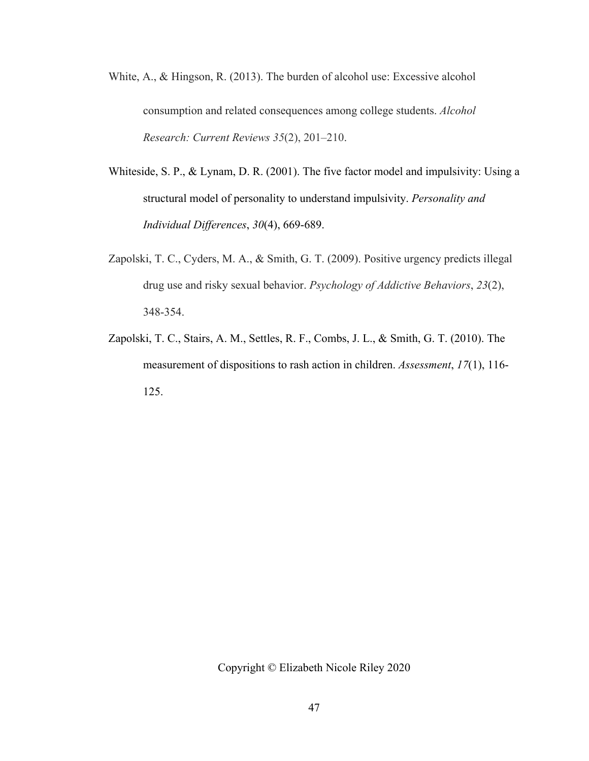White, A., & Hingson, R. (2013). The burden of alcohol use: Excessive alcohol consumption and related consequences among college students. *Alcohol Research: Current Reviews 35*(2), 201–210.

Whiteside, S. P., & Lynam, D. R. (2001). The five factor model and impulsivity: Using a structural model of personality to understand impulsivity. *Personality and Individual Differences*, *30*(4), 669-689.

Zapolski, T. C., Cyders, M. A., & Smith, G. T. (2009). Positive urgency predicts illegal drug use and risky sexual behavior. *Psychology of Addictive Behaviors*, *23*(2), 348-354.

Zapolski, T. C., Stairs, A. M., Settles, R. F., Combs, J. L., & Smith, G. T. (2010). The measurement of dispositions to rash action in children. *Assessment*, *17*(1), 116-125.

Copyright © Elizabeth Nicole Riley 2020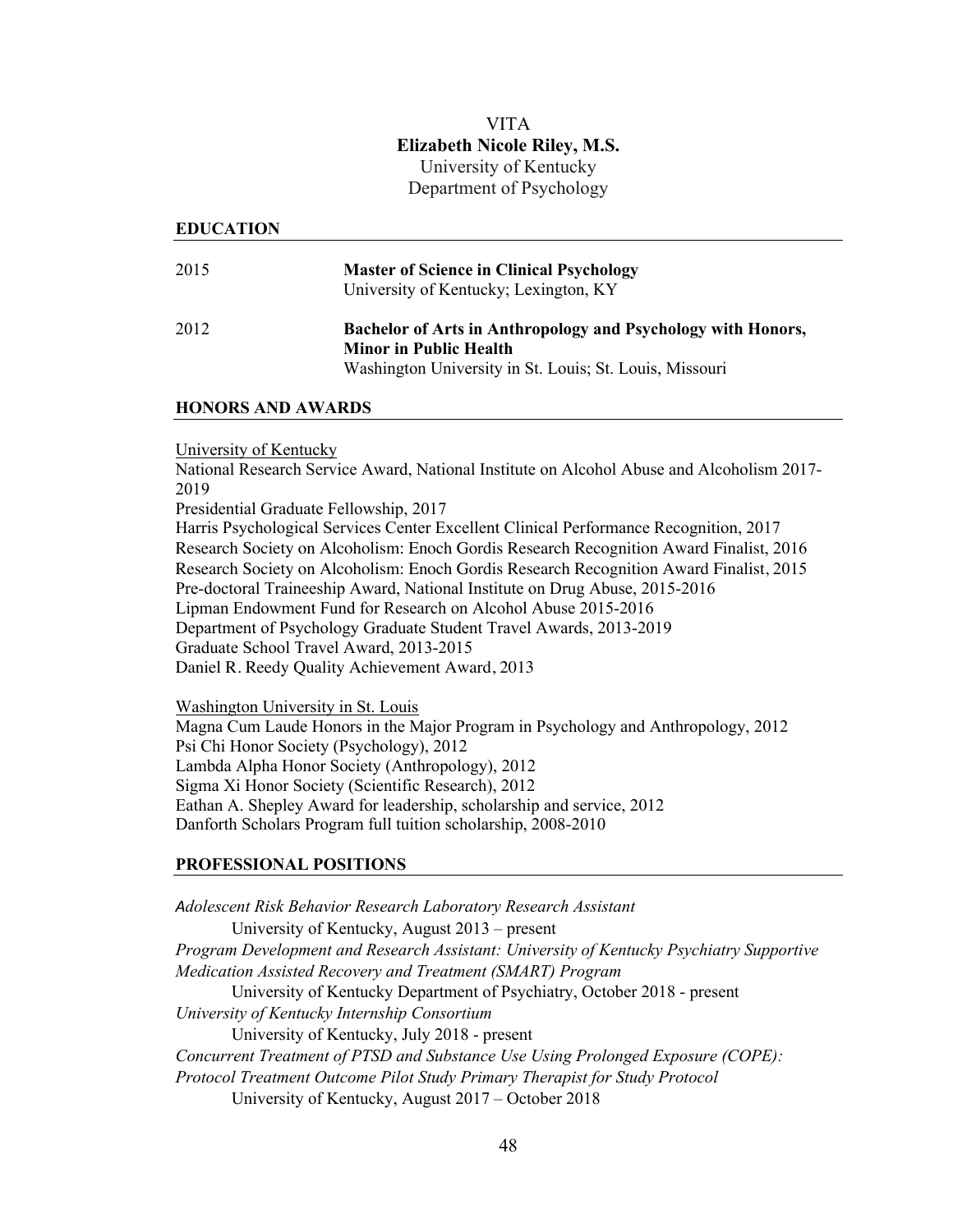# VITA

**Elizabeth Nicole Riley, M.S.**

University of Kentucky

Department of Psychology

## EDUCATION

2015 **Master of Science in Clinical Psychology**
University of Kentucky; Lexington, KY

2012 **Bachelor of Arts in Anthropology and Psychology with Honors, Minor in Public Health**
Washington University in St. Louis; St. Louis, Missouri

## HONORS AND AWARDS

University of Kentucky

National Research Service Award, National Institute on Alcohol Abuse and Alcoholism 2017-2019
Presidential Graduate Fellowship, 2017
Harris Psychological Services Center Excellent Clinical Performance Recognition, 2017
Research Society on Alcoholism: Enoch Gordis Research Recognition Award Finalist, 2016
Research Society on Alcoholism: Enoch Gordis Research Recognition Award Finalist, 2015
Pre-doctoral Traineeship Award, National Institute on Drug Abuse, 2015-2016
Lipman Endowment Fund for Research on Alcohol Abuse 2015-2016
Department of Psychology Graduate Student Travel Awards, 2013-2019
Graduate School Travel Award, 2013-2015
Daniel R. Reedy Quality Achievement Award, 2013

Washington University in St. Louis

Magna Cum Laude Honors in the Major Program in Psychology and Anthropology, 2012
Psi Chi Honor Society (Psychology), 2012
Lambda Alpha Honor Society (Anthropology), 2012
Sigma Xi Honor Society (Scientific Research), 2012
Eathan A. Shepley Award for leadership, scholarship and service, 2012
Danforth Scholars Program full tuition scholarship, 2008-2010

## PROFESSIONAL POSITIONS

*Adolescent Risk Behavior Research Laboratory Research Assistant*
University of Kentucky, August 2013 – present

*Program Development and Research Assistant: University of Kentucky Psychiatry Supportive Medication Assisted Recovery and Treatment (SMART) Program*
University of Kentucky Department of Psychiatry, October 2018 - present

*University of Kentucky Internship Consortium*
University of Kentucky, July 2018 - present

*Concurrent Treatment of PTSD and Substance Use Using Prolonged Exposure (COPE): Protocol Treatment Outcome Pilot Study Primary Therapist for Study Protocol*
University of Kentucky, August 2017 – October 2018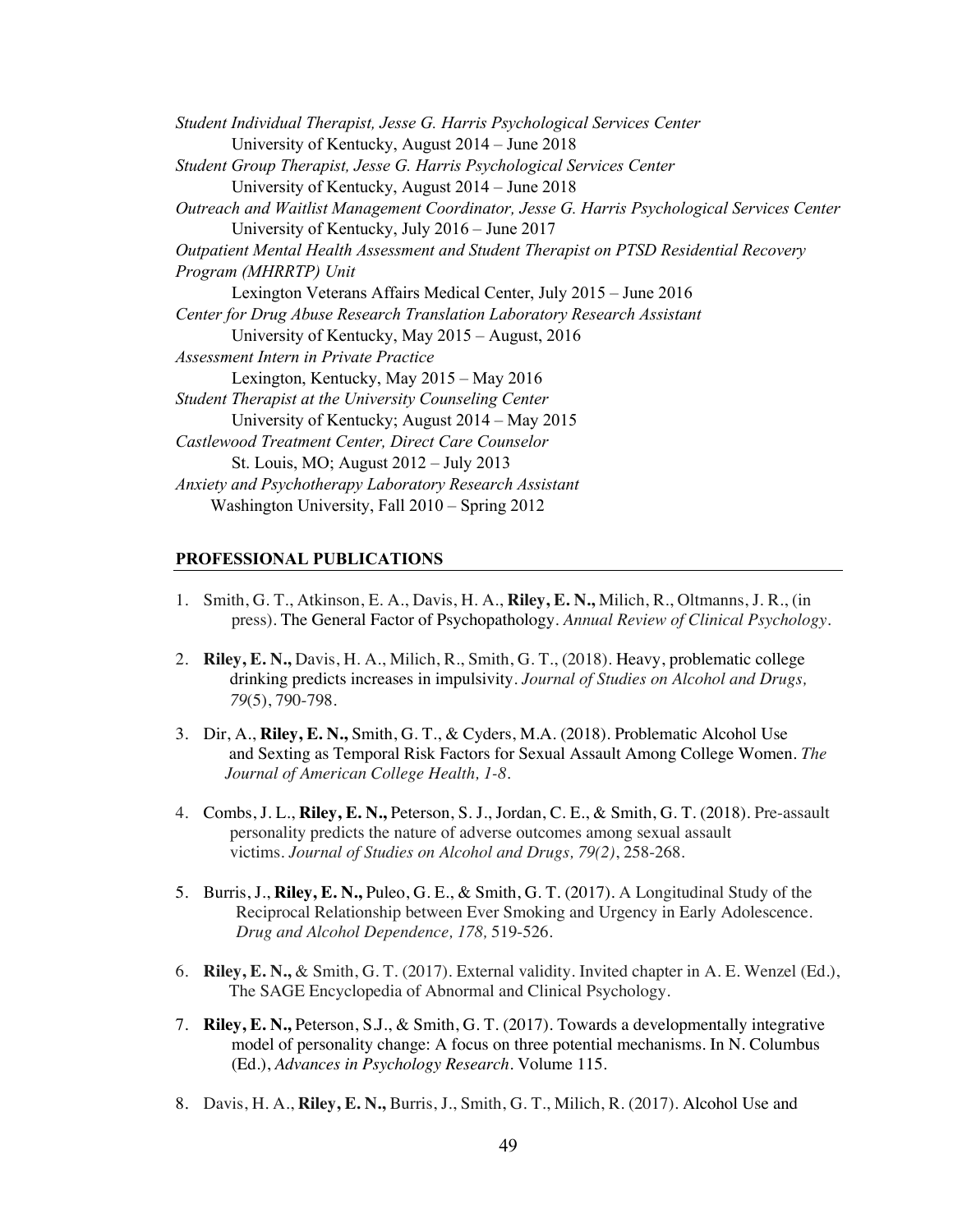*Student Individual Therapist, Jesse G. Harris Psychological Services Center*
University of Kentucky, August 2014 – June 2018

*Student Group Therapist, Jesse G. Harris Psychological Services Center*
University of Kentucky, August 2014 – June 2018

*Outreach and Waitlist Management Coordinator, Jesse G. Harris Psychological Services Center*
University of Kentucky, July 2016 – June 2017

*Outpatient Mental Health Assessment and Student Therapist on PTSD Residential Recovery Program (MHRRTP) Unit*
Lexington Veterans Affairs Medical Center, July 2015 – June 2016

*Center for Drug Abuse Research Translation Laboratory Research Assistant*
University of Kentucky, May 2015 – August, 2016

*Assessment Intern in Private Practice*
Lexington, Kentucky, May 2015 – May 2016

*Student Therapist at the University Counseling Center*
University of Kentucky; August 2014 – May 2015

*Castlewood Treatment Center, Direct Care Counselor*
St. Louis, MO; August 2012 – July 2013

*Anxiety and Psychotherapy Laboratory Research Assistant*
Washington University, Fall 2010 – Spring 2012

**PROFESSIONAL PUBLICATIONS**

1. Smith, G. T., Atkinson, E. A., Davis, H. A., **Riley, E. N.,** Milich, R., Oltmanns, J. R., (in press). The General Factor of Psychopathology. *Annual Review of Clinical Psychology*.

2. **Riley, E. N.,** Davis, H. A., Milich, R., Smith, G. T., (2018). Heavy, problematic college drinking predicts increases in impulsivity. *Journal of Studies on Alcohol and Drugs, 79*(5), 790-798.

3. Dir, A., **Riley, E. N.,** Smith, G. T., & Cyders, M.A. (2018). Problematic Alcohol Use and Sexting as Temporal Risk Factors for Sexual Assault Among College Women. *The Journal of American College Health, 1-8*.

4. Combs, J. L., **Riley, E. N.,** Peterson, S. J., Jordan, C. E., & Smith, G. T. (2018). Pre-assault personality predicts the nature of adverse outcomes among sexual assault victims. *Journal of Studies on Alcohol and Drugs, 79(2)*, 258-268.

5. Burris, J., **Riley, E. N.,** Puleo, G. E., & Smith, G. T. (2017). A Longitudinal Study of the Reciprocal Relationship between Ever Smoking and Urgency in Early Adolescence. *Drug and Alcohol Dependence, 178,* 519-526.

6. **Riley, E. N.,** & Smith, G. T. (2017). External validity. Invited chapter in A. E. Wenzel (Ed.), The SAGE Encyclopedia of Abnormal and Clinical Psychology.

7. **Riley, E. N.,** Peterson, S.J., & Smith, G. T. (2017). Towards a developmentally integrative model of personality change: A focus on three potential mechanisms. In N. Columbus (Ed.), *Advances in Psychology Research*. Volume 115.

8. Davis, H. A., **Riley, E. N.,** Burris, J., Smith, G. T., Milich, R. (2017). Alcohol Use and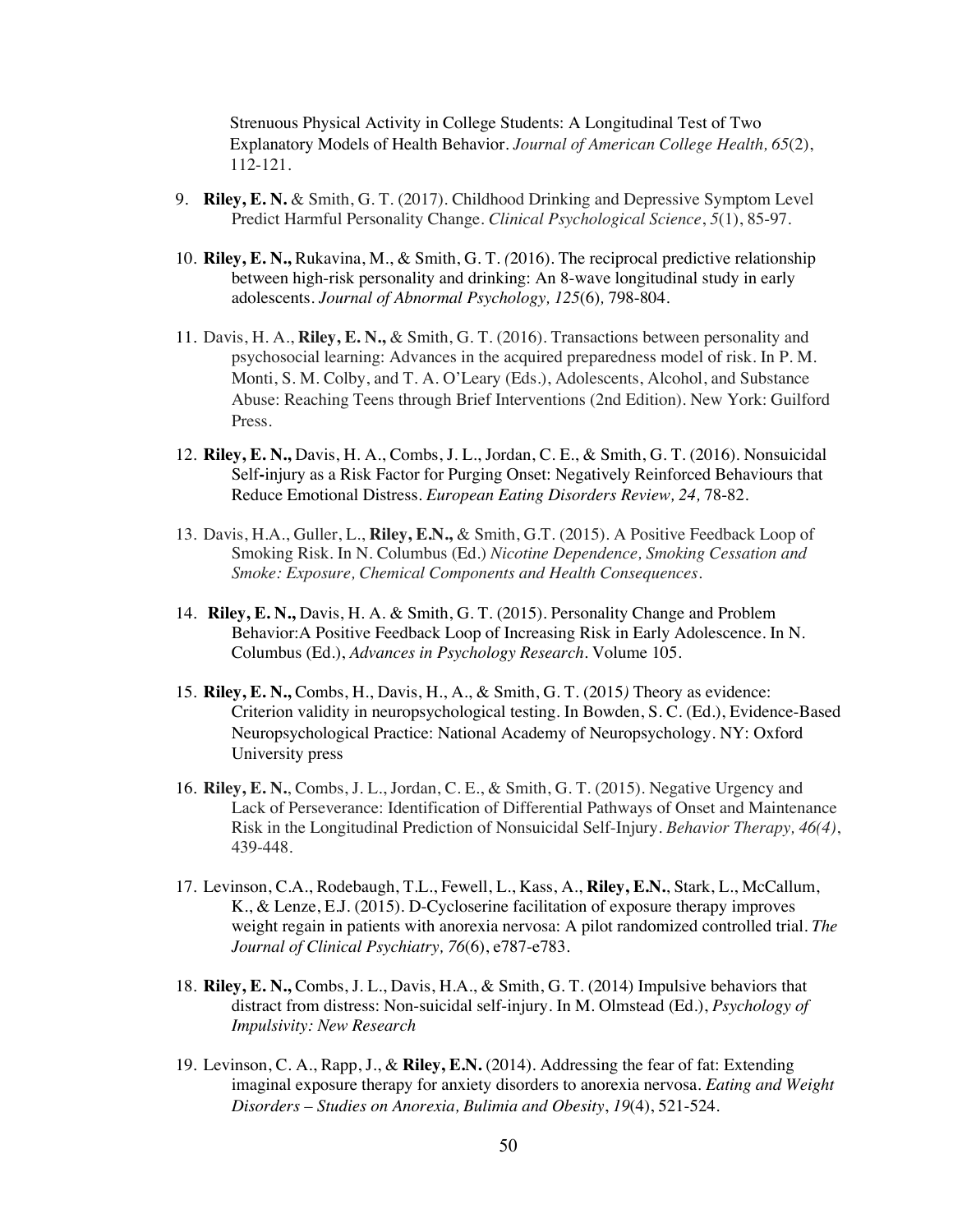Strenuous Physical Activity in College Students: A Longitudinal Test of Two Explanatory Models of Health Behavior. *Journal of American College Health, 65*(2), 112-121.

9. **Riley, E. N.** & Smith, G. T. (2017). Childhood Drinking and Depressive Symptom Level Predict Harmful Personality Change. *Clinical Psychological Science*, *5*(1), 85-97.

10. **Riley, E. N.,** Rukavina, M., & Smith, G. T. *(*2016). The reciprocal predictive relationship between high-risk personality and drinking: An 8-wave longitudinal study in early adolescents. *Journal of Abnormal Psychology, 125*(6)*,* 798-804.

11. Davis, H. A., **Riley, E. N.,** & Smith, G. T. (2016). Transactions between personality and psychosocial learning: Advances in the acquired preparedness model of risk. In P. M. Monti, S. M. Colby, and T. A. O'Leary (Eds.), Adolescents, Alcohol, and Substance Abuse: Reaching Teens through Brief Interventions (2nd Edition). New York: Guilford Press.

12. **Riley, E. N.,** Davis, H. A., Combs, J. L., Jordan, C. E., & Smith, G. T. (2016). Nonsuicidal Self-injury as a Risk Factor for Purging Onset: Negatively Reinforced Behaviours that Reduce Emotional Distress. *European Eating Disorders Review, 24,* 78-82.

13. Davis, H.A., Guller, L., **Riley, E.N.,** & Smith, G.T. (2015). A Positive Feedback Loop of Smoking Risk. In N. Columbus (Ed.) *Nicotine Dependence, Smoking Cessation and Smoke: Exposure, Chemical Components and Health Consequences*.

14. **Riley, E. N.,** Davis, H. A. & Smith, G. T. (2015). Personality Change and Problem Behavior:A Positive Feedback Loop of Increasing Risk in Early Adolescence. In N. Columbus (Ed.), *Advances in Psychology Research*. Volume 105.

15. **Riley, E. N.,** Combs, H., Davis, H., A., & Smith, G. T. (2015*)* Theory as evidence: Criterion validity in neuropsychological testing. In Bowden, S. C. (Ed.), Evidence-Based Neuropsychological Practice: National Academy of Neuropsychology. NY: Oxford University press

16. **Riley, E. N.**, Combs, J. L., Jordan, C. E., & Smith, G. T. (2015). Negative Urgency and Lack of Perseverance: Identification of Differential Pathways of Onset and Maintenance Risk in the Longitudinal Prediction of Nonsuicidal Self-Injury. *Behavior Therapy, 46(4)*, 439-448.

17. Levinson, C.A., Rodebaugh, T.L., Fewell, L., Kass, A., **Riley, E.N.**, Stark, L., McCallum, K., & Lenze, E.J. (2015). D-Cycloserine facilitation of exposure therapy improves weight regain in patients with anorexia nervosa: A pilot randomized controlled trial. *The Journal of Clinical Psychiatry, 76*(6), e787-e783.

18. **Riley, E. N.,** Combs, J. L., Davis, H.A., & Smith, G. T. (2014) Impulsive behaviors that distract from distress: Non-suicidal self-injury. In M. Olmstead (Ed.), *Psychology of Impulsivity: New Research*

19. Levinson, C. A., Rapp, J., & **Riley, E.N.** (2014). Addressing the fear of fat: Extending imaginal exposure therapy for anxiety disorders to anorexia nervosa. *Eating and Weight Disorders – Studies on Anorexia, Bulimia and Obesity*, *19*(4), 521-524.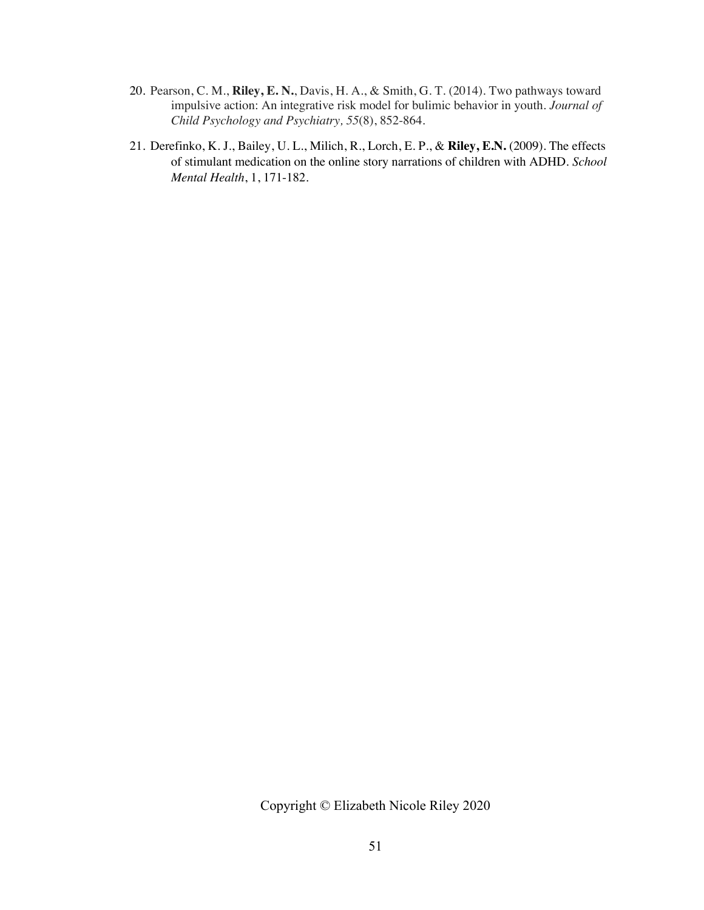20. Pearson, C. M., **Riley, E. N.**, Davis, H. A., & Smith, G. T. (2014). Two pathways toward impulsive action: An integrative risk model for bulimic behavior in youth. *Journal of Child Psychology and Psychiatry, 55*(8), 852-864.

21. Derefinko, K. J., Bailey, U. L., Milich, R., Lorch, E. P., & **Riley, E.N.** (2009). The effects of stimulant medication on the online story narrations of children with ADHD. *School Mental Health*, 1, 171-182.

Copyright © Elizabeth Nicole Riley 2020